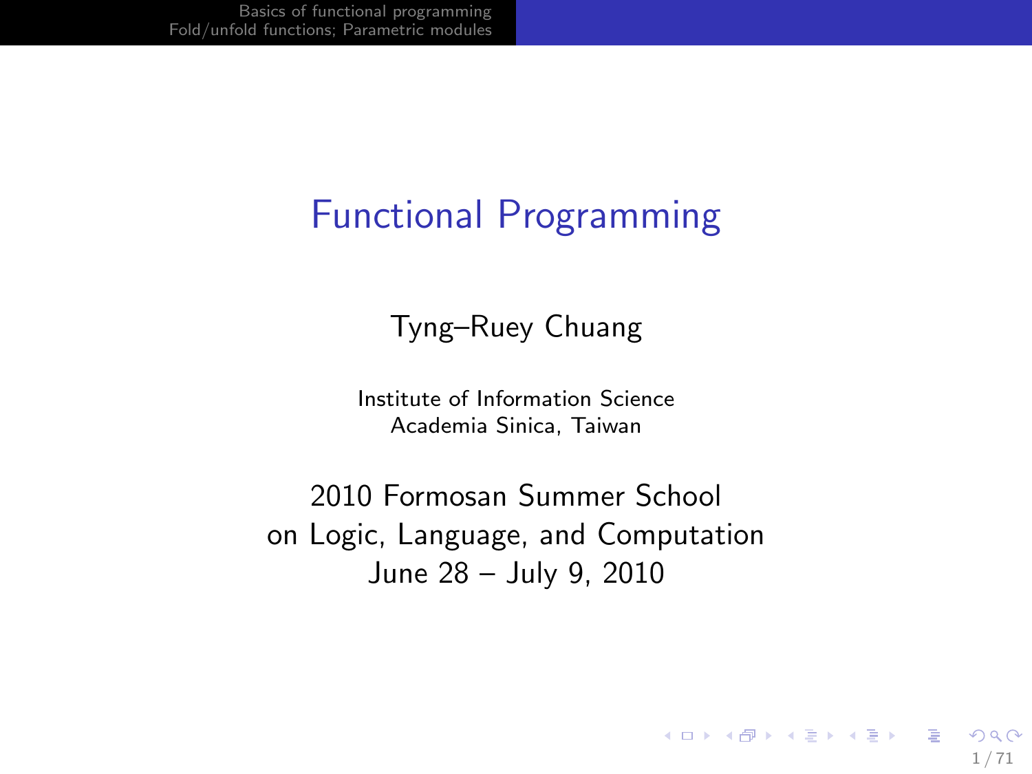# Functional Programming

Tyng–Ruey Chuang

Institute of Information Science
Academia Sinica, Taiwan

2010 Formosan Summer School
on Logic, Language, and Computation
June 28 – July 9, 2010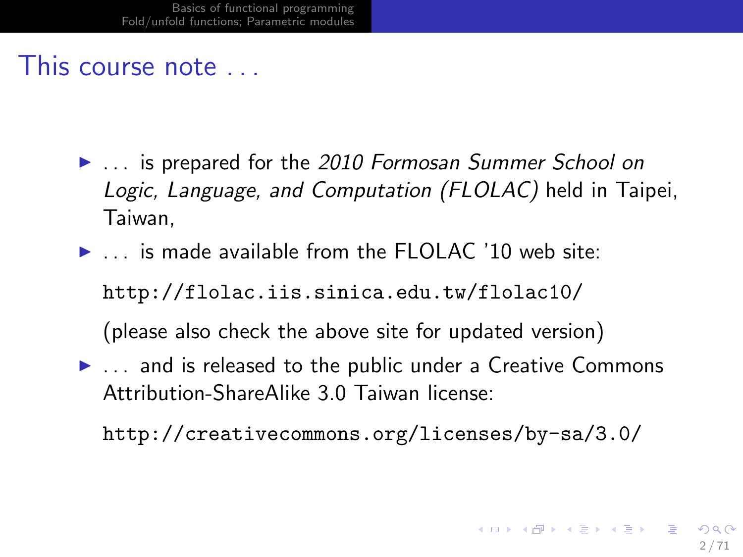# This course note . . .

- . . . is prepared for the *2010 Formosan Summer School on Logic, Language, and Computation (FLOLAC)* held in Taipei, Taiwan,
- . . . is made available from the FLOLAC '10 web site:

  `http://flolac.iis.sinica.edu.tw/flolac10/`

  (please also check the above site for updated version)
- . . . and is released to the public under a Creative Commons Attribution-ShareAlike 3.0 Taiwan license:

  `http://creativecommons.org/licenses/by-sa/3.0/`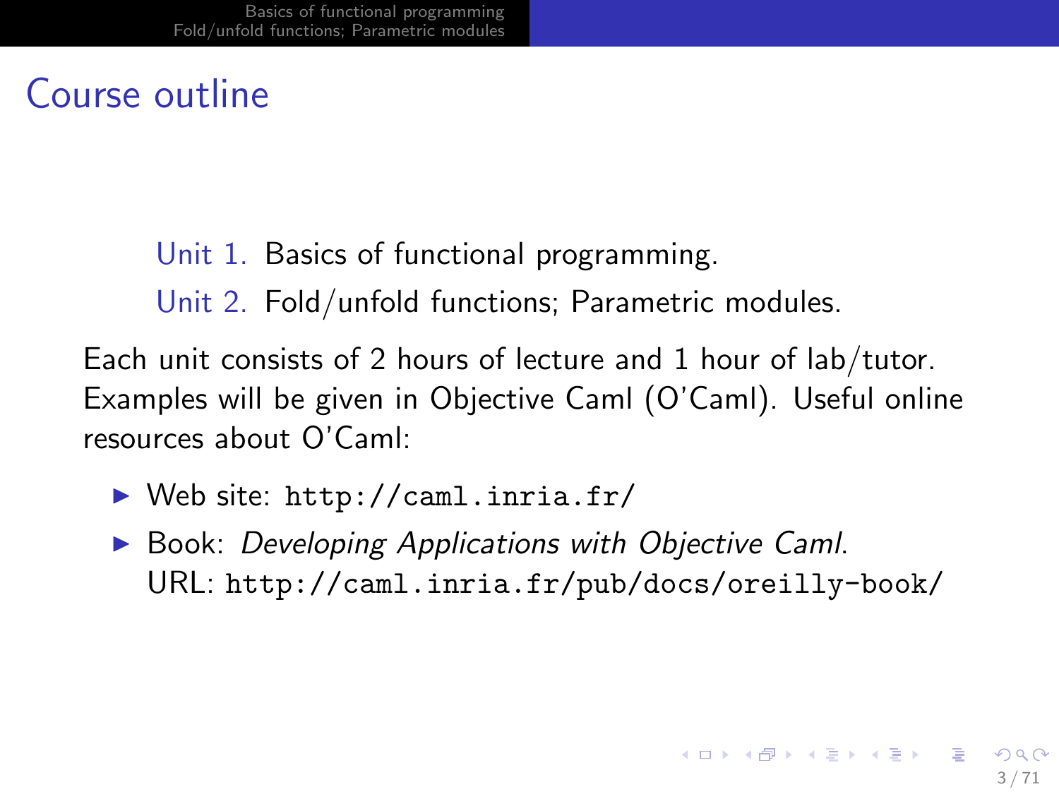# Course outline

Unit 1. Basics of functional programming.

Unit 2. Fold/unfold functions; Parametric modules.

Each unit consists of 2 hours of lecture and 1 hour of lab/tutor. Examples will be given in Objective Caml (O'Caml). Useful online resources about O'Caml:

- Web site: `http://caml.inria.fr/`
- Book: *Developing Applications with Objective Caml.*
  URL: `http://caml.inria.fr/pub/docs/oreilly-book/`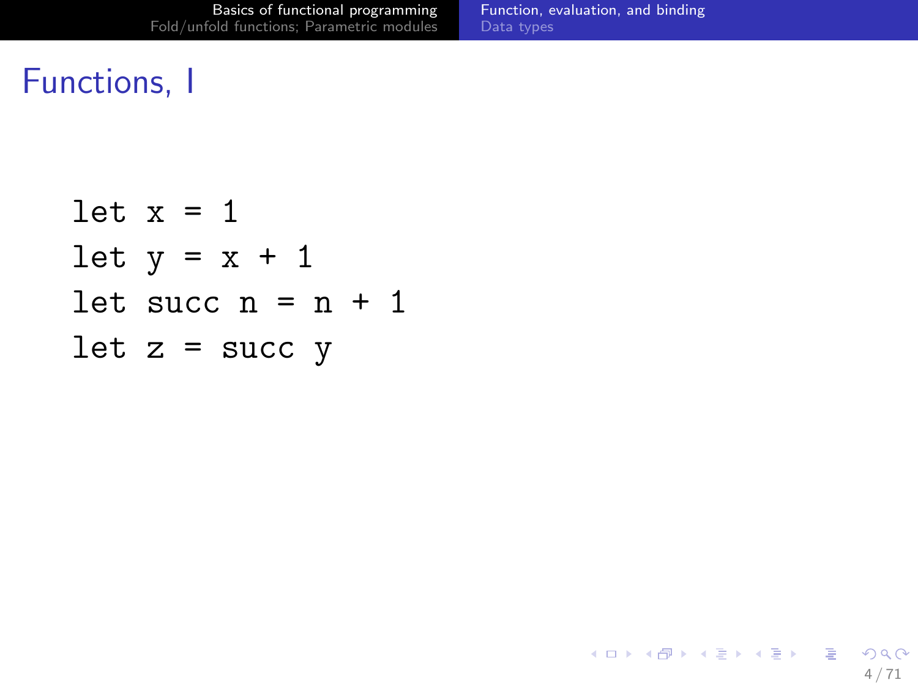# Functions, I

```
let x = 1
let y = x + 1
let succ n = n + 1
let z = succ y
```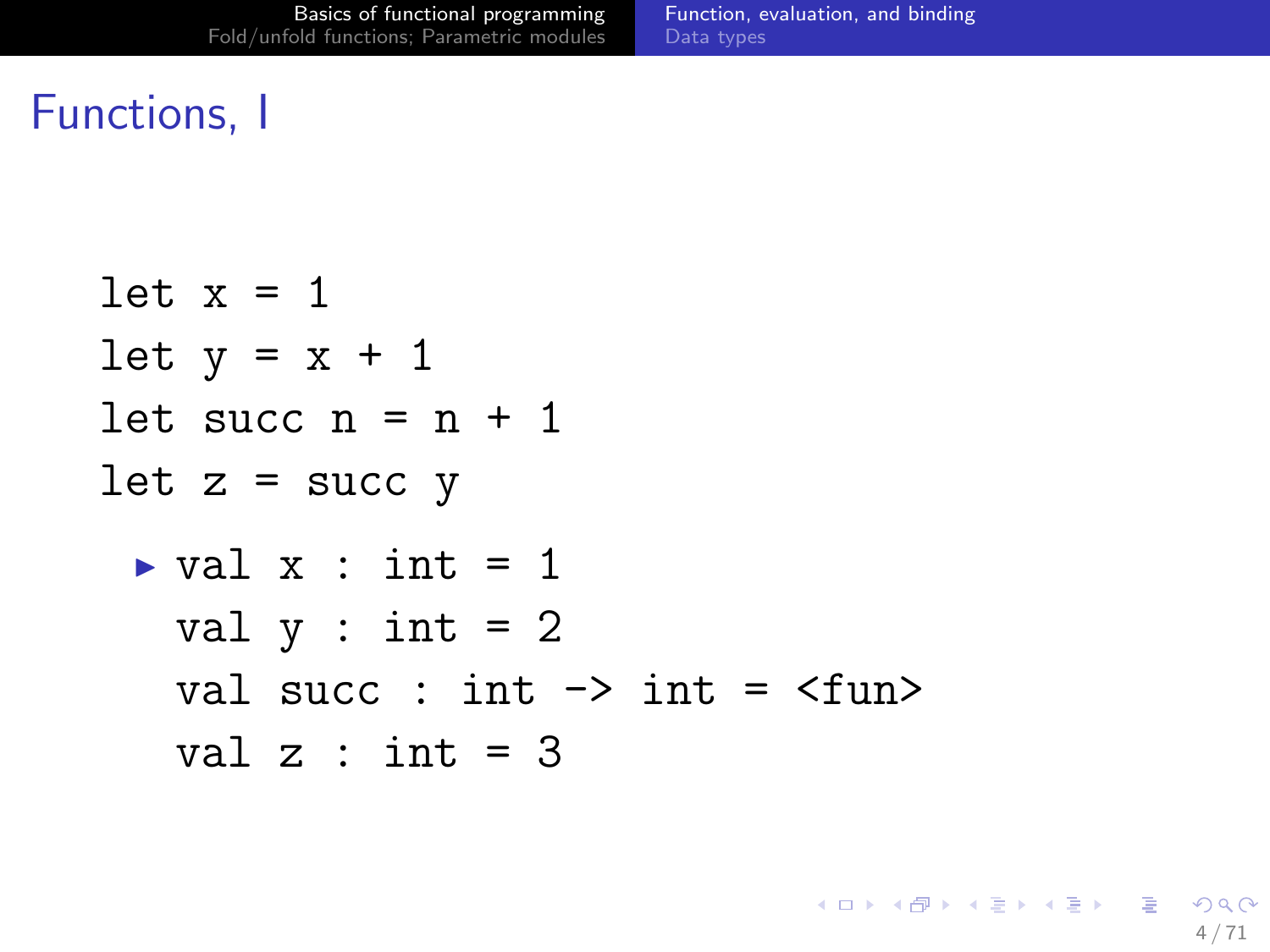## Functions, I

```
let x = 1
let y = x + 1
let succ n = n + 1
let z = succ y
```

- ```
  val x : int = 1
  val y : int = 2
  val succ : int -> int = <fun>
  val z : int = 3
  ```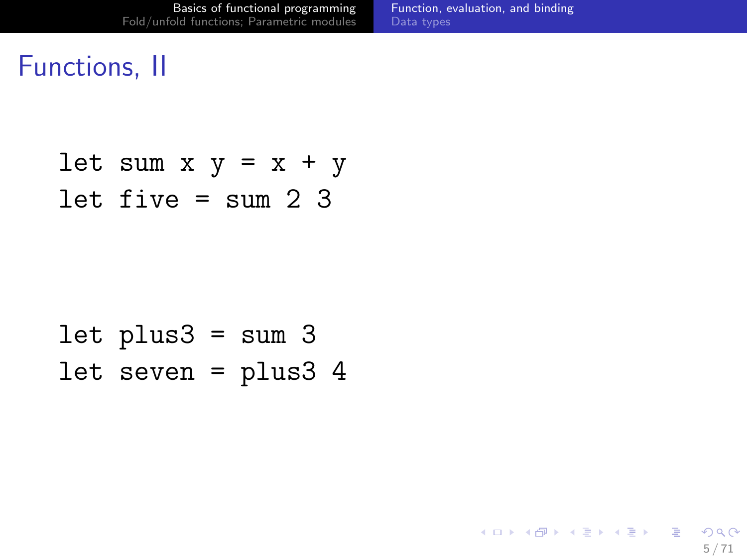# Functions, II

```
let sum x y = x + y
let five = sum 2 3
```

```
let plus3 = sum 3
let seven = plus3 4
```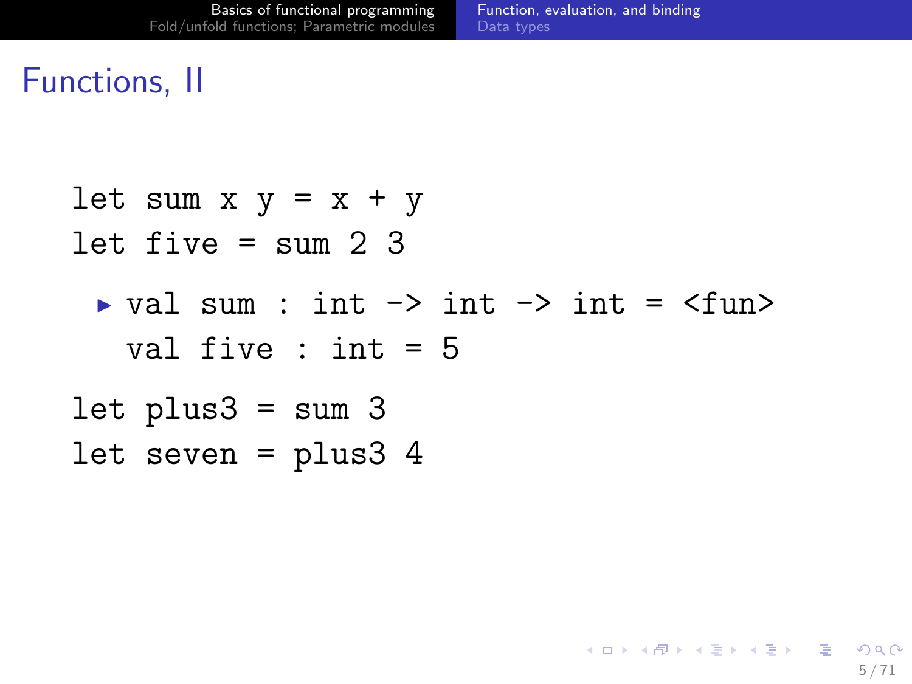# Functions, II

```
let sum x y = x + y
let five = sum 2 3
```

- ```
  val sum : int -> int -> int = <fun>
  val five : int = 5
  ```

```
let plus3 = sum 3
let seven = plus3 4
```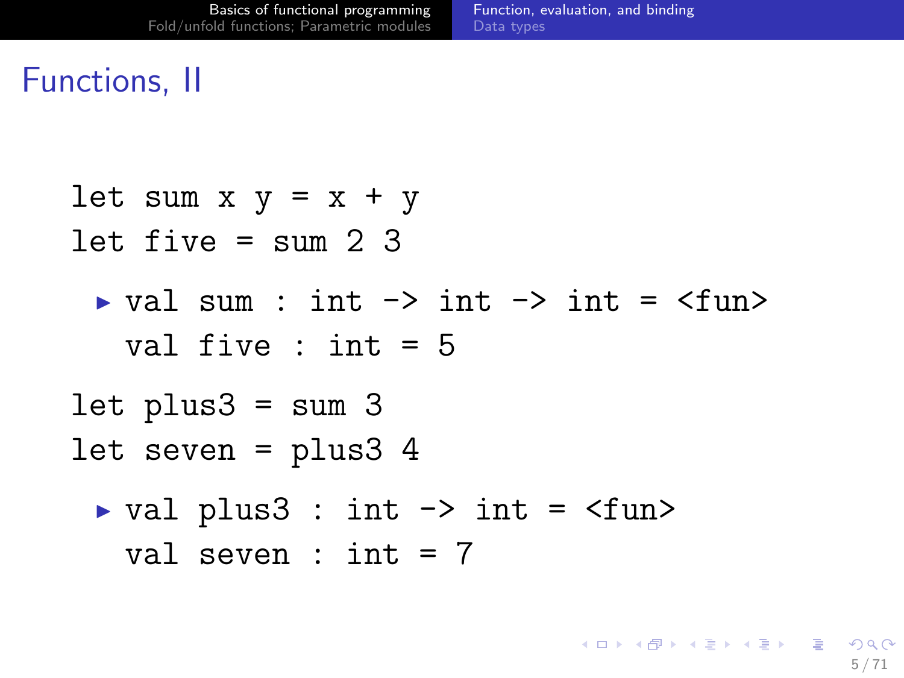# Functions, II

```
let sum x y = x + y
let five = sum 2 3
```

- ```
  val sum : int -> int -> int = <fun>
  val five : int = 5
  ```

```
let plus3 = sum 3
let seven = plus3 4
```

- ```
  val plus3 : int -> int = <fun>
  val seven : int = 7
  ```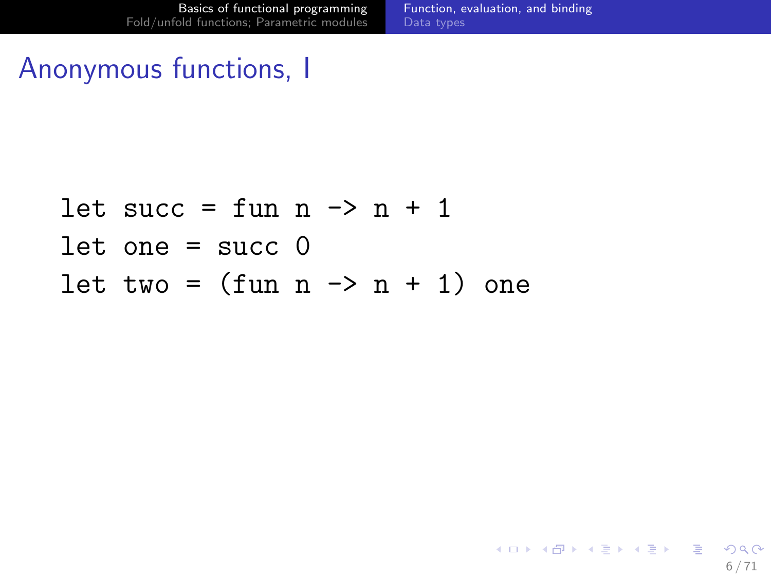# Anonymous functions, I

```
let succ = fun n -> n + 1
let one = succ 0
let two = (fun n -> n + 1) one
```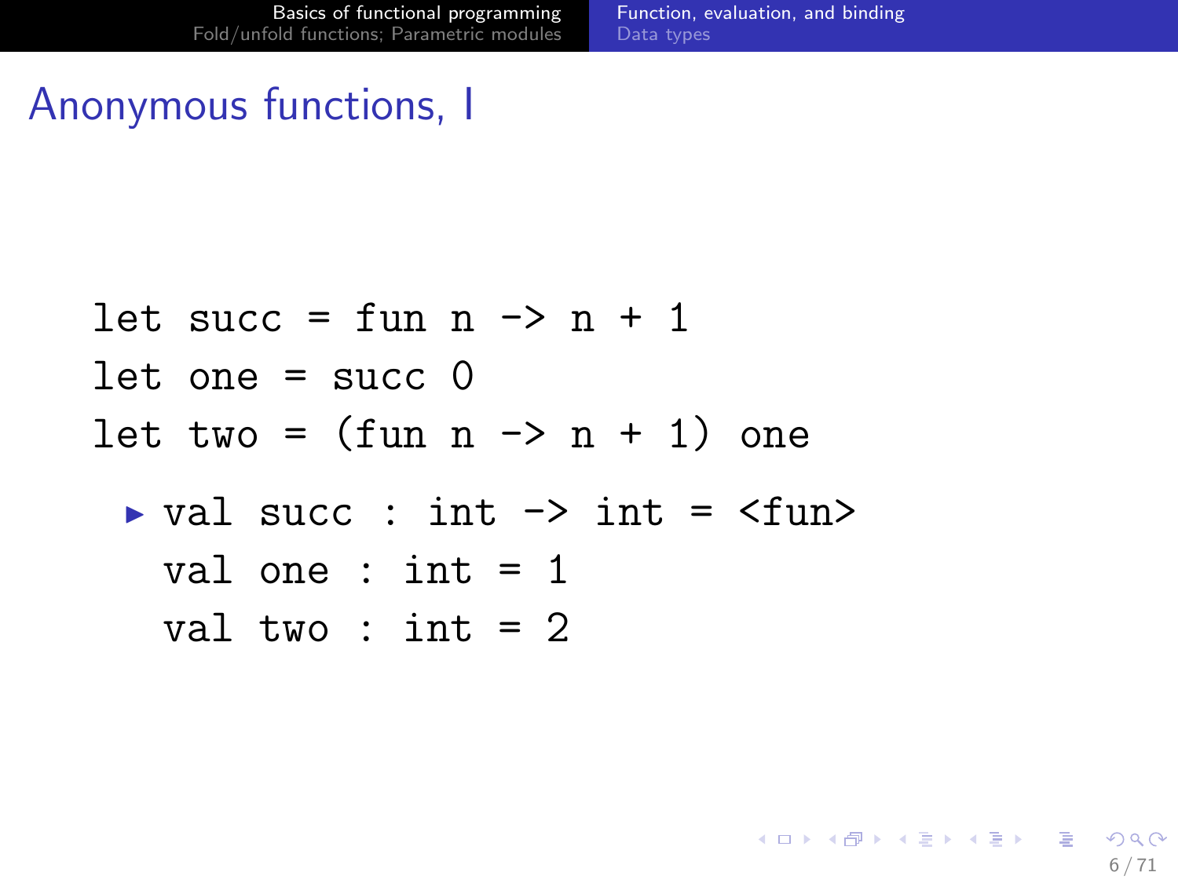# Anonymous functions, I

```
let succ = fun n -> n + 1
let one = succ 0
let two = (fun n -> n + 1) one
```

- ```
  val succ : int -> int = <fun>
  val one : int = 1
  val two : int = 2
  ```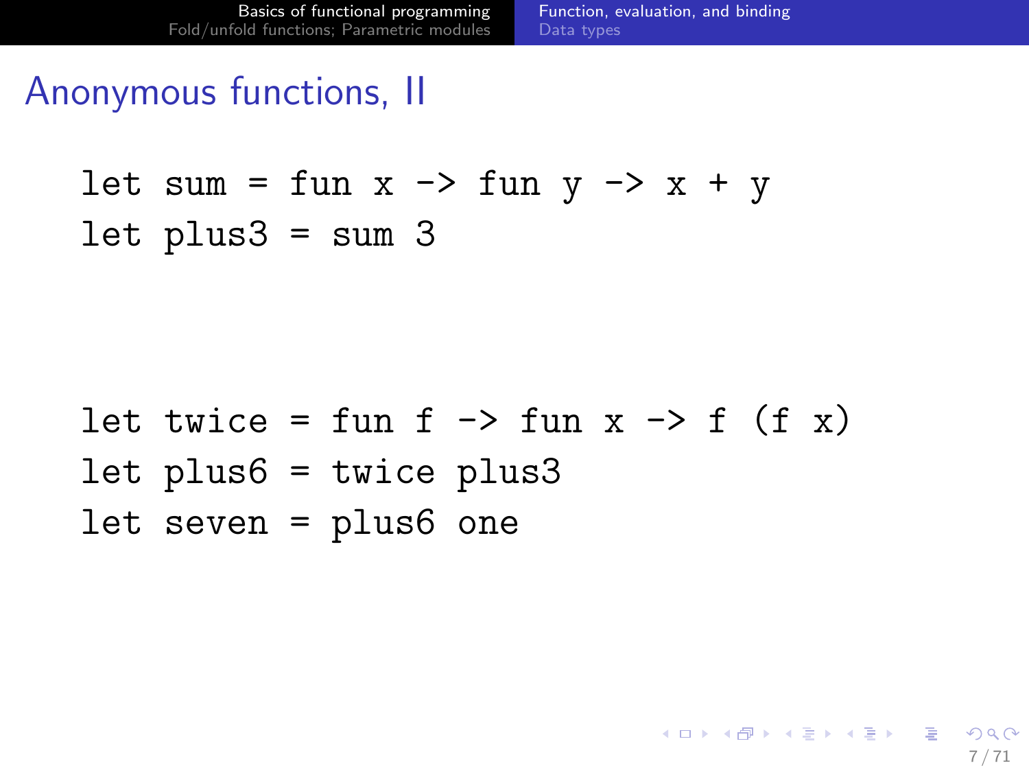## Anonymous functions, II

```
let sum = fun x -> fun y -> x + y
let plus3 = sum 3
```

```
let twice = fun f -> fun x -> f (f x)
let plus6 = twice plus3
let seven = plus6 one
```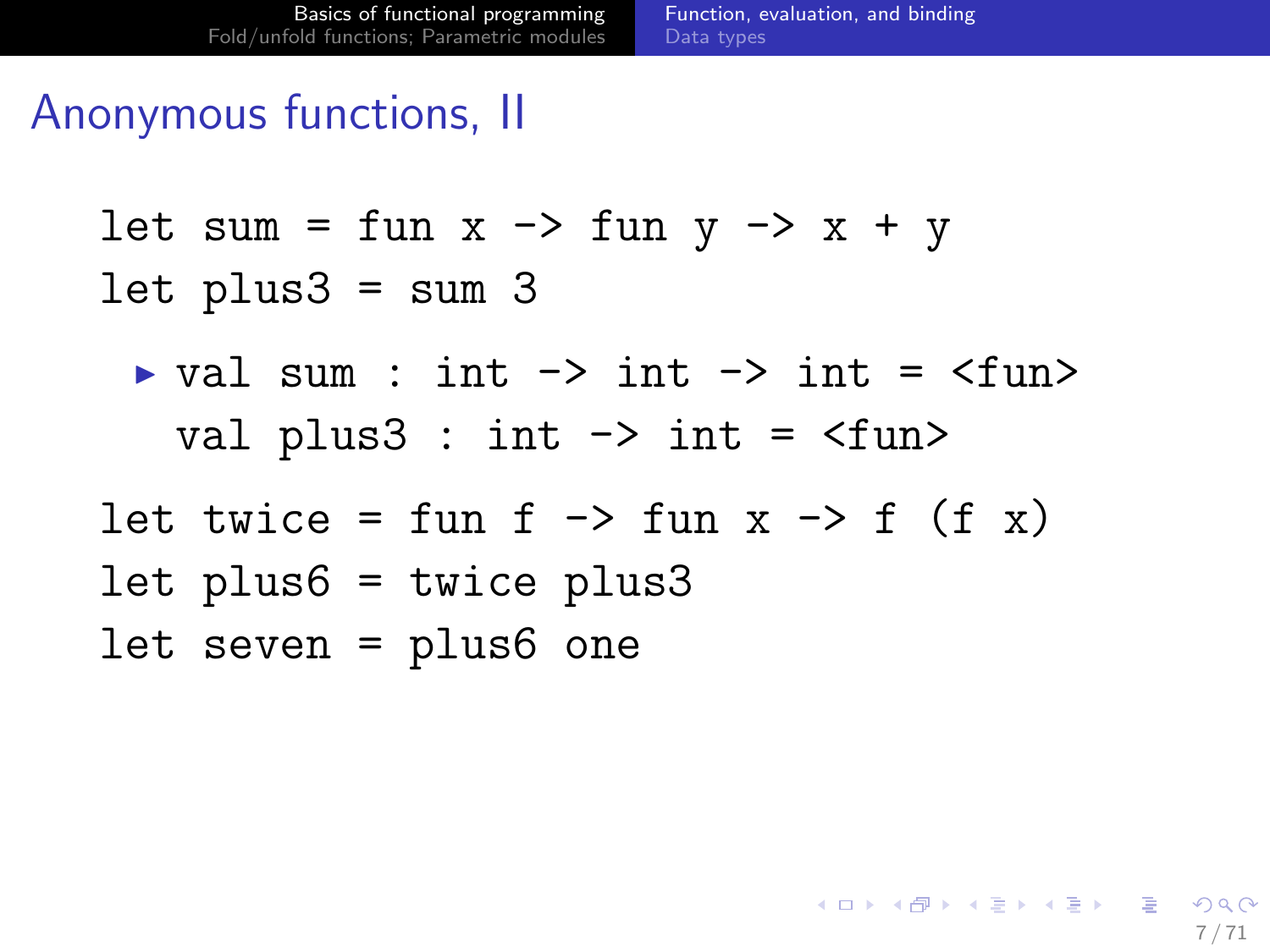# Anonymous functions, II

```
let sum = fun x -> fun y -> x + y
let plus3 = sum 3
```

- ```
  val sum : int -> int -> int = <fun>
  val plus3 : int -> int = <fun>
  ```

```
let twice = fun f -> fun x -> f (f x)
let plus6 = twice plus3
let seven = plus6 one
```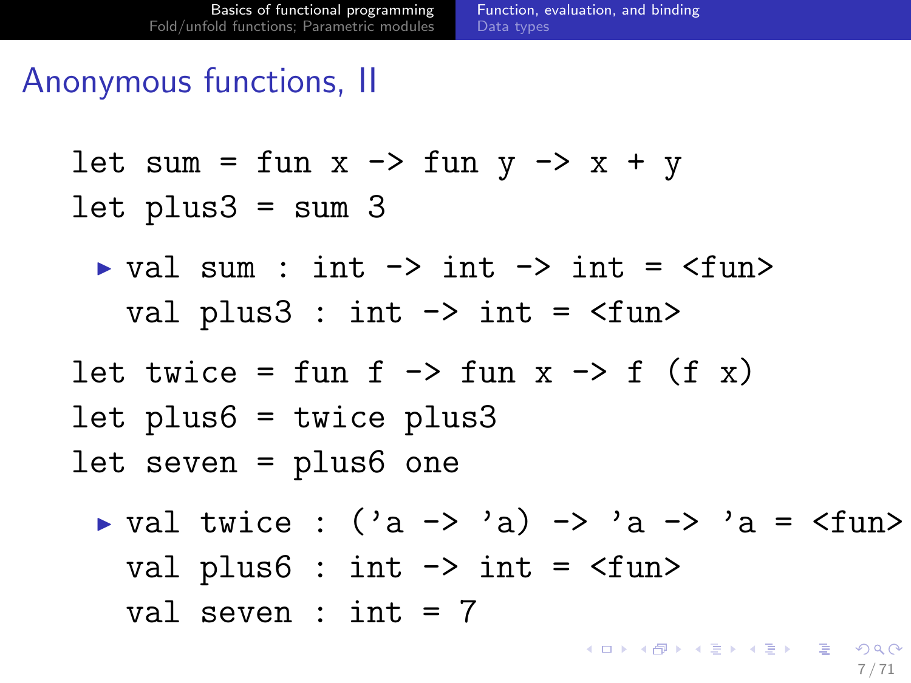# Anonymous functions, II

```
let sum = fun x -> fun y -> x + y
let plus3 = sum 3
```

- ```
  val sum : int -> int -> int = <fun>
  val plus3 : int -> int = <fun>
  ```

```
let twice = fun f -> fun x -> f (f x)
let plus6 = twice plus3
let seven = plus6 one
```

- ```
  val twice : ('a -> 'a) -> 'a -> 'a = <fun>
  val plus6 : int -> int = <fun>
  val seven : int = 7
  ```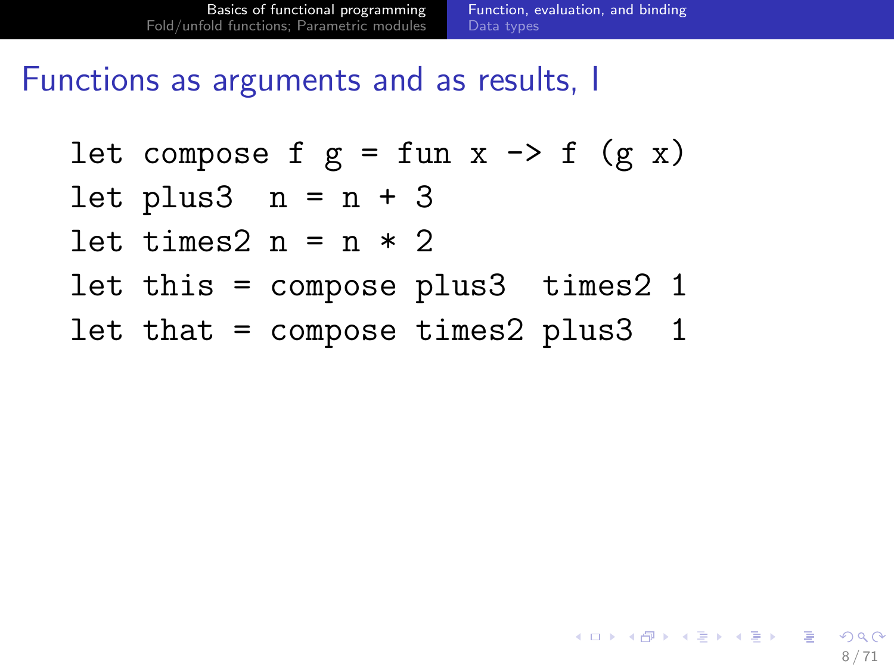# Functions as arguments and as results, I

```
let compose f g = fun x -> f (g x)
let plus3  n = n + 3
let times2 n = n * 2
let this = compose plus3  times2 1
let that = compose times2 plus3  1
```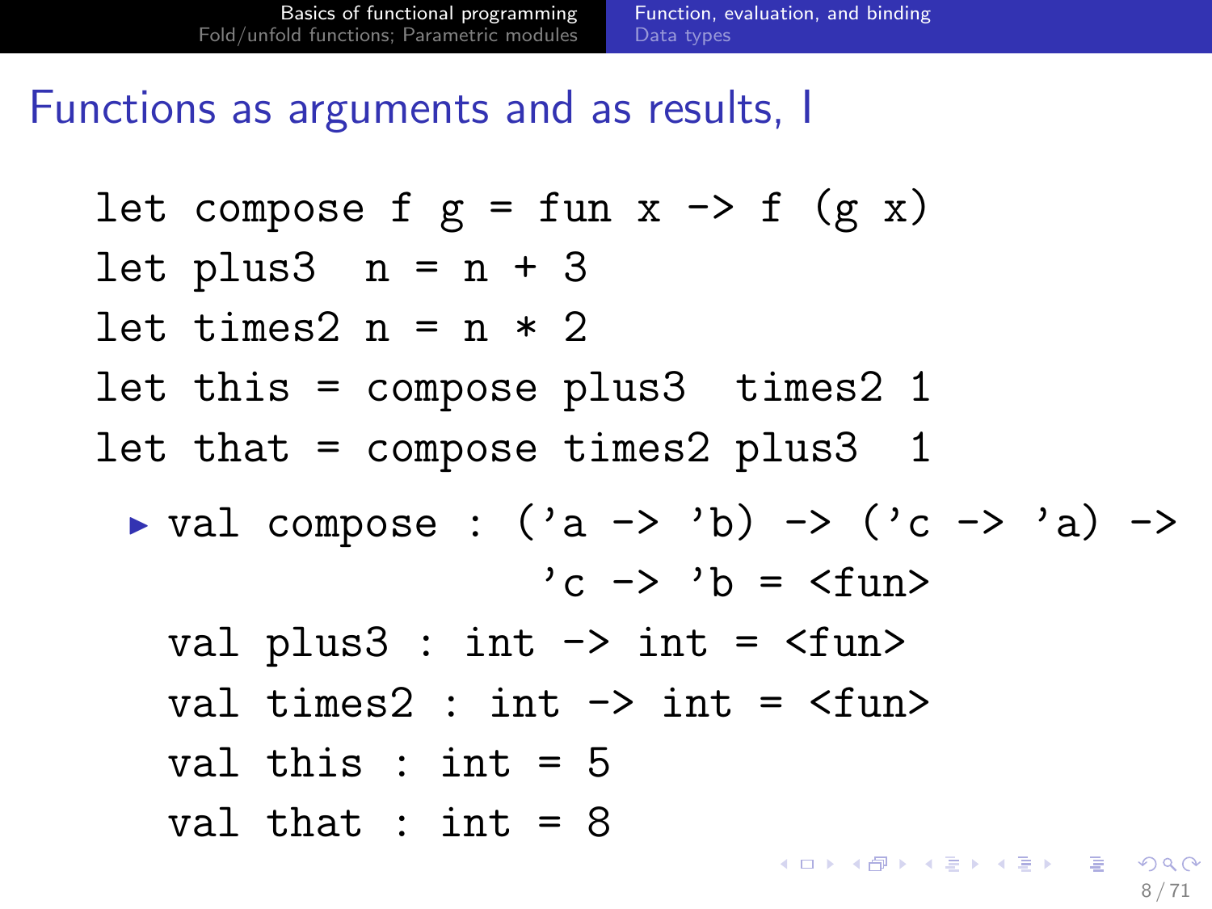# Functions as arguments and as results, I

```
let compose f g = fun x -> f (g x)
let plus3  n = n + 3
let times2 n = n * 2
let this = compose plus3  times2 1
let that = compose times2 plus3  1
```

- ```
  val compose : ('a -> 'b) -> ('c -> 'a) ->
                  'c -> 'b = <fun>
  val plus3 : int -> int = <fun>
  val times2 : int -> int = <fun>
  val this : int = 5
  val that : int = 8
  ```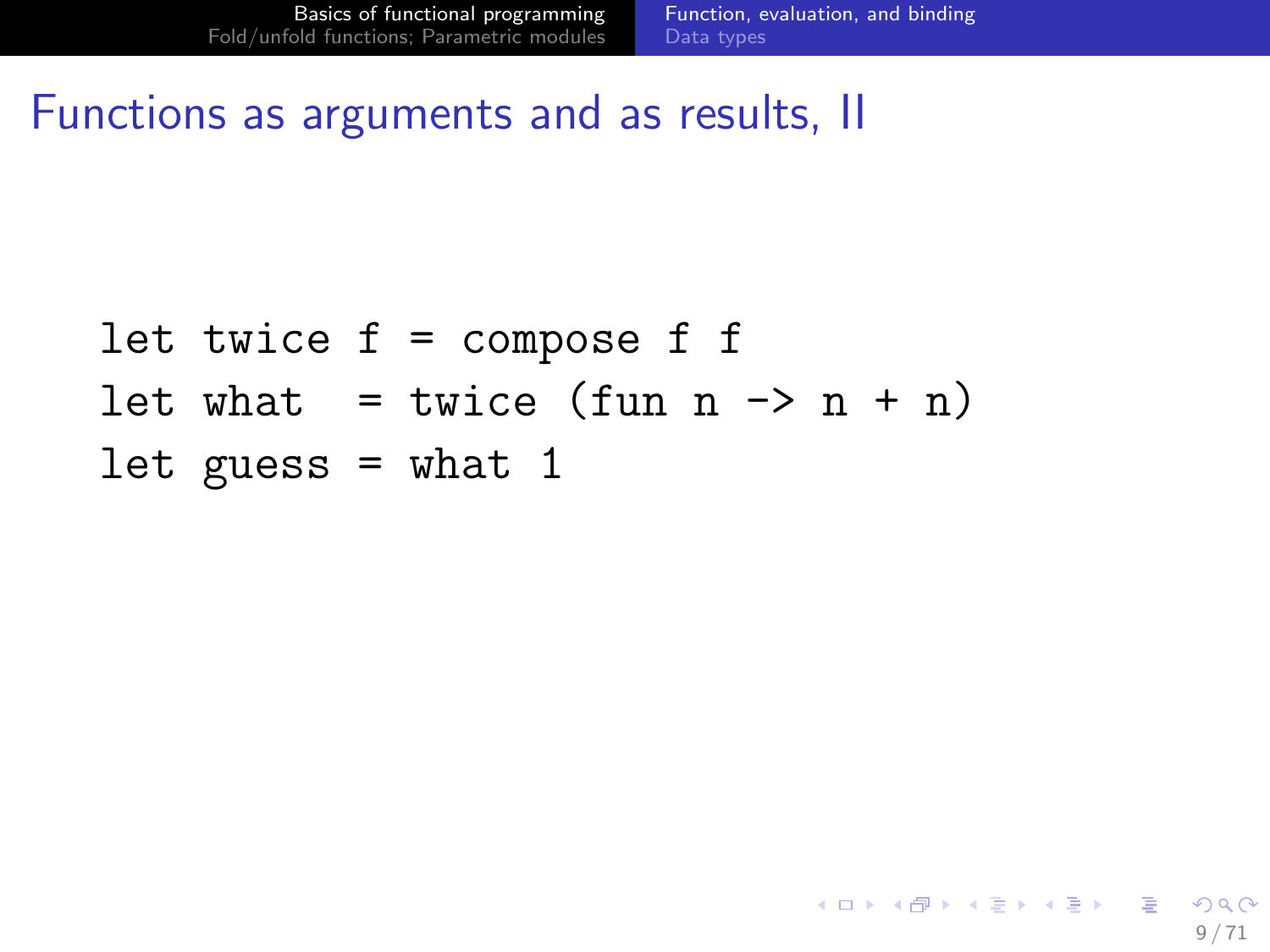# Functions as arguments and as results, II

```
let twice f = compose f f
let what  = twice (fun n -> n + n)
let guess = what 1
```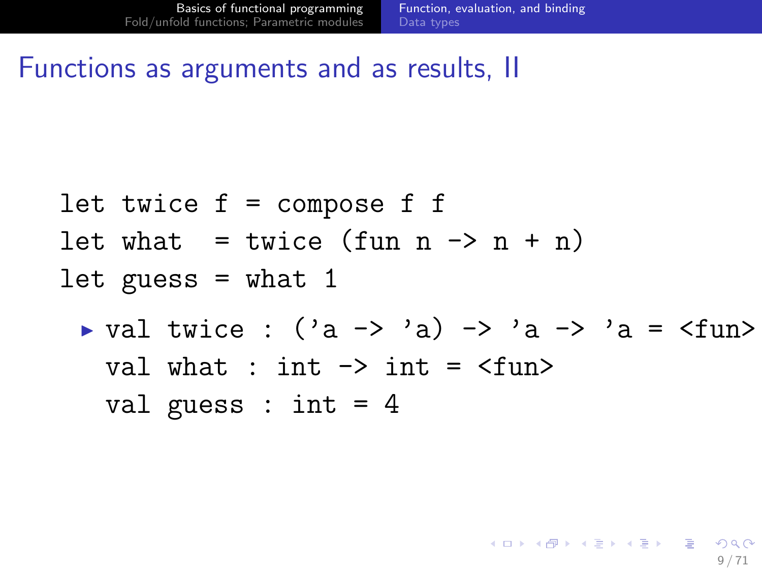# Functions as arguments and as results, II

```
let twice f = compose f f
let what  = twice (fun n -> n + n)
let guess = what 1
```

- ```
  val twice : ('a -> 'a) -> 'a -> 'a = <fun>
  val what : int -> int = <fun>
  val guess : int = 4
  ```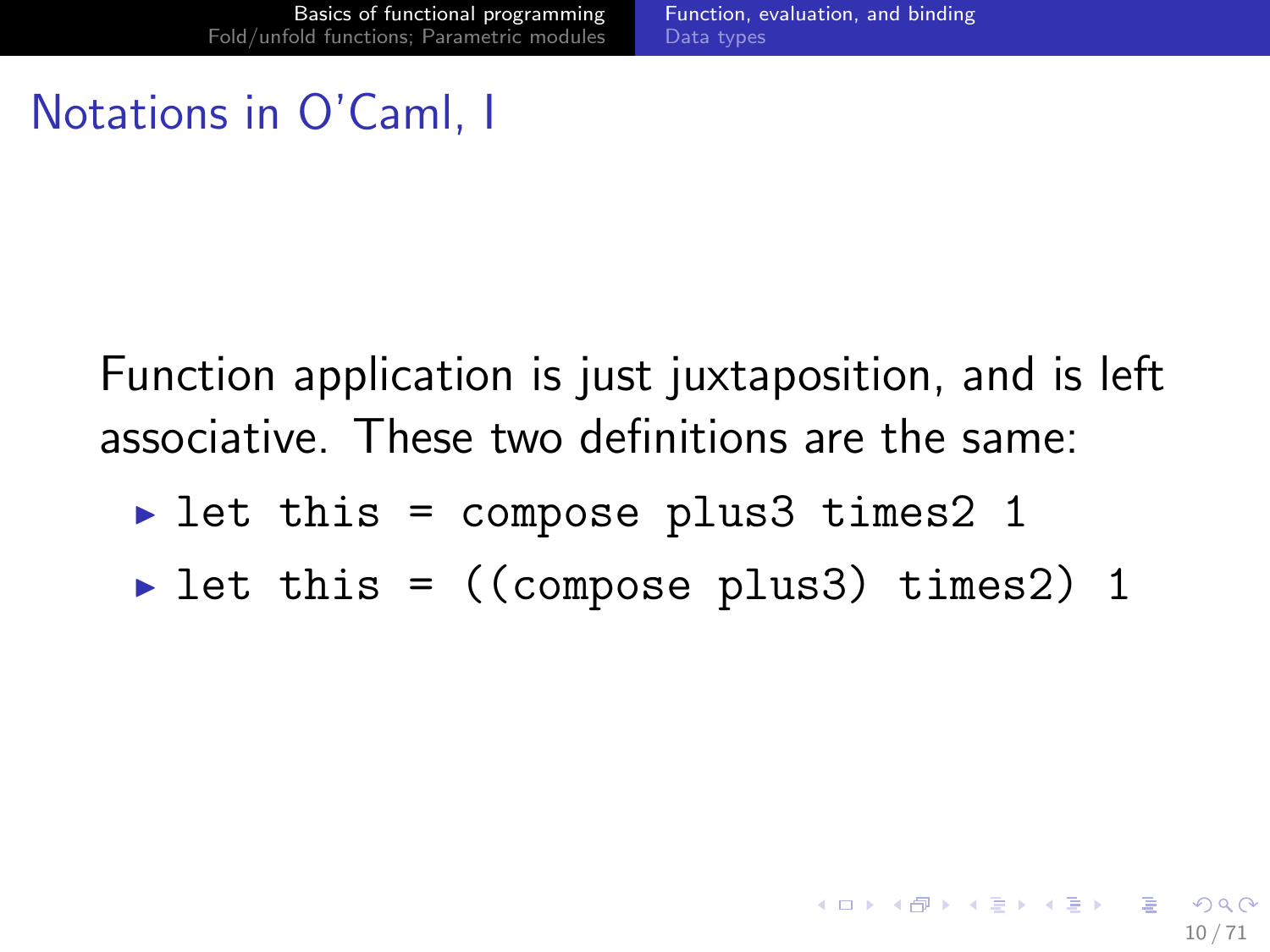# Notations in O'Caml, I

Function application is just juxtaposition, and is left associative. These two definitions are the same:

- `let this = compose plus3 times2 1`
- `let this = ((compose plus3) times2) 1`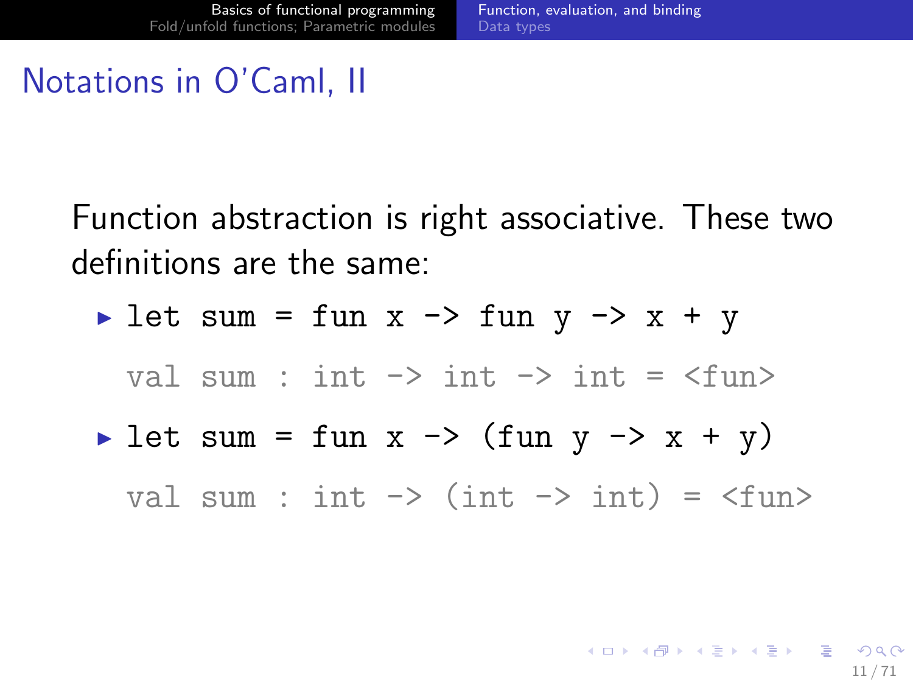# Notations in O'Caml, II

Function abstraction is right associative. These two definitions are the same:

- `let sum = fun x -> fun y -> x + y`

  `val sum : int -> int -> int = <fun>`

- `let sum = fun x -> (fun y -> x + y)`

  `val sum : int -> (int -> int) = <fun>`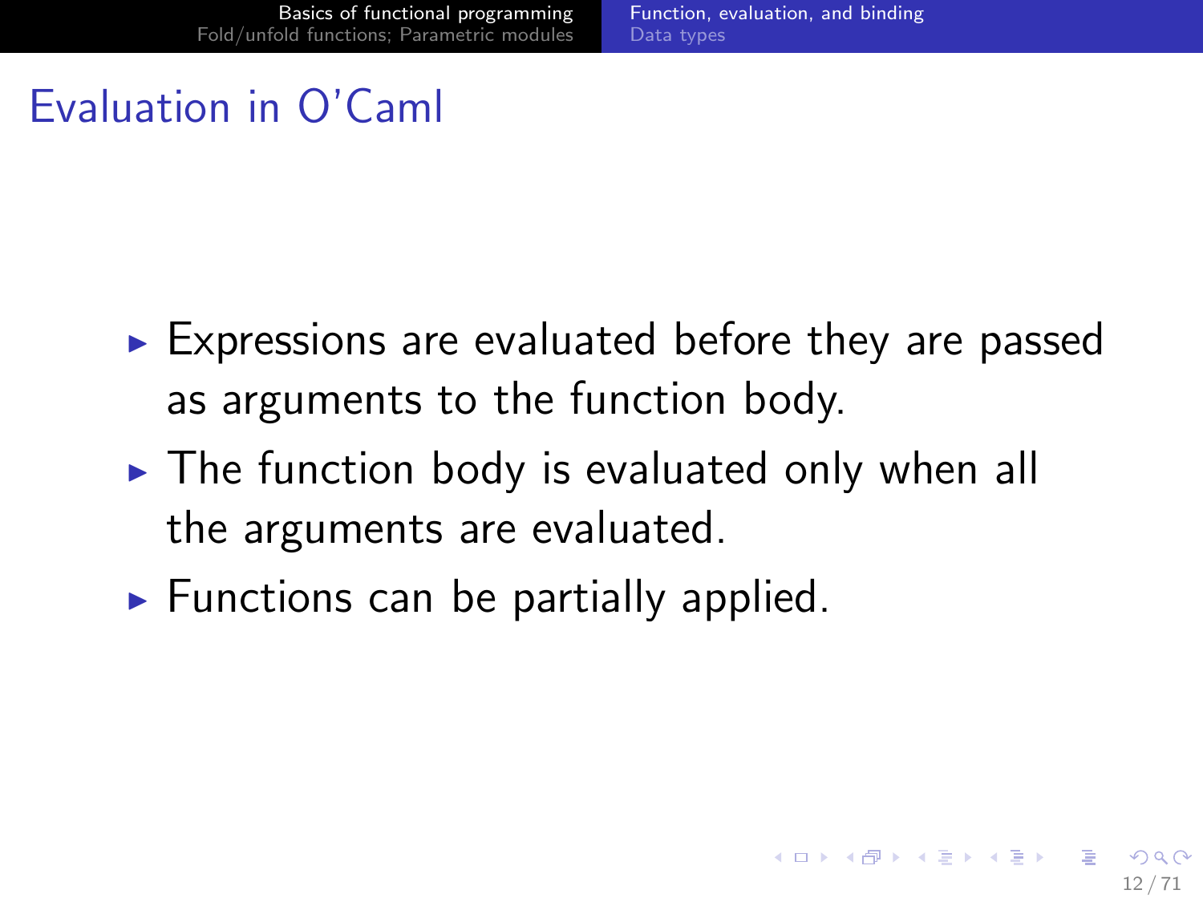# Evaluation in O'Caml

- Expressions are evaluated before they are passed as arguments to the function body.
- The function body is evaluated only when all the arguments are evaluated.
- Functions can be partially applied.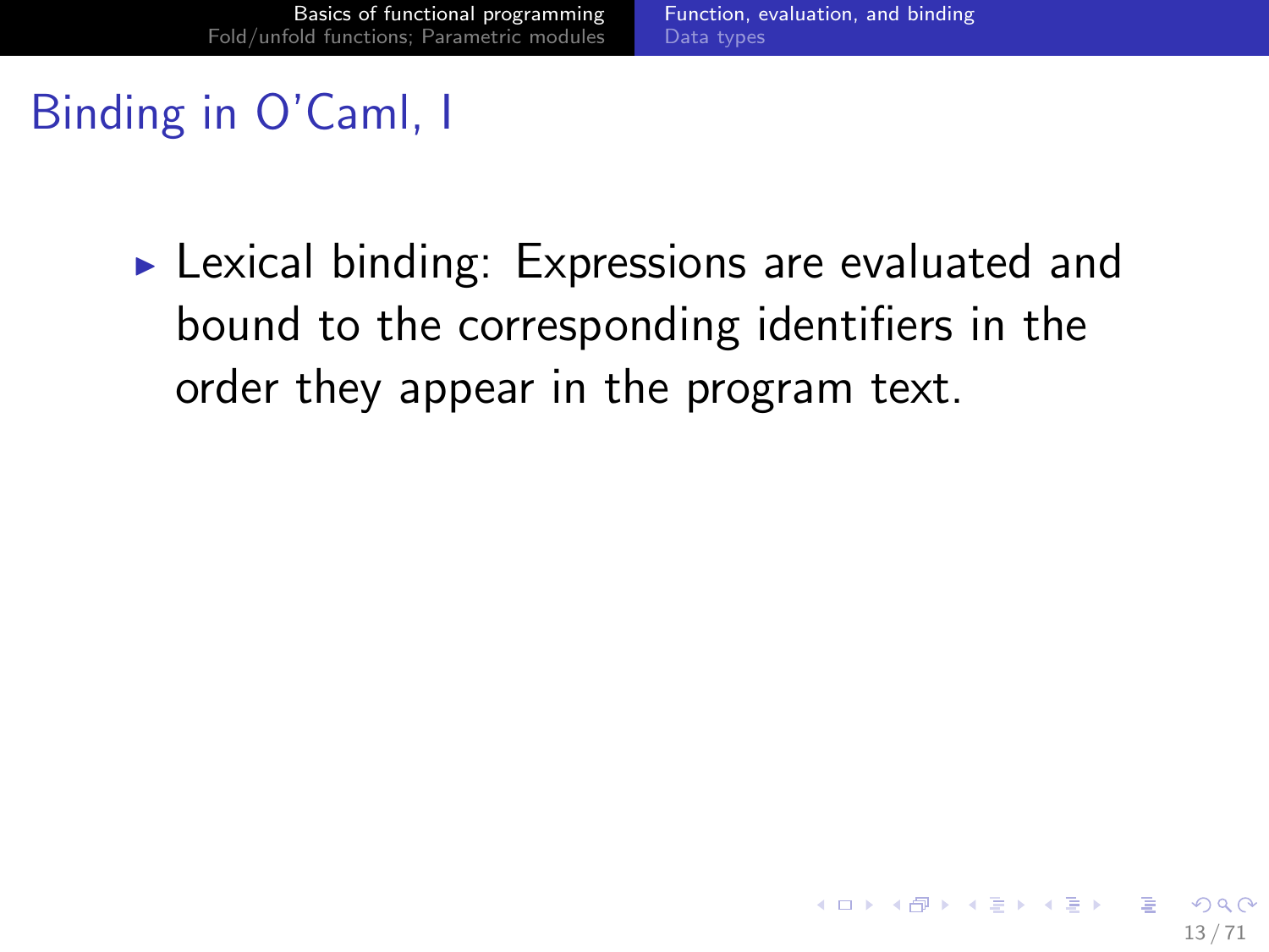# Binding in O'Caml, I

- Lexical binding: Expressions are evaluated and bound to the corresponding identifiers in the order they appear in the program text.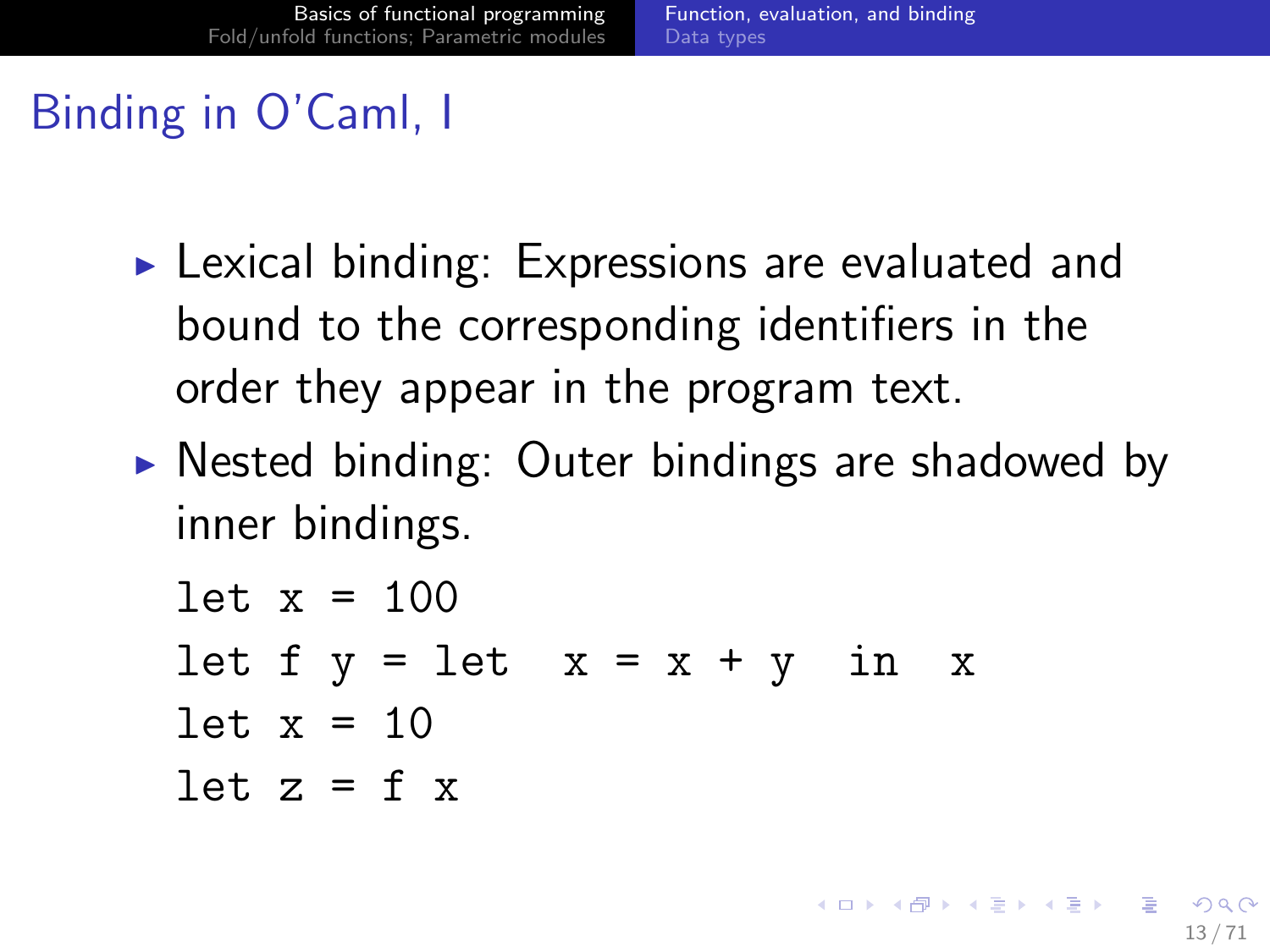# Binding in O'Caml, I

- Lexical binding: Expressions are evaluated and bound to the corresponding identifiers in the order they appear in the program text.
- Nested binding: Outer bindings are shadowed by inner bindings.

```
let x = 100
let f y = let  x = x + y  in  x
let x = 10
let z = f x
```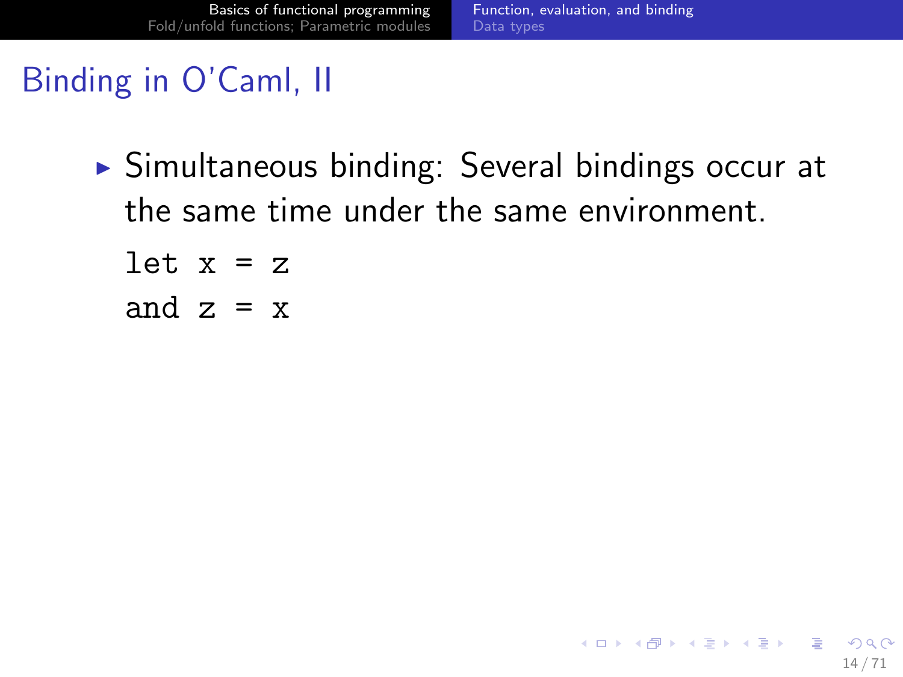# Binding in O'Caml, II

- Simultaneous binding: Several bindings occur at the same time under the same environment.

```
let x = z
and z = x
```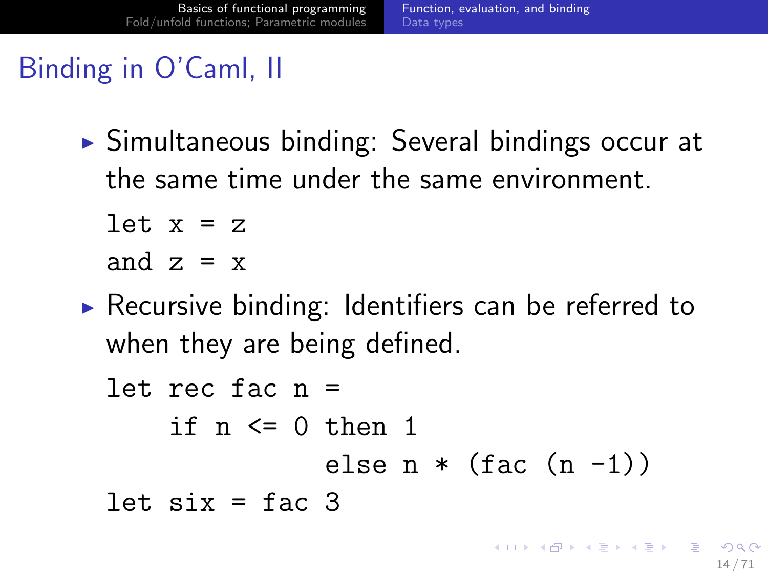# Binding in O'Caml, II

- Simultaneous binding: Several bindings occur at the same time under the same environment.

```
let x = z
and z = x
```

- Recursive binding: Identifiers can be referred to when they are being defined.

```
let rec fac n =
    if n <= 0 then 1
              else n * (fac (n -1))
let six = fac 3
```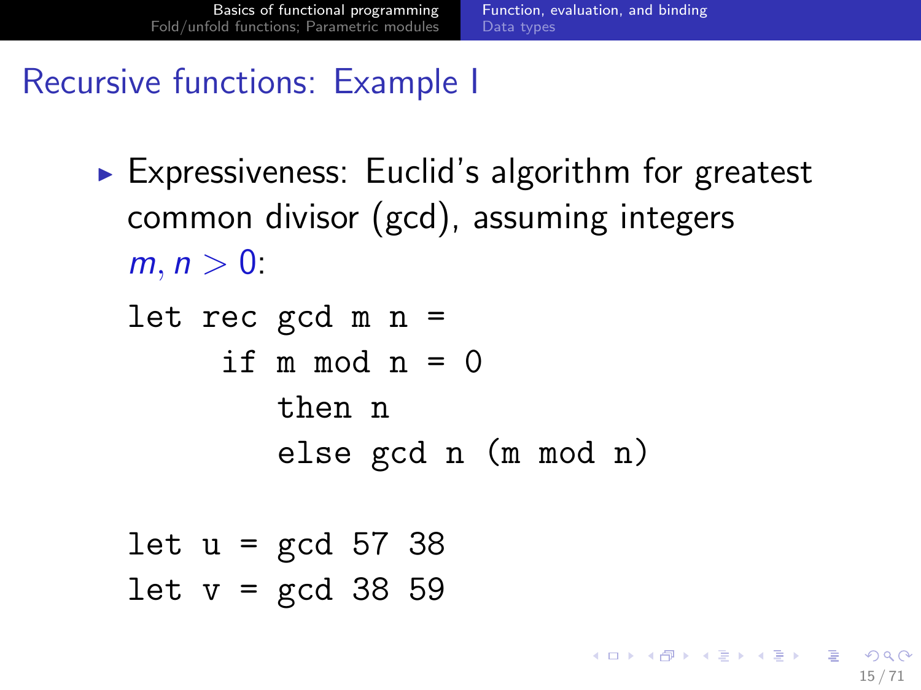## Recursive functions: Example I

- Expressiveness: Euclid's algorithm for greatest common divisor (gcd), assuming integers $m, n > 0$:

```
let rec gcd m n =
     if m mod n = 0
        then n
        else gcd n (m mod n)

let u = gcd 57 38
let v = gcd 38 59
```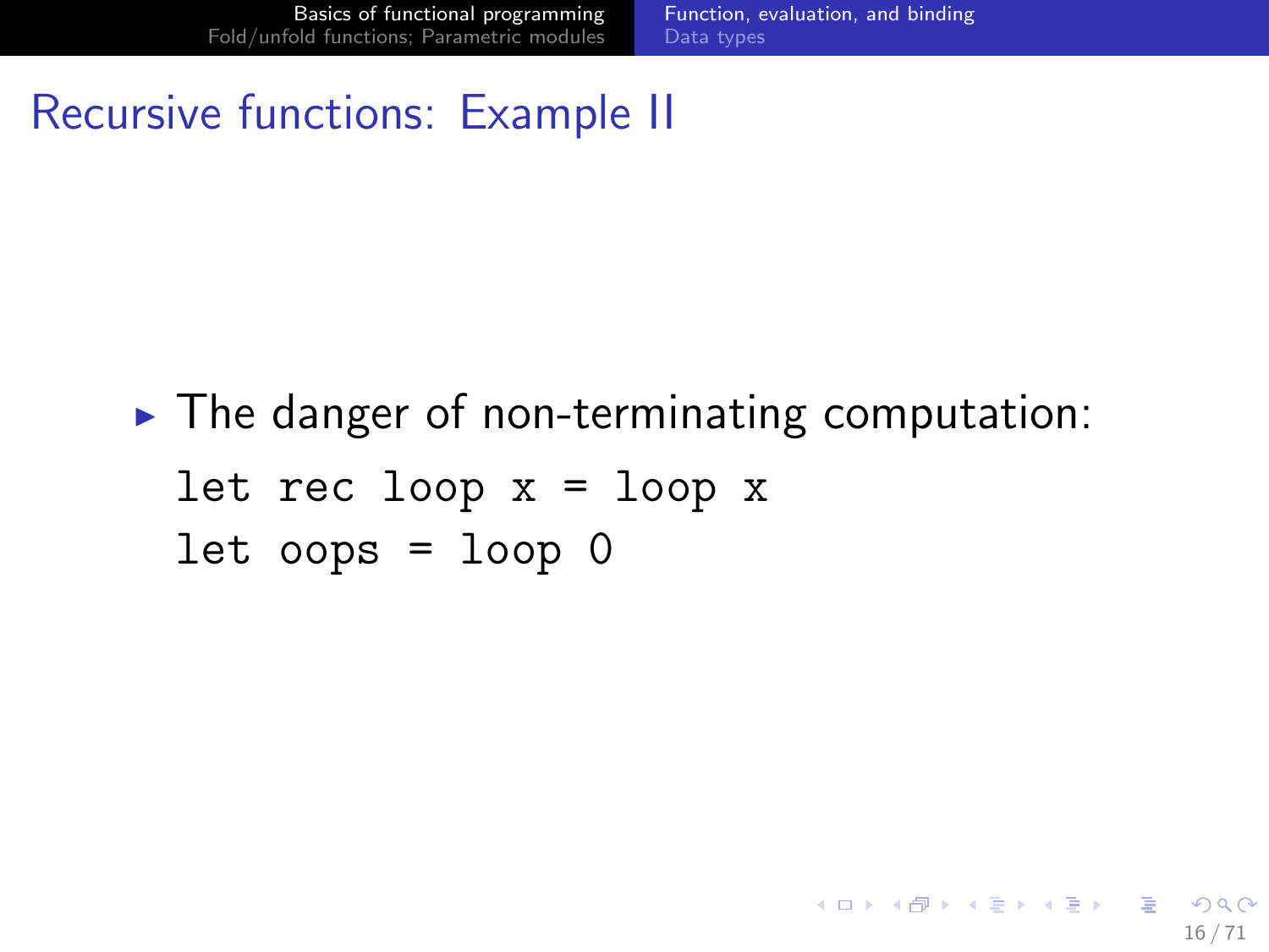# Recursive functions: Example II

- The danger of non-terminating computation:

```
let rec loop x = loop x
let oops = loop 0
```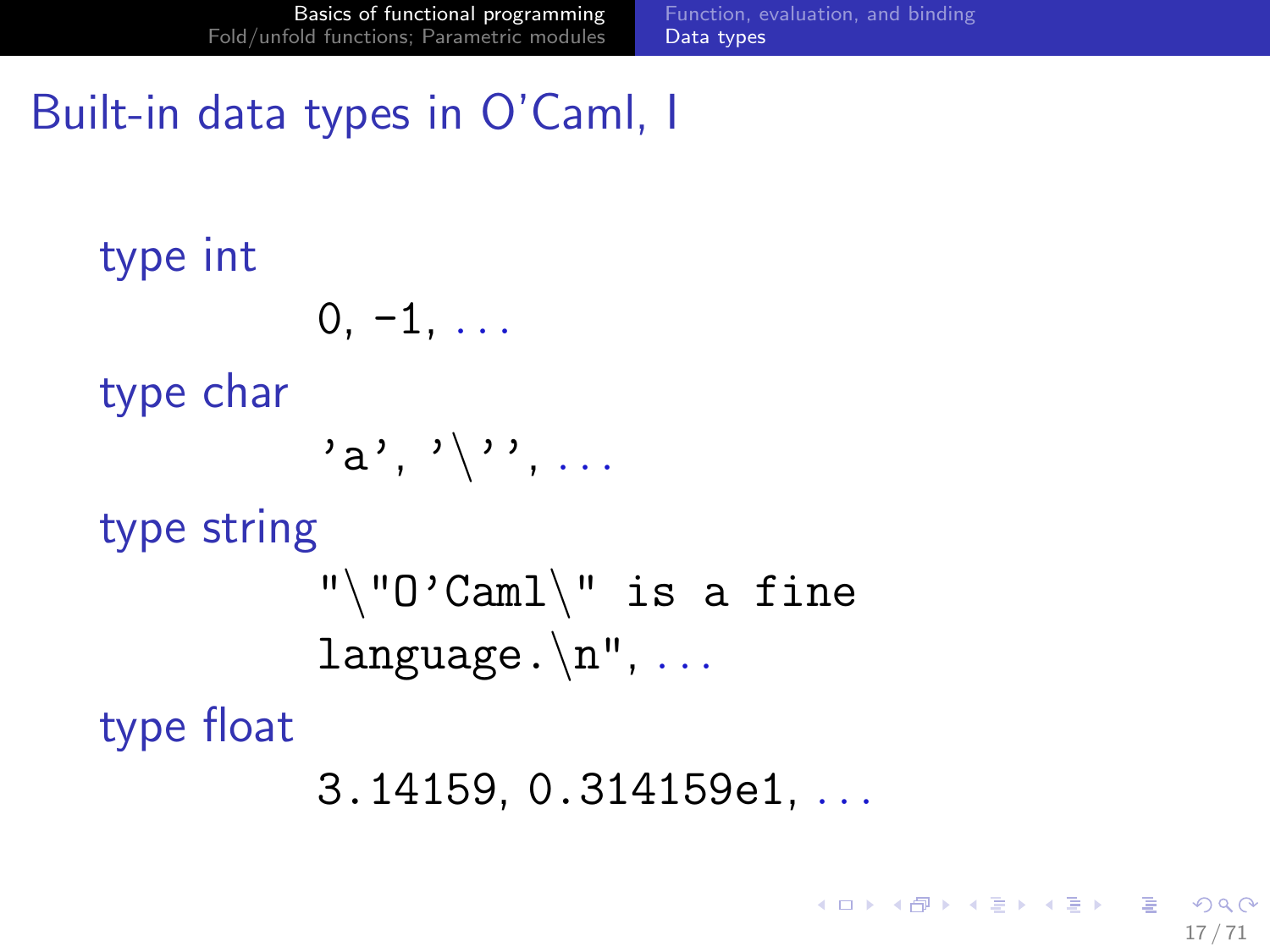# Built-in data types in O'Caml, I

type int

`0, -1, ...`

type char

`'a', '\'', ...`

type string

`"\"O'Caml\" is a fine language.\n", ...`

type float

`3.14159, 0.314159e1, ...`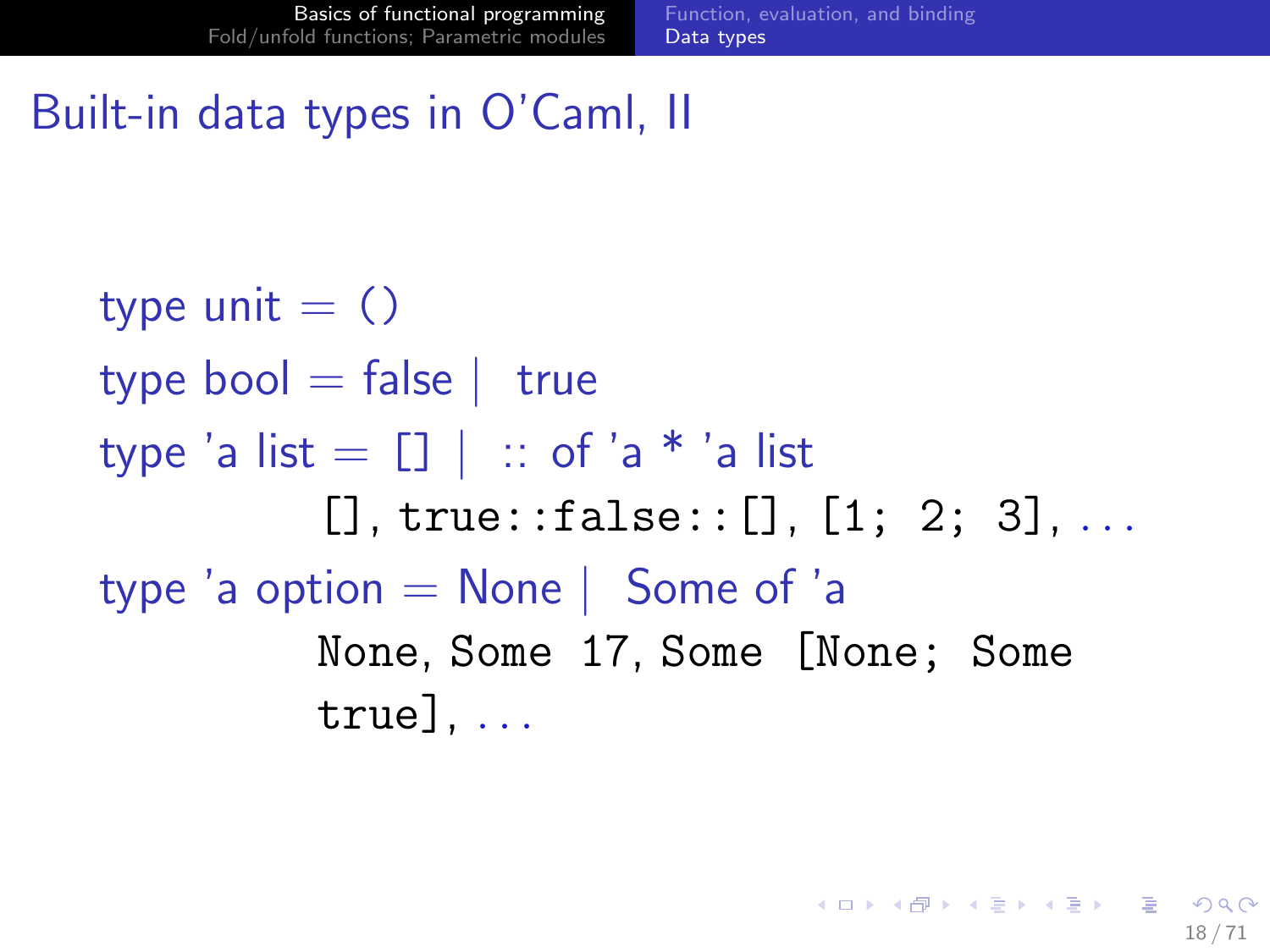# Built-in data types in O'Caml, II

type unit = ()

type bool = false | true

type 'a list = [] | :: of 'a * 'a list

`[]`, `true::false::[]`, `[1; 2; 3]`, ...

type 'a option = None | Some of 'a

`None`, `Some 17`, `Some [None; Some true]`, ...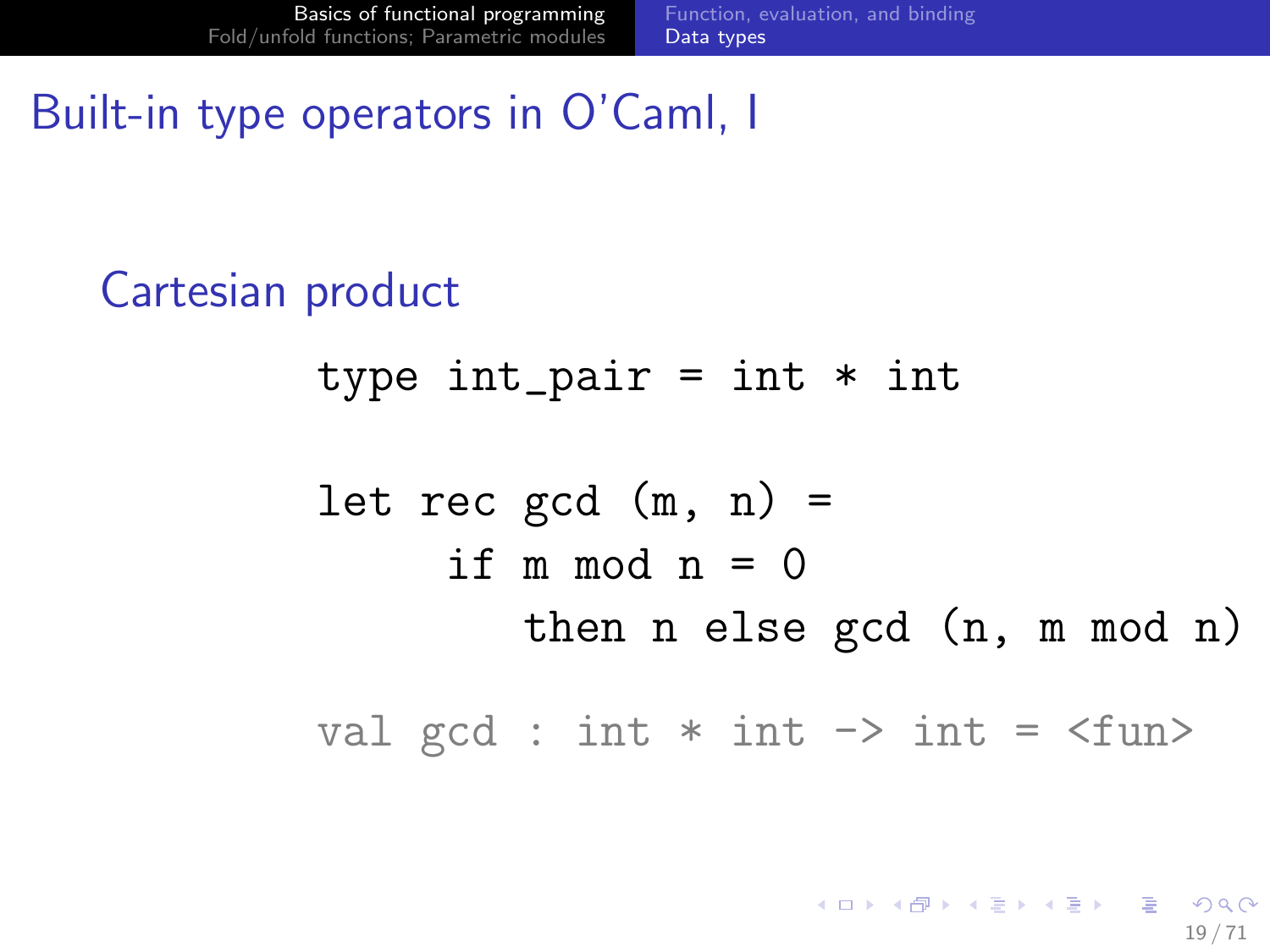# Built-in type operators in O'Caml, I

## Cartesian product

```
type int_pair = int * int

let rec gcd (m, n) =
     if m mod n = 0
        then n else gcd (n, m mod n)

val gcd : int * int -> int = <fun>
```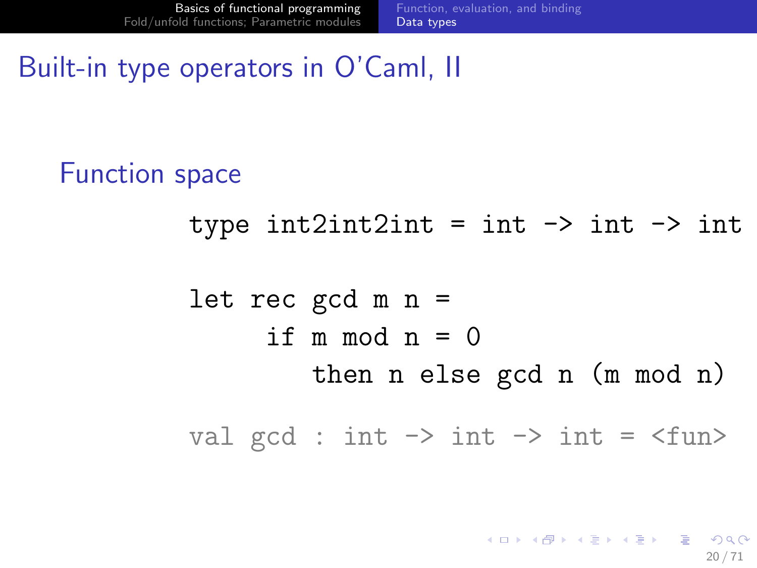# Built-in type operators in O'Caml, II

## Function space

```
type int2int2int = int -> int -> int

let rec gcd m n =
     if m mod n = 0
        then n else gcd n (m mod n)

val gcd : int -> int -> int = <fun>
```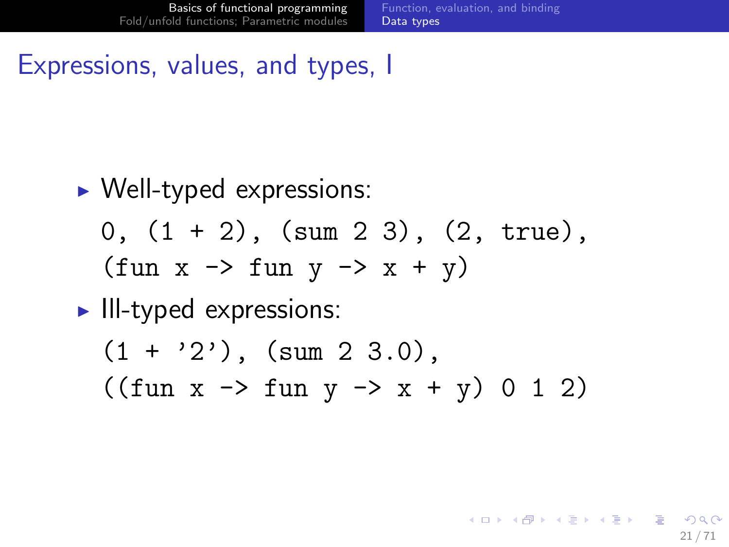# Expressions, values, and types, I

- Well-typed expressions:

  `0, (1 + 2), (sum 2 3), (2, true),`
  `(fun x -> fun y -> x + y)`

- Ill-typed expressions:

  `(1 + '2'), (sum 2 3.0),`
  `((fun x -> fun y -> x + y) 0 1 2)`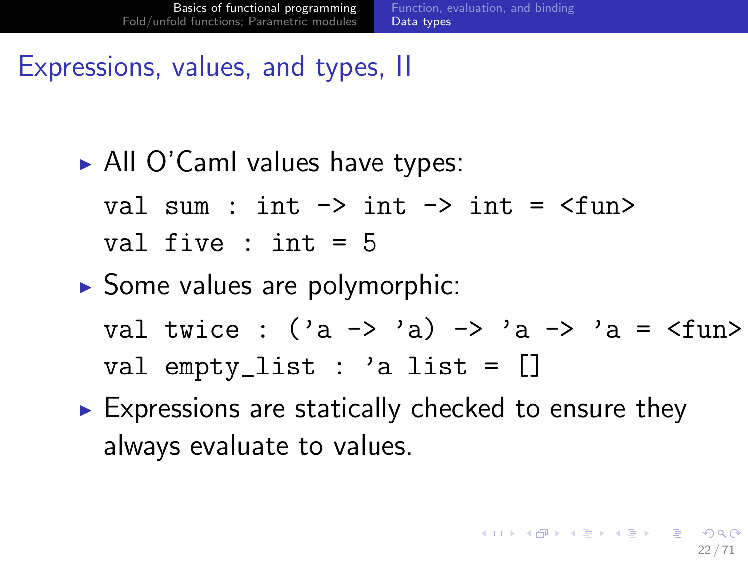# Expressions, values, and types, II

- All O'Caml values have types:

```
val sum : int -> int -> int = <fun>
val five : int = 5
```

- Some values are polymorphic:

```
val twice : ('a -> 'a) -> 'a -> 'a = <fun>
val empty_list : 'a list = []
```

- Expressions are statically checked to ensure they always evaluate to values.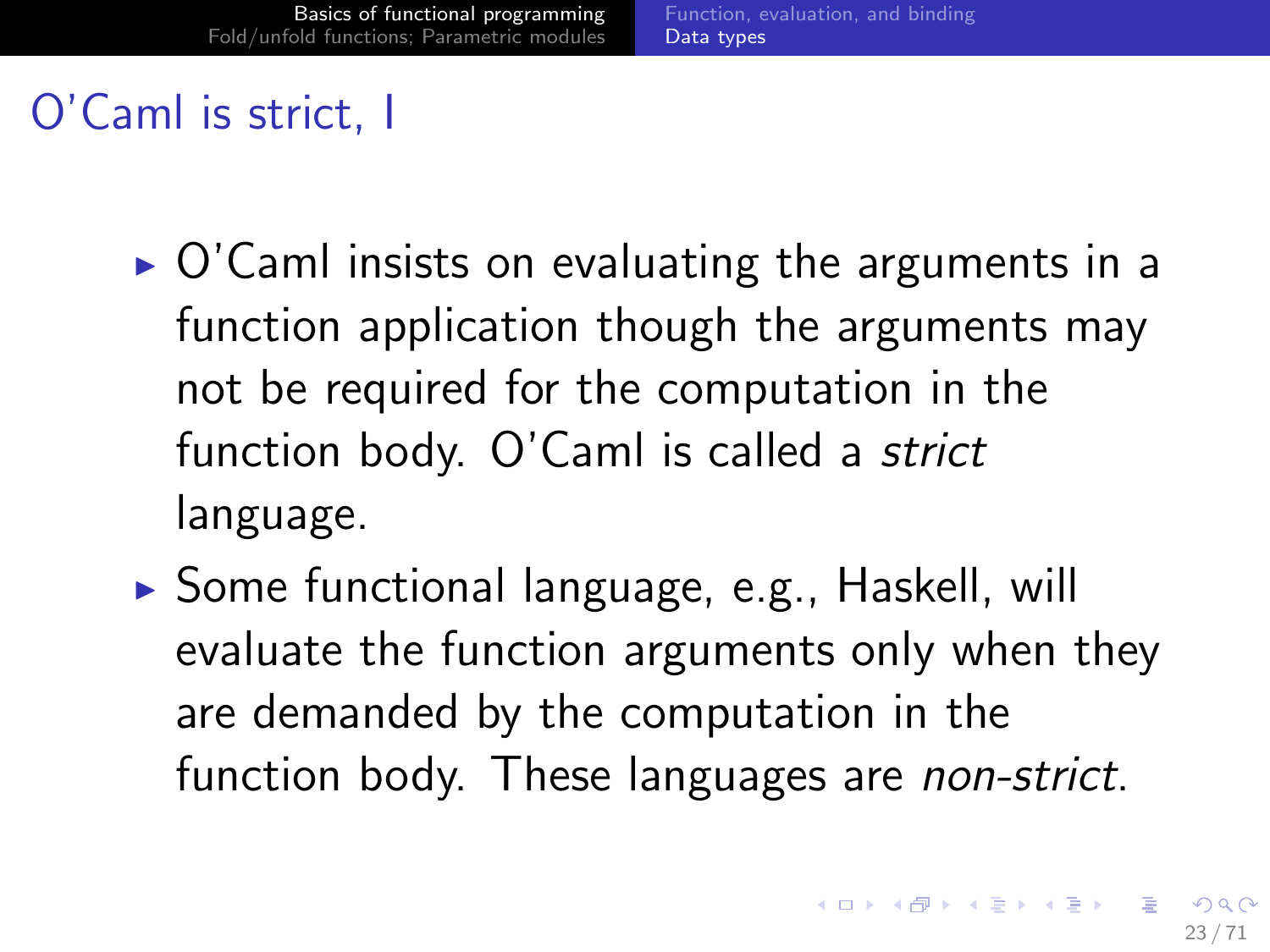# O'Caml is strict, I

- O'Caml insists on evaluating the arguments in a function application though the arguments may not be required for the computation in the function body. O'Caml is called a *strict* language.
- Some functional language, e.g., Haskell, will evaluate the function arguments only when they are demanded by the computation in the function body. These languages are *non-strict*.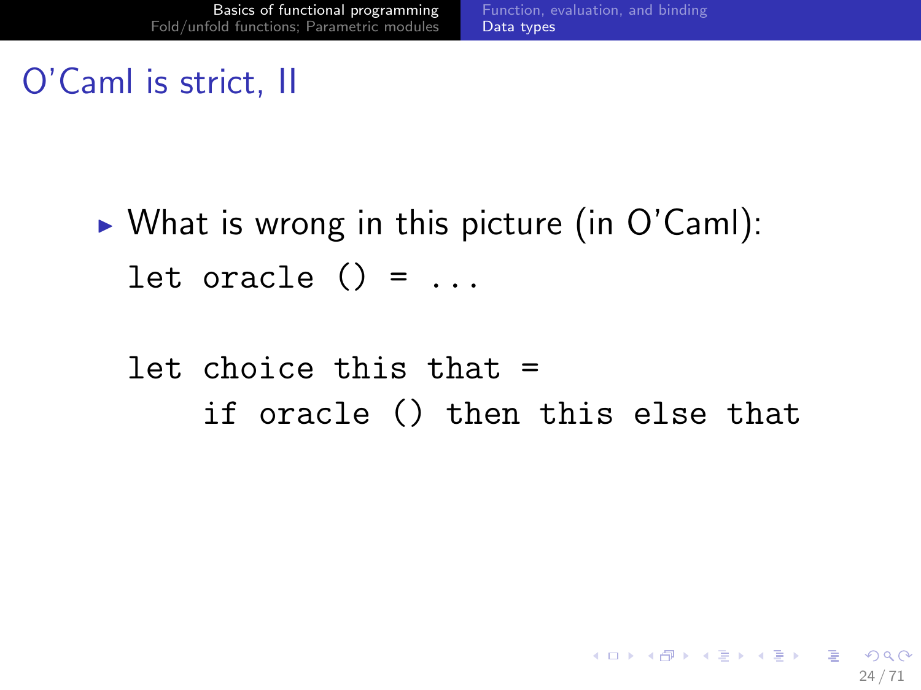# O'Caml is strict, II

- What is wrong in this picture (in O'Caml):

```
let oracle () = ...

let choice this that =
    if oracle () then this else that
```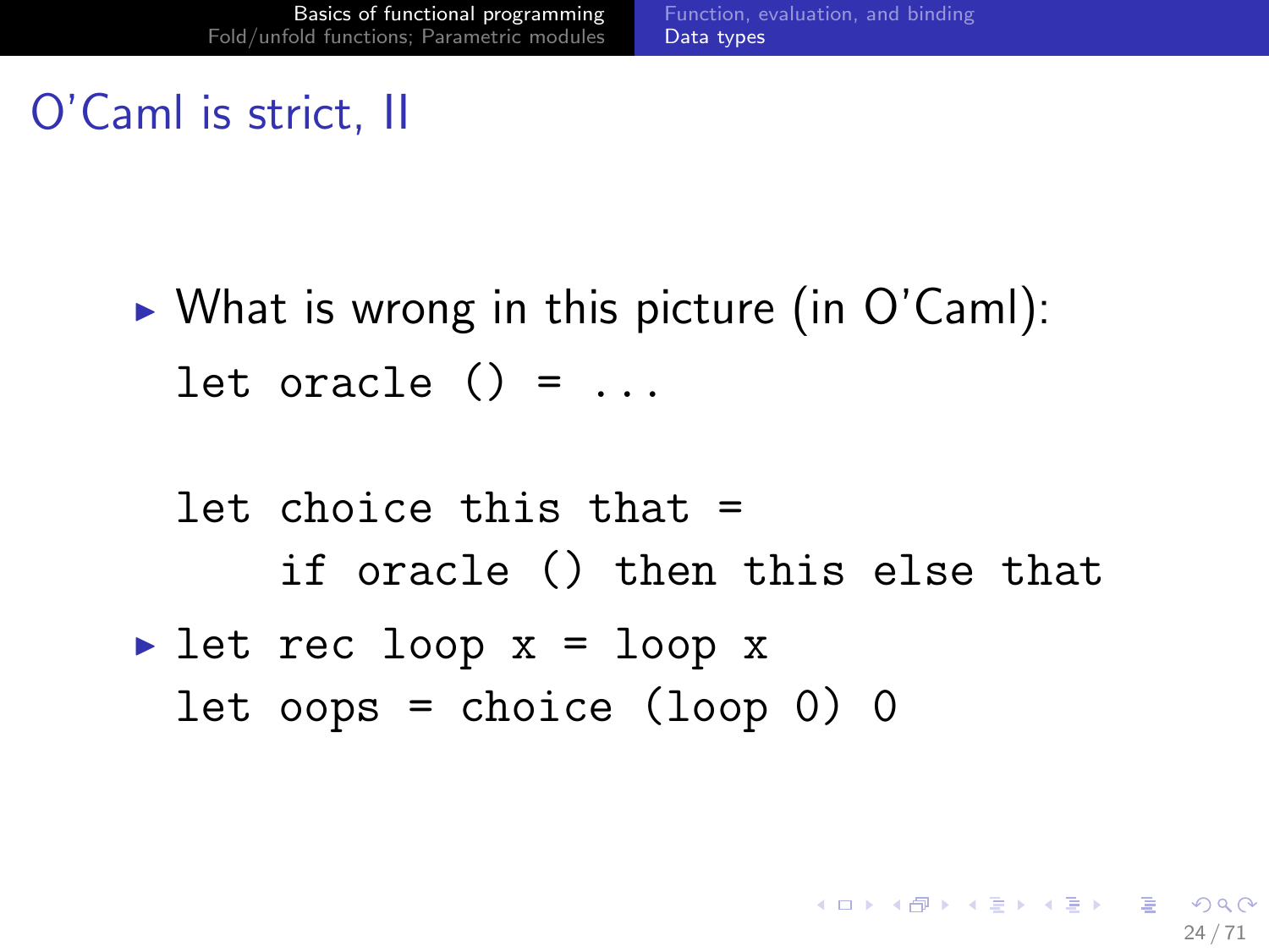# O'Caml is strict, II

- What is wrong in this picture (in O'Caml):

```
let oracle () = ...

let choice this that =
    if oracle () then this else that
```

- 
```
let rec loop x = loop x
let oops = choice (loop 0) 0
```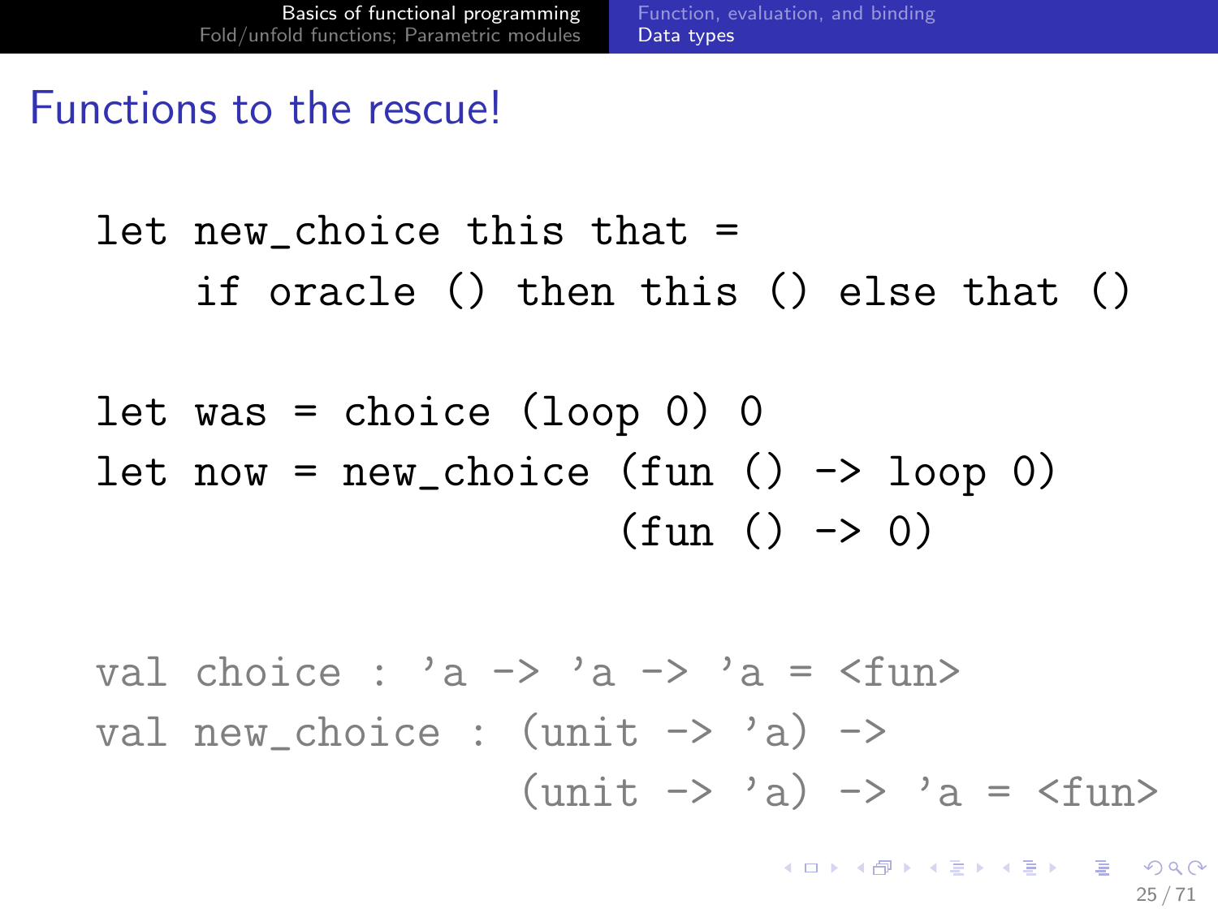# Functions to the rescue!

```
let new_choice this that =
    if oracle () then this () else that ()

let was = choice (loop 0) 0
let now = new_choice (fun () -> loop 0)
                     (fun () -> 0)
```

```
val choice : 'a -> 'a -> 'a = <fun>
val new_choice : (unit -> 'a) ->
                 (unit -> 'a) -> 'a = <fun>
```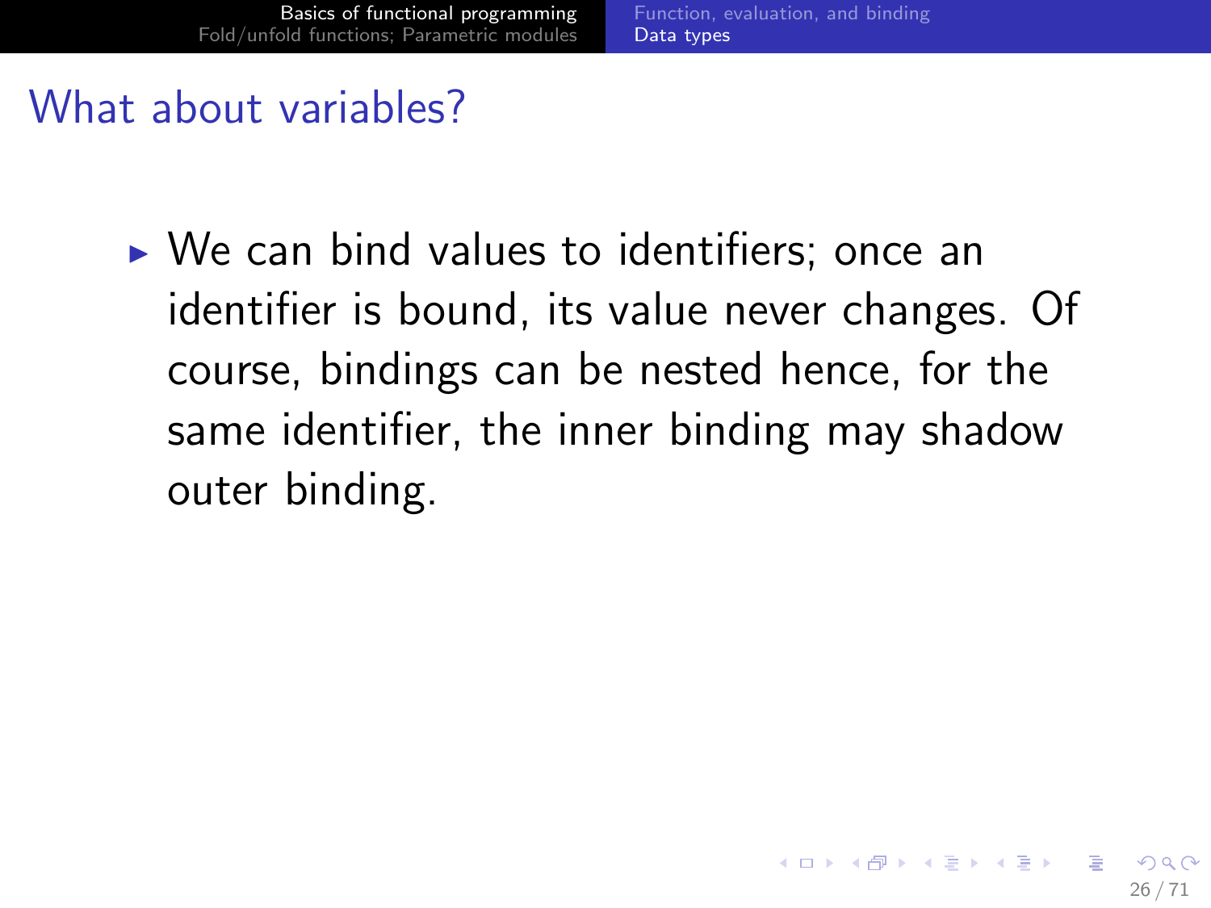## What about variables?

- We can bind values to identifiers; once an identifier is bound, its value never changes. Of course, bindings can be nested hence, for the same identifier, the inner binding may shadow outer binding.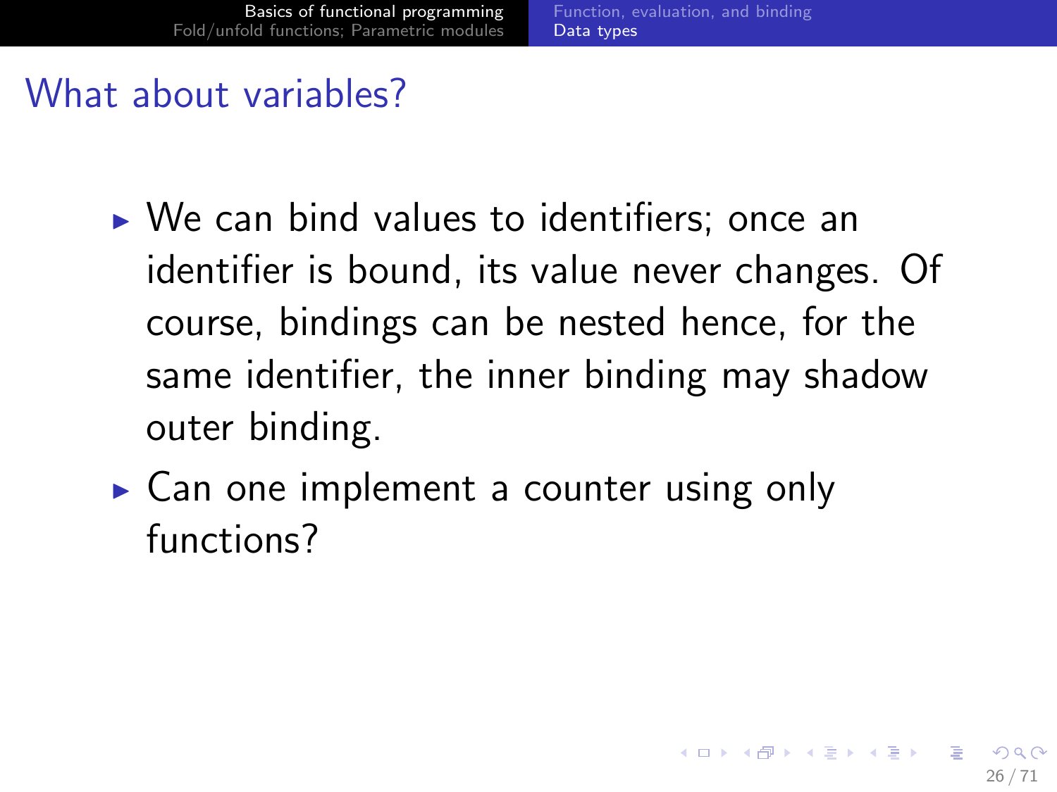## What about variables?

- We can bind values to identifiers; once an identifier is bound, its value never changes. Of course, bindings can be nested hence, for the same identifier, the inner binding may shadow outer binding.
- Can one implement a counter using only functions?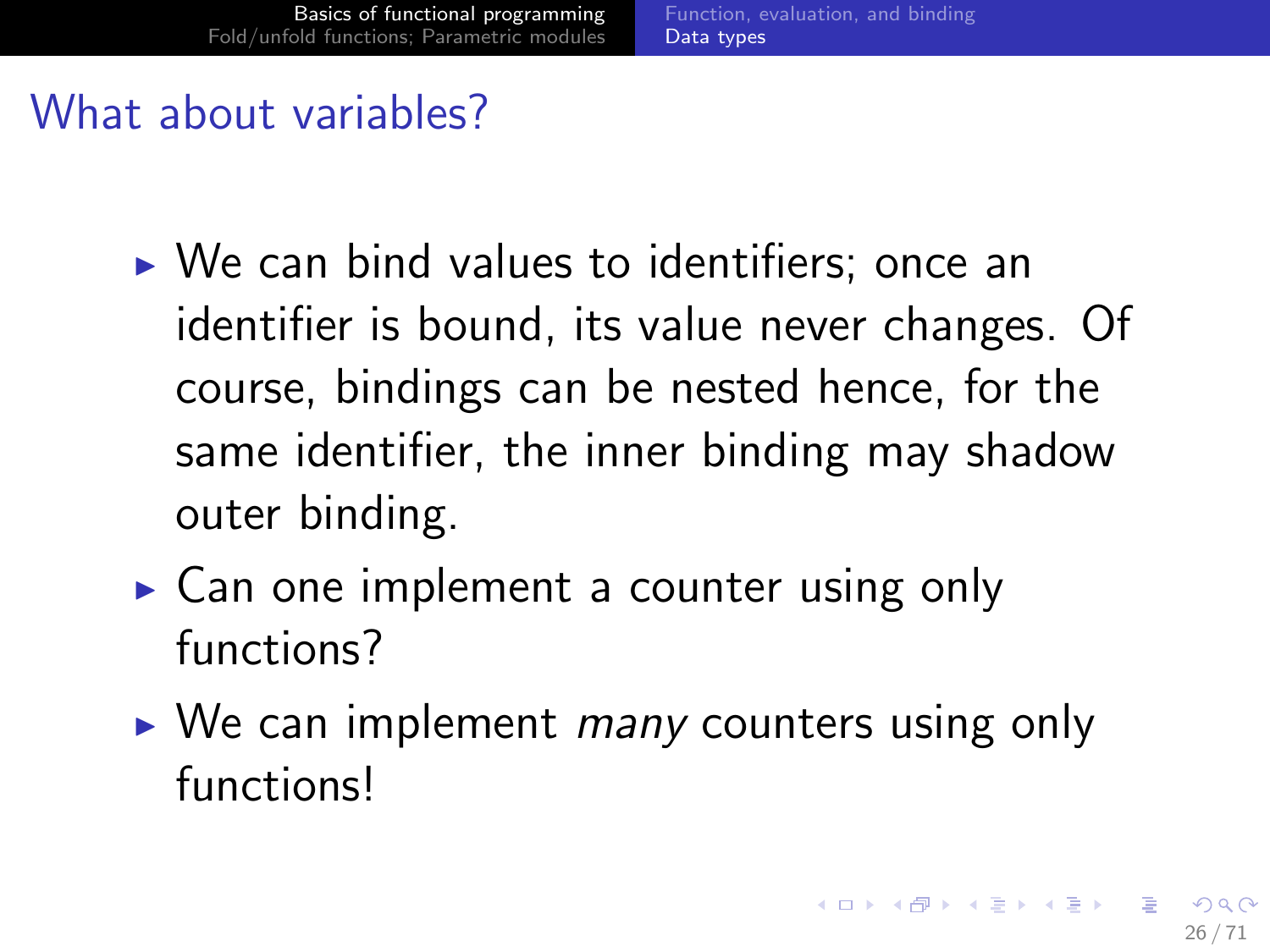# What about variables?

- We can bind values to identifiers; once an identifier is bound, its value never changes. Of course, bindings can be nested hence, for the same identifier, the inner binding may shadow outer binding.
- Can one implement a counter using only functions?
- We can implement *many* counters using only functions!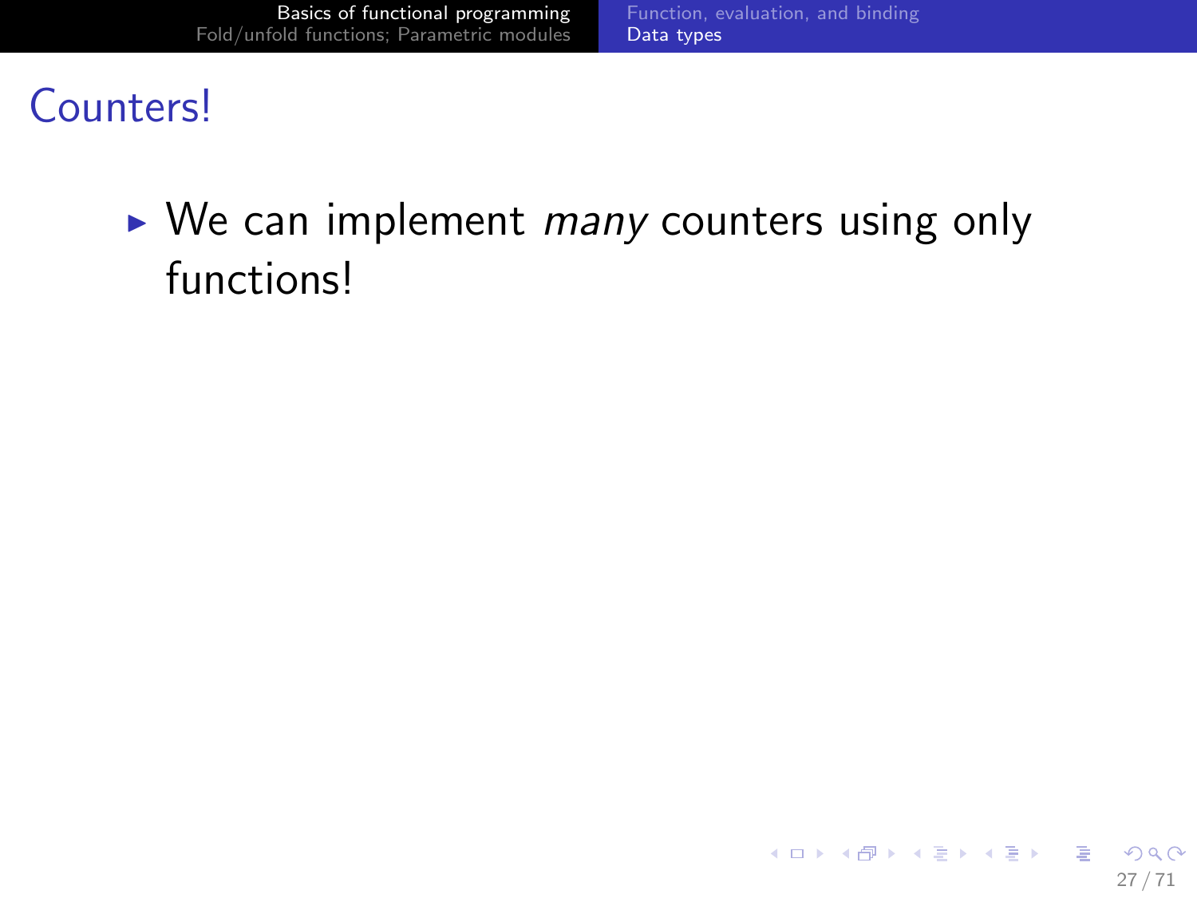# Counters!

- We can implement *many* counters using only functions!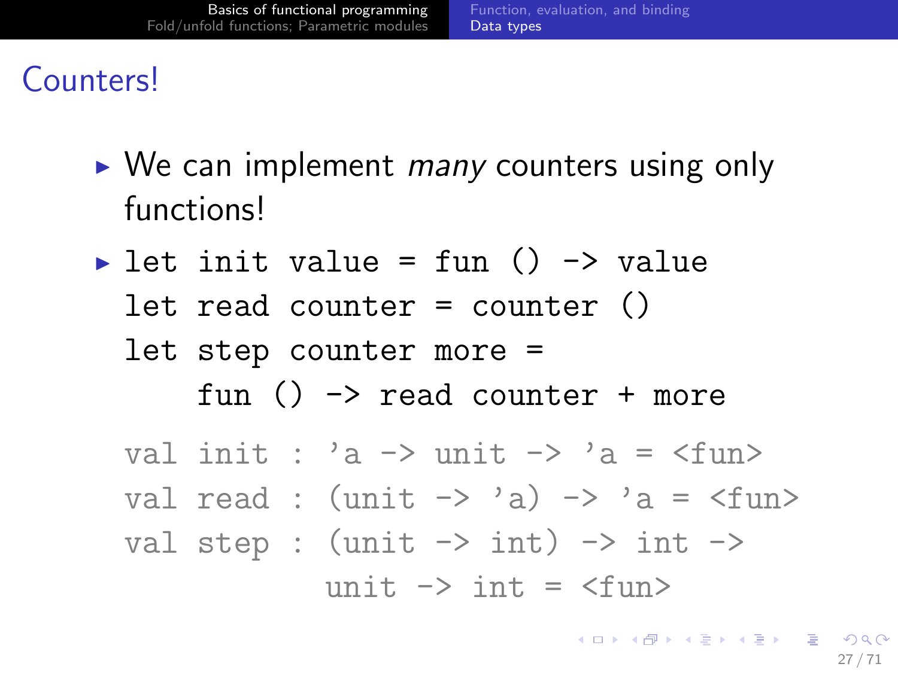# Counters!

- We can implement *many* counters using only functions!
- 

```
let init value = fun () -> value
let read counter = counter ()
let step counter more =
    fun () -> read counter + more
```

```
val init : 'a -> unit -> 'a = <fun>
val read : (unit -> 'a) -> 'a = <fun>
val step : (unit -> int) -> int ->
             unit -> int = <fun>
```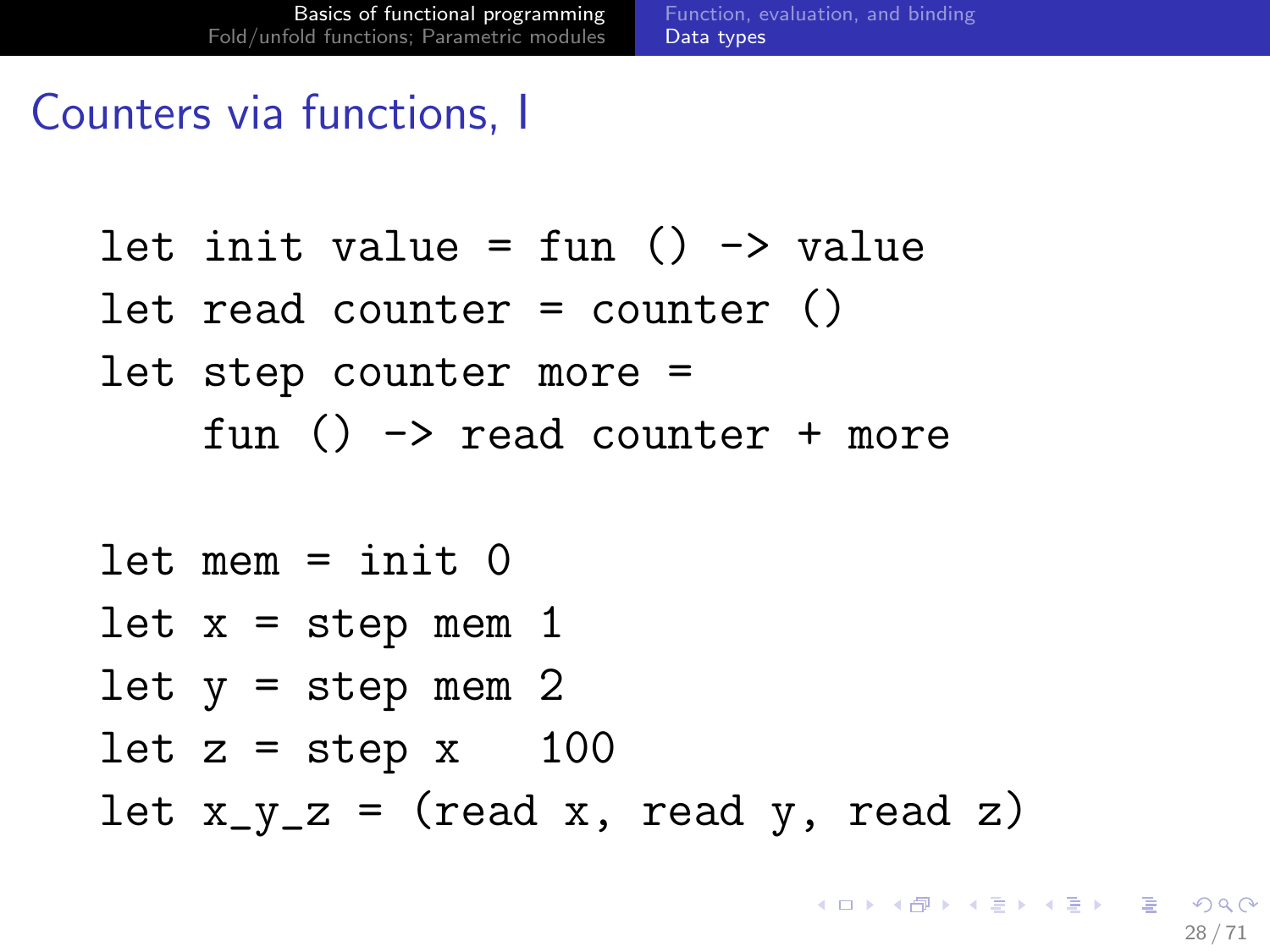# Counters via functions, I

```
let init value = fun () -> value
let read counter = counter ()
let step counter more =
    fun () -> read counter + more

let mem = init 0
let x = step mem 1
let y = step mem 2
let z = step x   100
let x_y_z = (read x, read y, read z)
```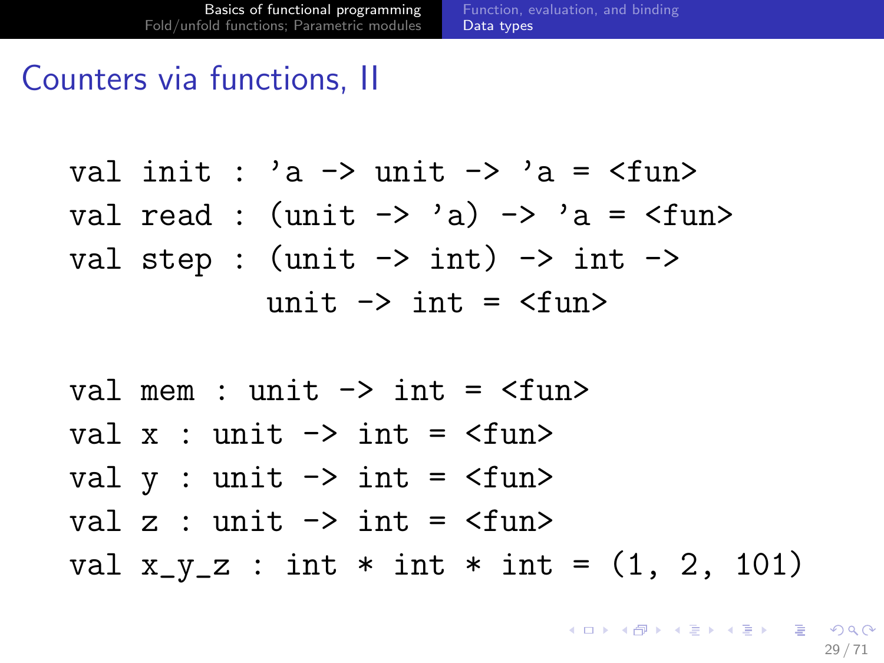# Counters via functions, II

```
val init : 'a -> unit -> 'a = <fun>
val read : (unit -> 'a) -> 'a = <fun>
val step : (unit -> int) -> int ->
            unit -> int = <fun>

val mem : unit -> int = <fun>
val x : unit -> int = <fun>
val y : unit -> int = <fun>
val z : unit -> int = <fun>
val x_y_z : int * int * int = (1, 2, 101)
```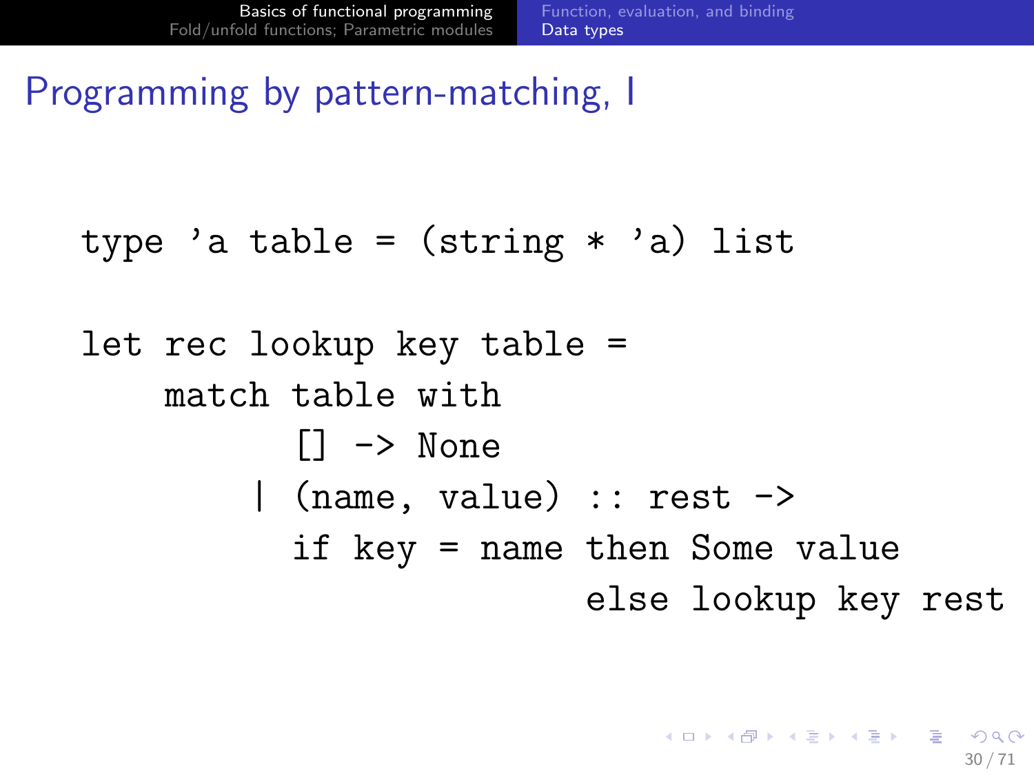# Programming by pattern-matching, I

```
type 'a table = (string * 'a) list

let rec lookup key table =
    match table with
          [] -> None
        | (name, value) :: rest ->
          if key = name then Some value
                        else lookup key rest
```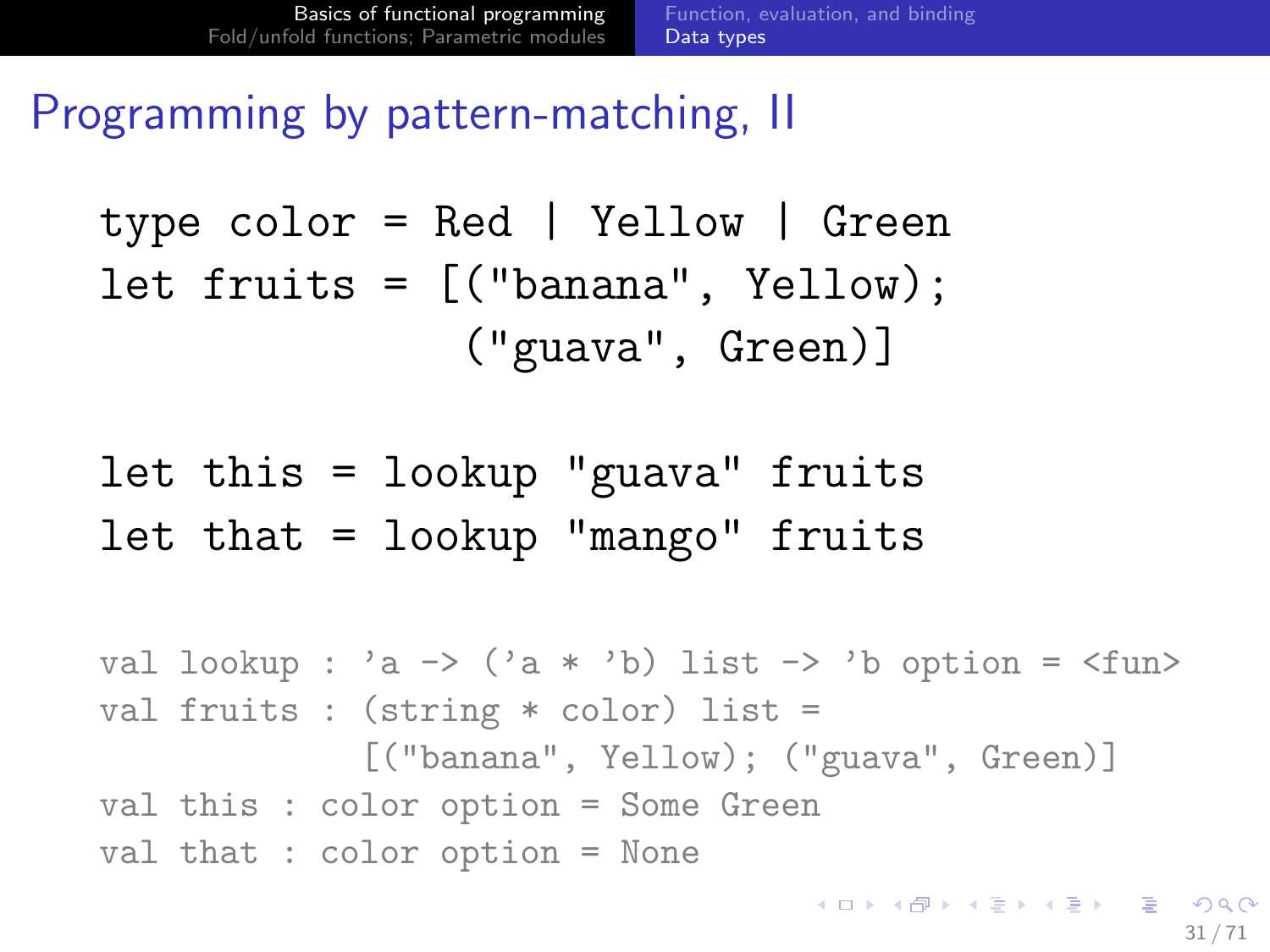# Programming by pattern-matching, II

```
type color = Red | Yellow | Green
let fruits = [("banana", Yellow);
              ("guava", Green)]

let this = lookup "guava" fruits
let that = lookup "mango" fruits
```

```
val lookup : 'a -> ('a * 'b) list -> 'b option = <fun>
val fruits : (string * color) list =
             [("banana", Yellow); ("guava", Green)]
val this : color option = Some Green
val that : color option = None
```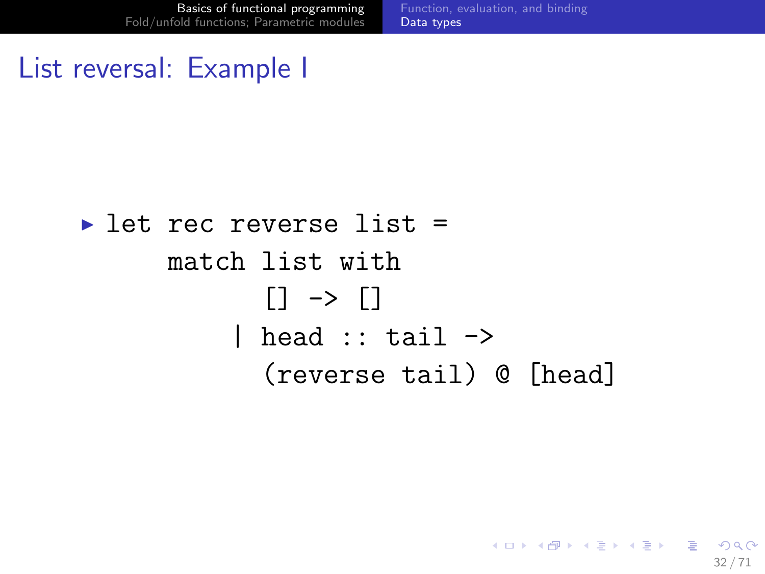# List reversal: Example I

- ```
  let rec reverse list =
      match list with
          [] -> []
        | head :: tail ->
          (reverse tail) @ [head]
  ```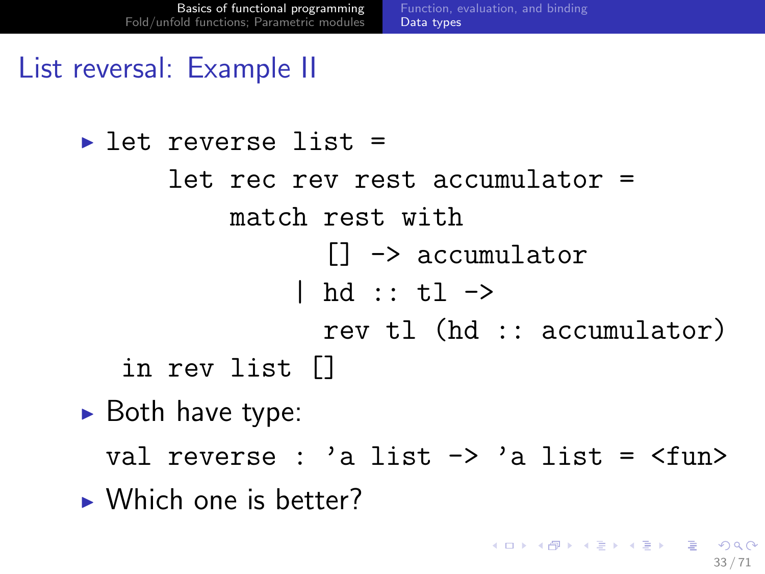# List reversal: Example II

- ```
  let reverse list =
       let rec rev rest accumulator =
           match rest with
                  [] -> accumulator
                | hd :: tl ->
                  rev tl (hd :: accumulator)
    in rev list []
  ```
- Both have type:

  ```
  val reverse : 'a list -> 'a list = <fun>
  ```
- Which one is better?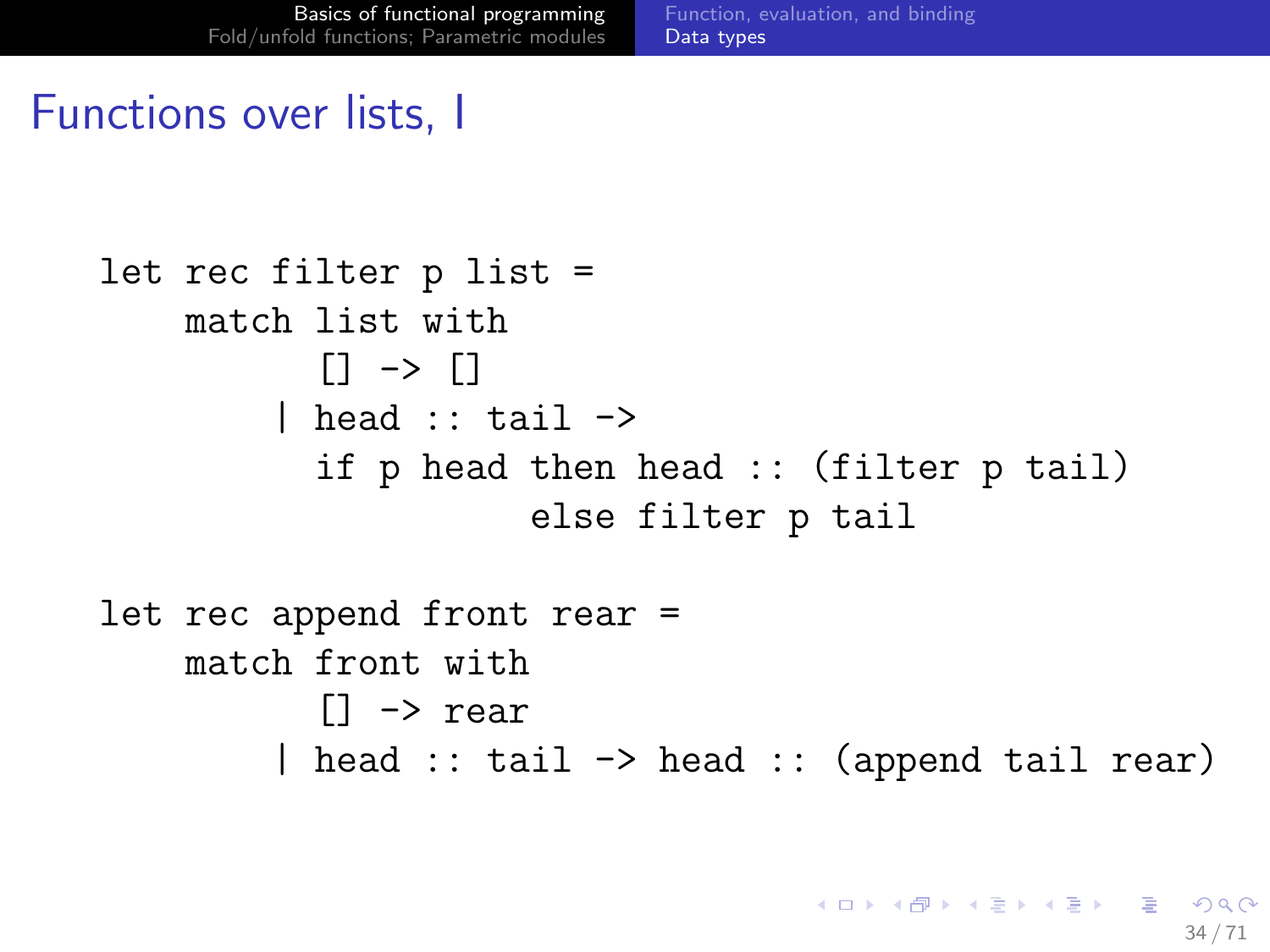# Functions over lists, I

```
let rec filter p list =
    match list with
          [] -> []
        | head :: tail ->
          if p head then head :: (filter p tail)
                    else filter p tail

let rec append front rear =
    match front with
          [] -> rear
        | head :: tail -> head :: (append tail rear)
```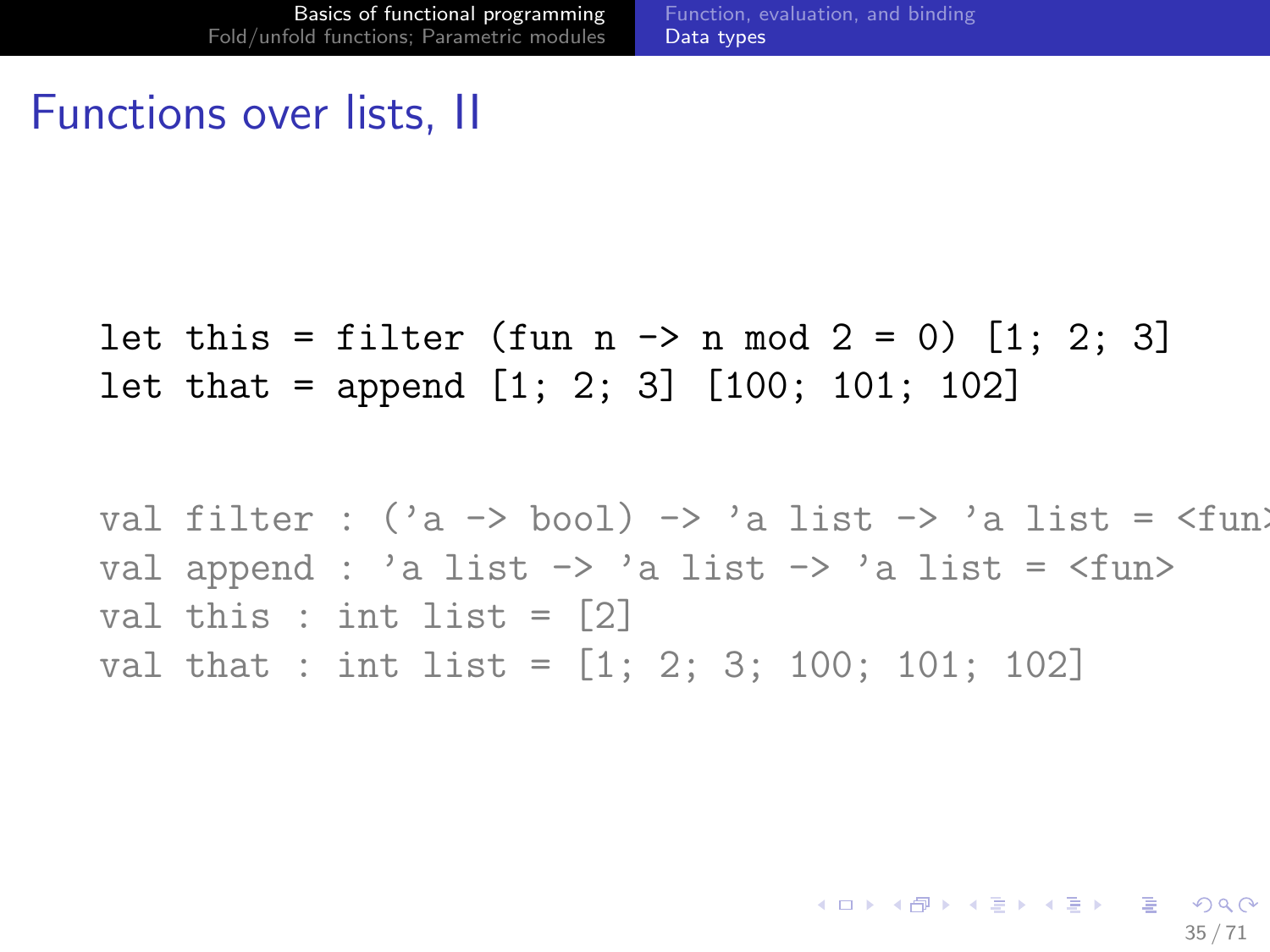# Functions over lists, II

```
let this = filter (fun n -> n mod 2 = 0) [1; 2; 3]
let that = append [1; 2; 3] [100; 101; 102]
```

```
val filter : ('a -> bool) -> 'a list -> 'a list = <fun>
val append : 'a list -> 'a list -> 'a list = <fun>
val this : int list = [2]
val that : int list = [1; 2; 3; 100; 101; 102]
```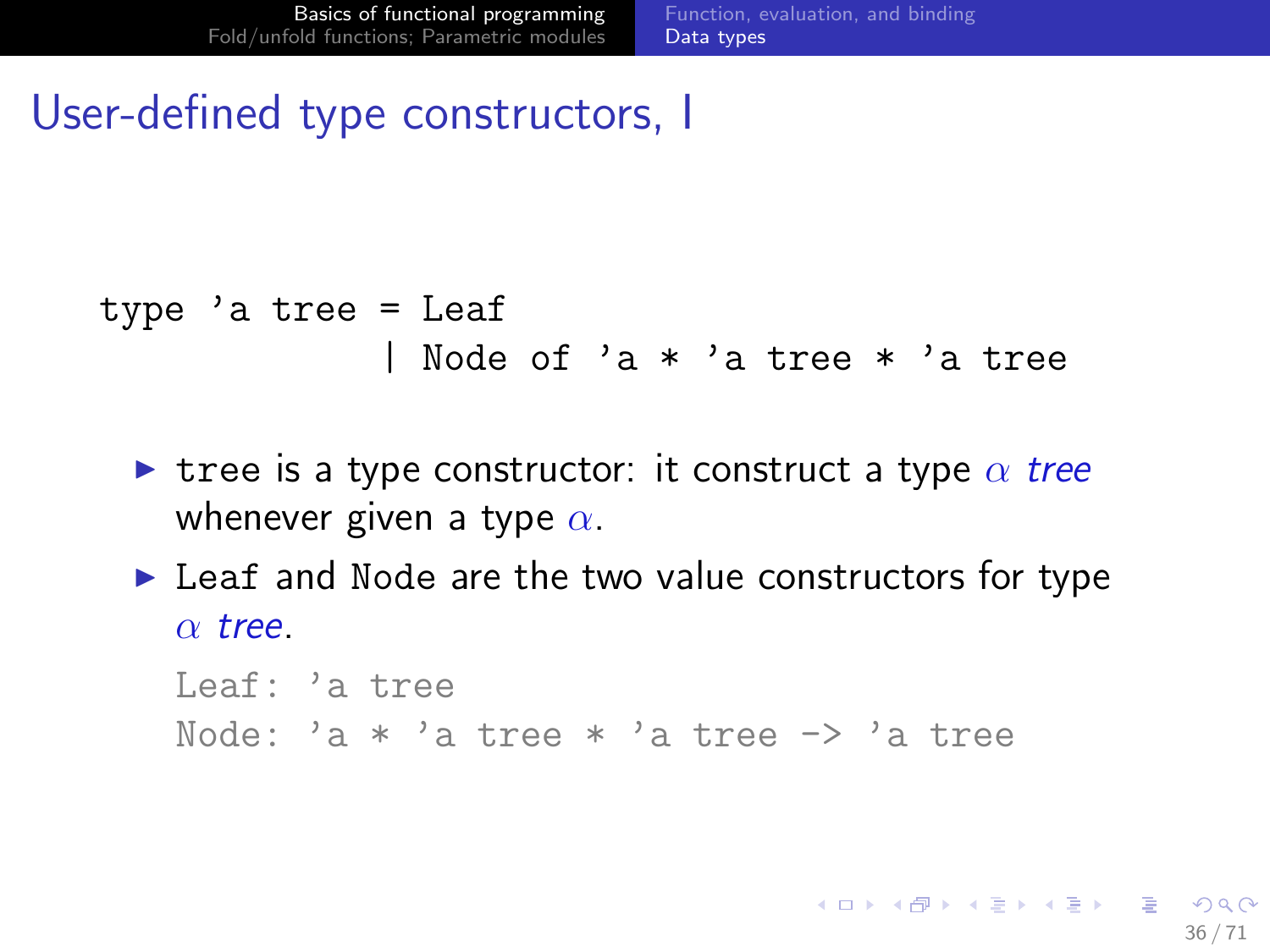# User-defined type constructors, I

```
type 'a tree = Leaf
             | Node of 'a * 'a tree * 'a tree
```

- `tree` is a type constructor: it construct a type $\alpha$ *tree* whenever given a type $\alpha$.
- `Leaf` and `Node` are the two value constructors for type $\alpha$ *tree*.

```
Leaf: 'a tree
Node: 'a * 'a tree * 'a tree -> 'a tree
```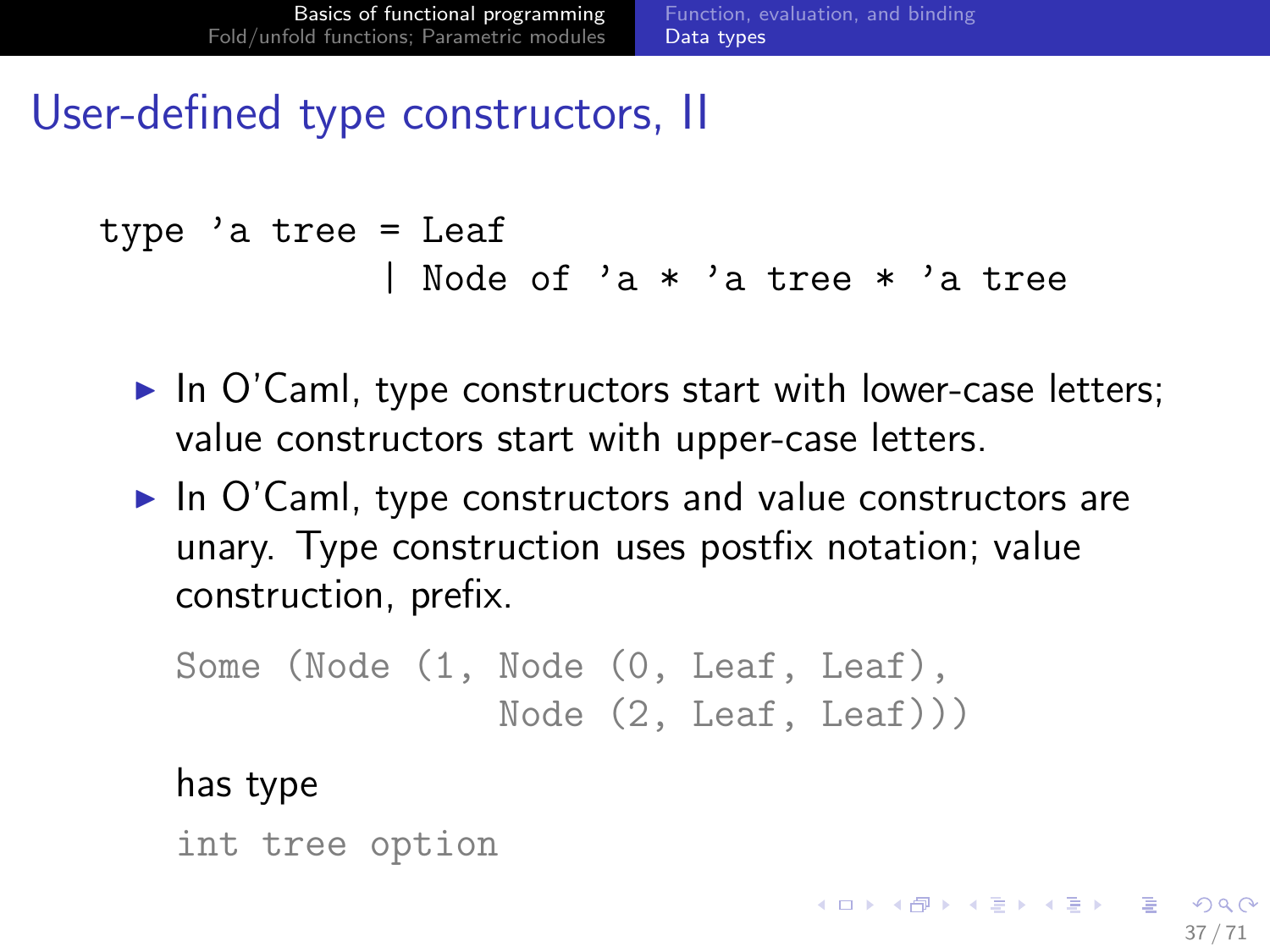## User-defined type constructors, II

```
type 'a tree = Leaf
             | Node of 'a * 'a tree * 'a tree
```

- In O'Caml, type constructors start with lower-case letters; value constructors start with upper-case letters.
- In O'Caml, type constructors and value constructors are unary. Type construction uses postfix notation; value construction, prefix.

  ```
  Some (Node (1, Node (0, Leaf, Leaf),
                 Node (2, Leaf, Leaf)))
  ```

  has type

  ```
  int tree option
  ```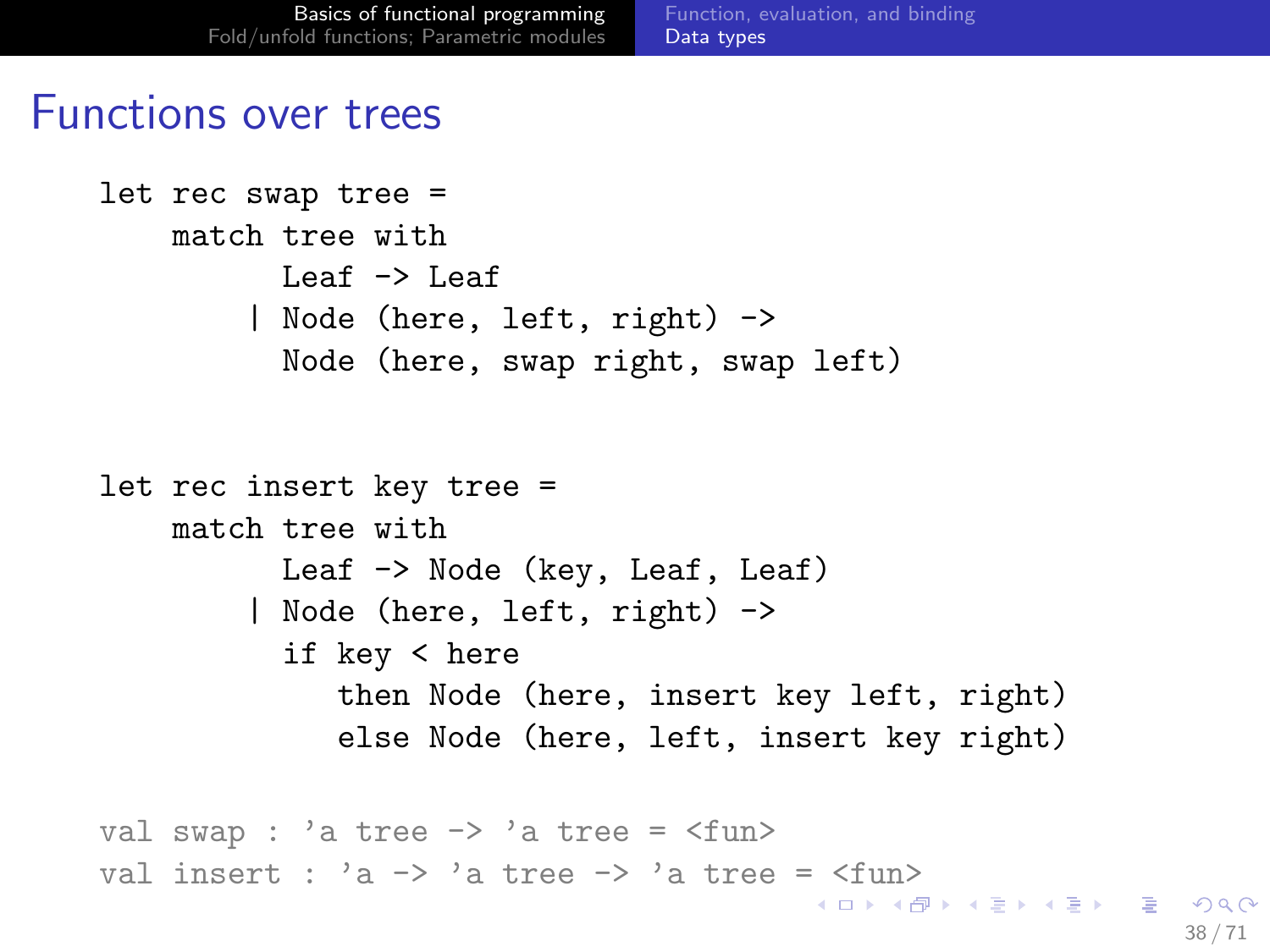# Functions over trees

```
let rec swap tree =
    match tree with
          Leaf -> Leaf
        | Node (here, left, right) ->
          Node (here, swap right, swap left)


let rec insert key tree =
    match tree with
          Leaf -> Node (key, Leaf, Leaf)
        | Node (here, left, right) ->
          if key < here
             then Node (here, insert key left, right)
             else Node (here, left, insert key right)

val swap : 'a tree -> 'a tree = <fun>
val insert : 'a -> 'a tree -> 'a tree = <fun>
```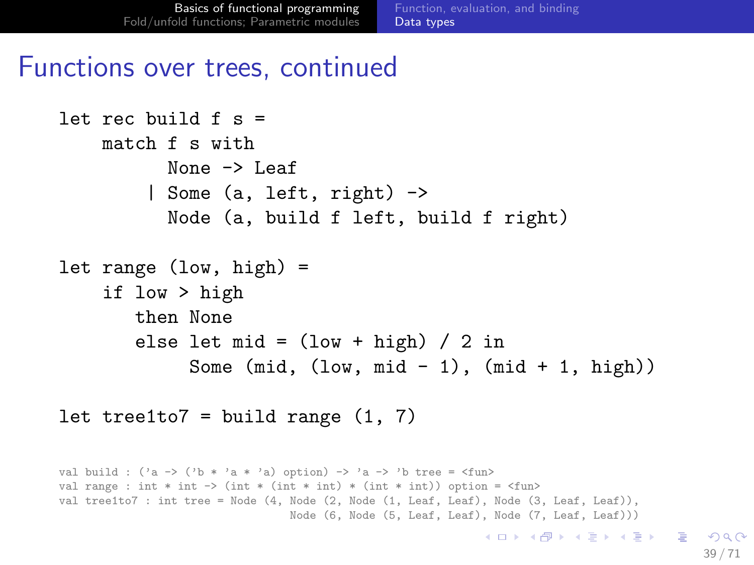# Functions over trees, continued

```
let rec build f s =
    match f s with
          None -> Leaf
        | Some (a, left, right) ->
          Node (a, build f left, build f right)

let range (low, high) =
    if low > high
       then None
       else let mid = (low + high) / 2 in
            Some (mid, (low, mid - 1), (mid + 1, high))

let tree1to7 = build range (1, 7)
```

```
val build : ('a -> ('b * 'a * 'a) option) -> 'a -> 'b tree = <fun>
val range : int * int -> (int * (int * int) * (int * int)) option = <fun>
val tree1to7 : int tree = Node (4, Node (2, Node (1, Leaf, Leaf), Node (3, Leaf, Leaf)),
                                Node (6, Node (5, Leaf, Leaf), Node (7, Leaf, Leaf)))
```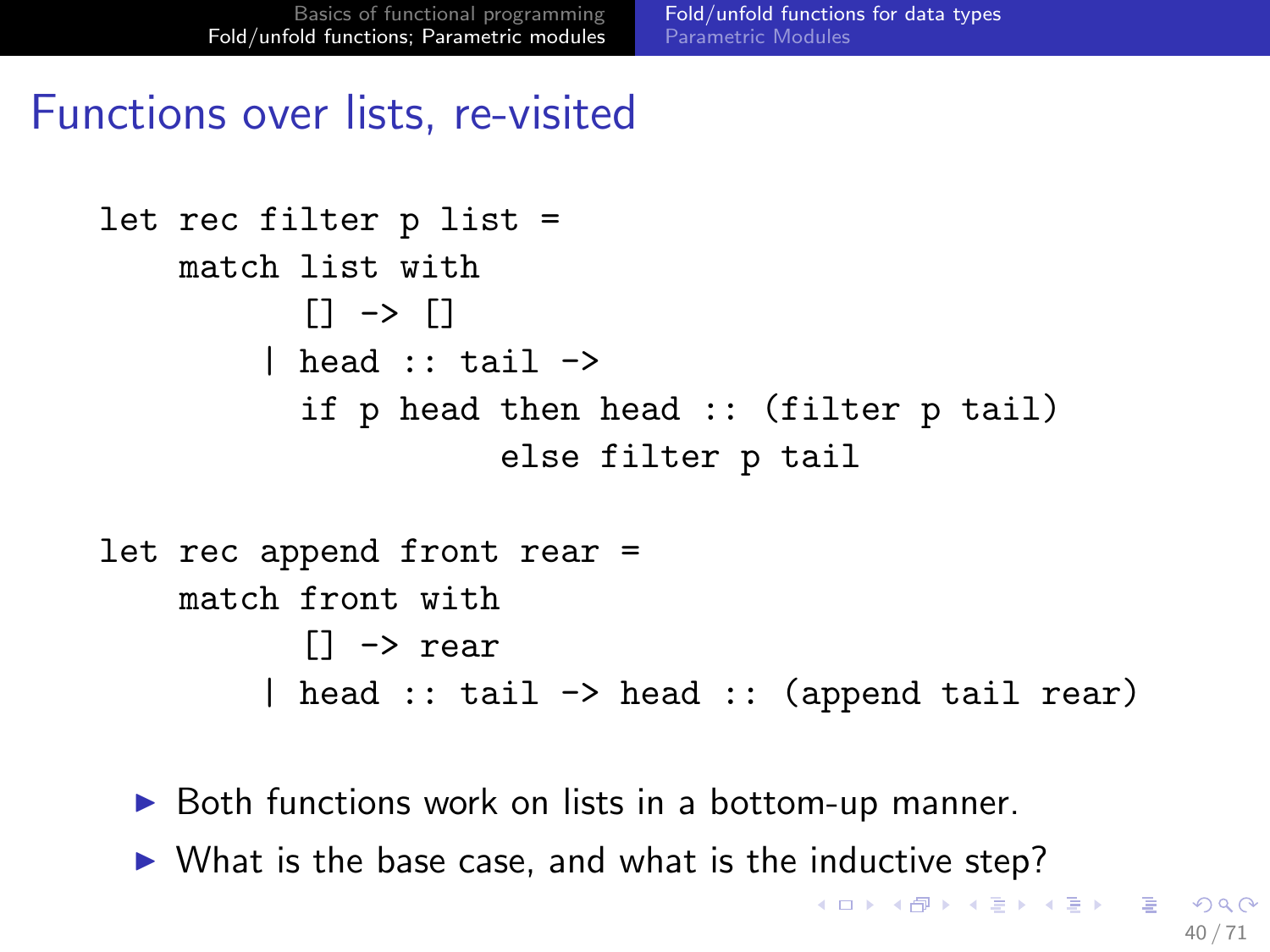# Functions over lists, re-visited

```
let rec filter p list =
    match list with
        [] -> []
      | head :: tail ->
        if p head then head :: (filter p tail)
                  else filter p tail

let rec append front rear =
    match front with
        [] -> rear
      | head :: tail -> head :: (append tail rear)
```

- Both functions work on lists in a bottom-up manner.
- What is the base case, and what is the inductive step?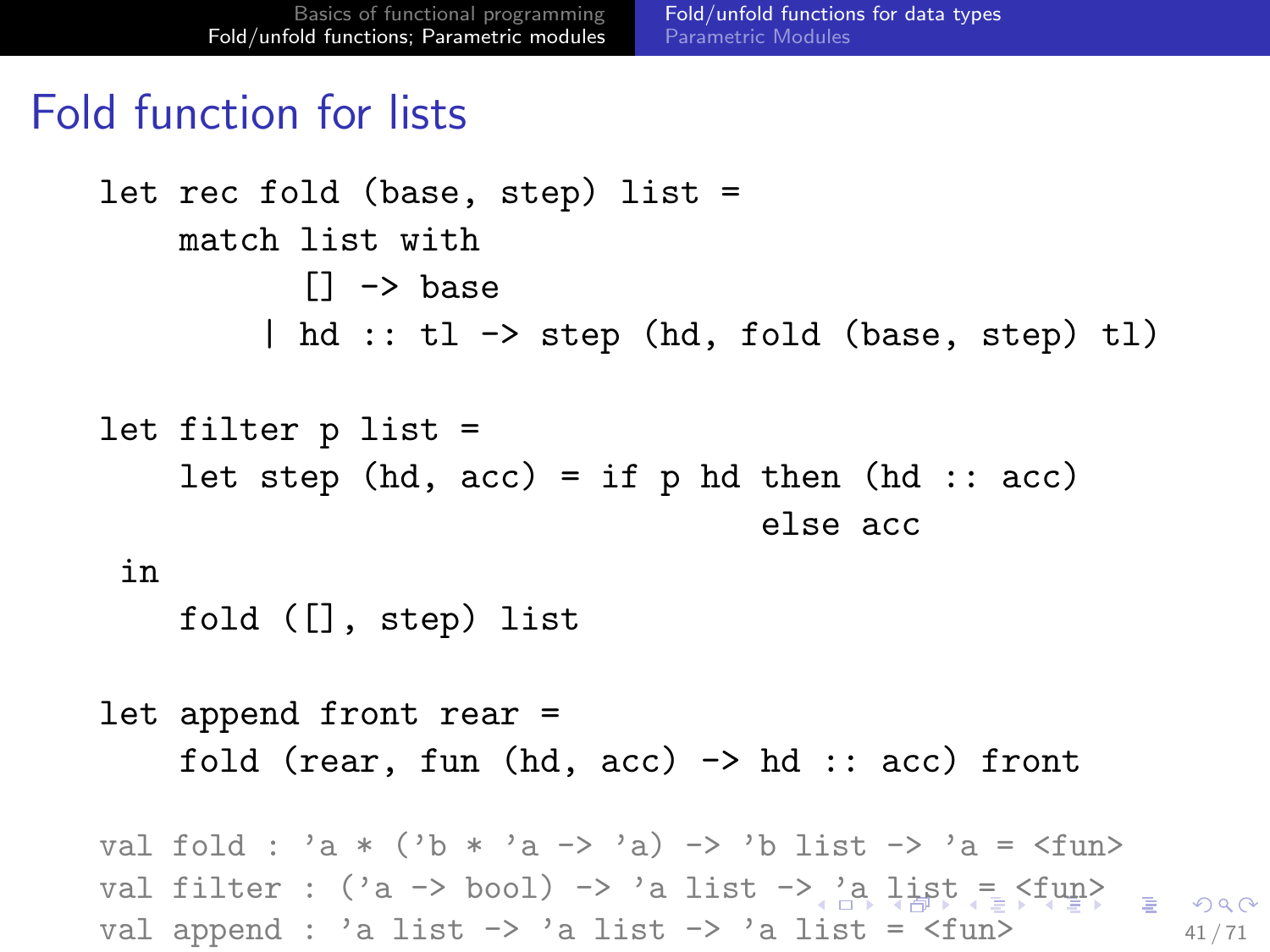# Fold function for lists

```
let rec fold (base, step) list =
    match list with
          [] -> base
        | hd :: tl -> step (hd, fold (base, step) tl)

let filter p list =
    let step (hd, acc) = if p hd then (hd :: acc)
                                 else acc
 in
    fold ([], step) list

let append front rear =
    fold (rear, fun (hd, acc) -> hd :: acc) front
```

```
val fold : 'a * ('b * 'a -> 'a) -> 'b list -> 'a = <fun>
val filter : ('a -> bool) -> 'a list -> 'a list = <fun>
val append : 'a list -> 'a list -> 'a list = <fun>
```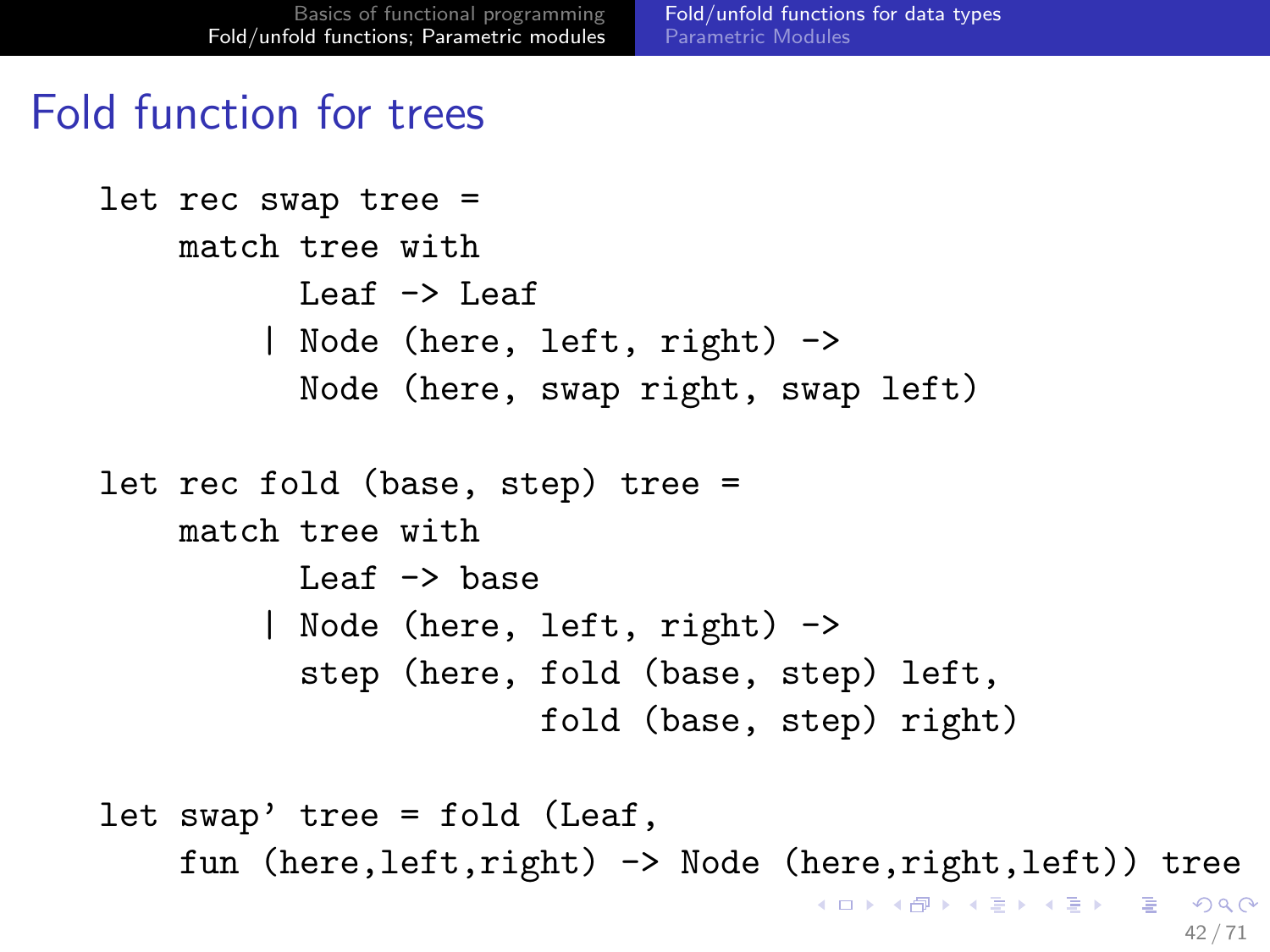# Fold function for trees

```
let rec swap tree =
    match tree with
          Leaf -> Leaf
        | Node (here, left, right) ->
          Node (here, swap right, swap left)

let rec fold (base, step) tree =
    match tree with
          Leaf -> base
        | Node (here, left, right) ->
          step (here, fold (base, step) left,
                      fold (base, step) right)

let swap' tree = fold (Leaf,
    fun (here,left,right) -> Node (here,right,left)) tree
```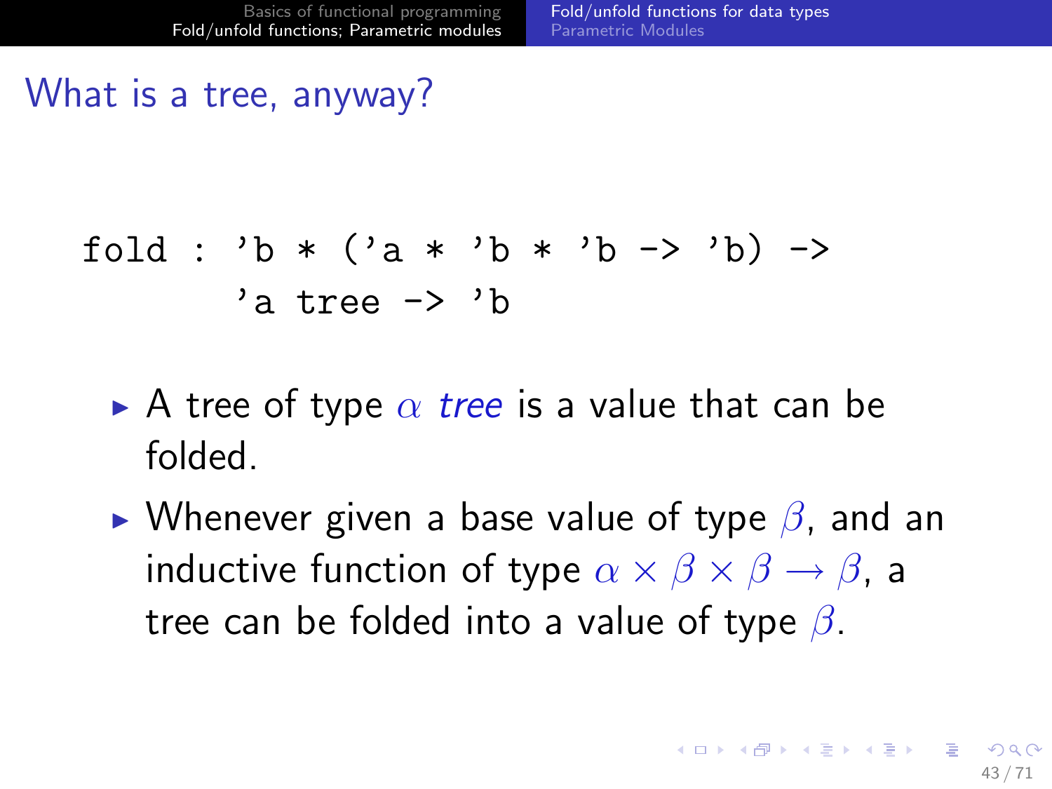# What is a tree, anyway?

```
fold : 'b * ('a * 'b * 'b -> 'b) ->
       'a tree -> 'b
```

- A tree of type $\alpha$ *tree* is a value that can be folded.
- Whenever given a base value of type $\beta$, and an inductive function of type $\alpha \times \beta \times \beta \rightarrow \beta$, a tree can be folded into a value of type $\beta$.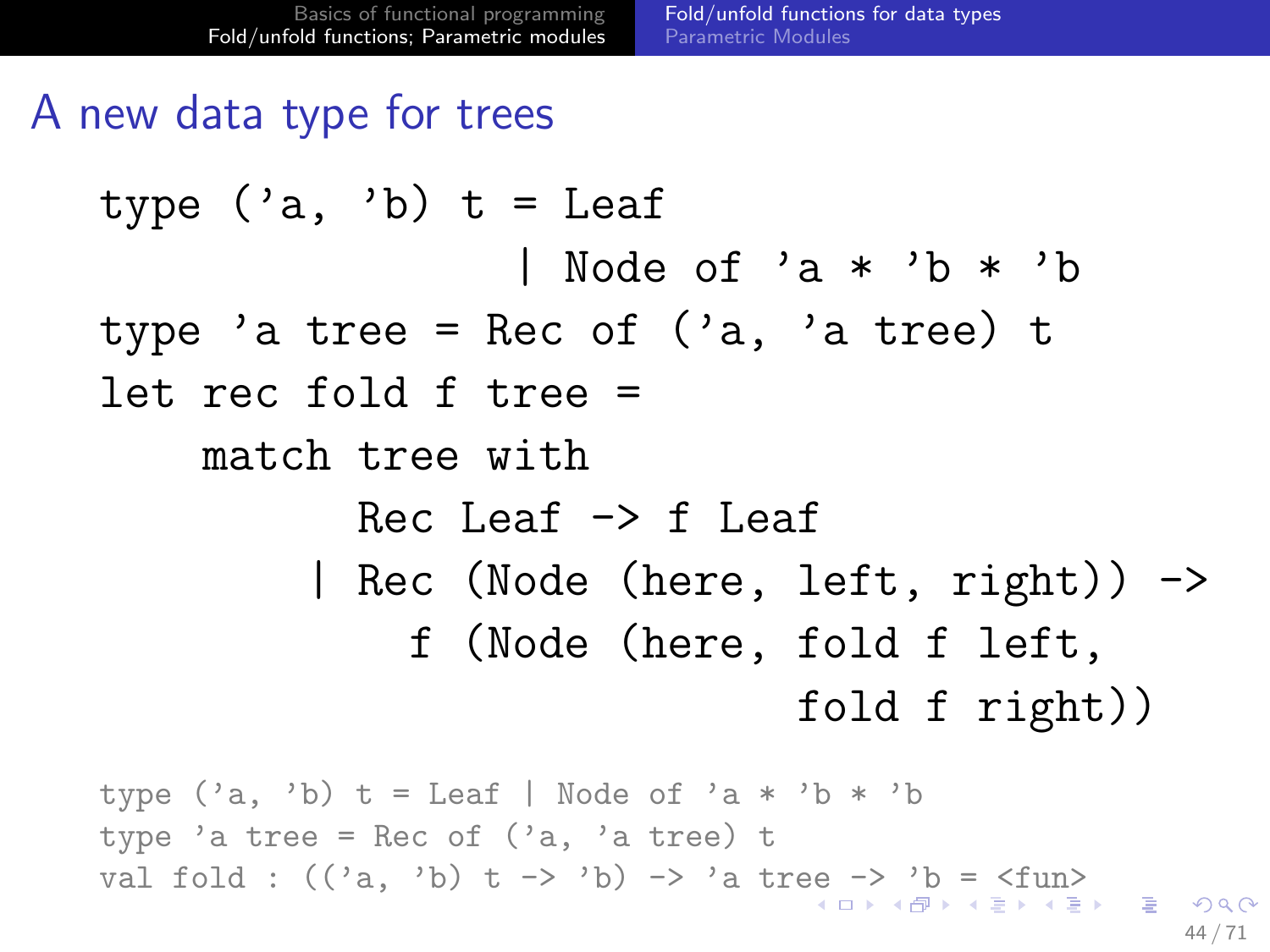## A new data type for trees

```
type ('a, 'b) t = Leaf
                | Node of 'a * 'b * 'b
type 'a tree = Rec of ('a, 'a tree) t
let rec fold f tree =
    match tree with
         Rec Leaf -> f Leaf
       | Rec (Node (here, left, right)) ->
           f (Node (here, fold f left,
                          fold f right))
```

```
type ('a, 'b) t = Leaf | Node of 'a * 'b * 'b
type 'a tree = Rec of ('a, 'a tree) t
val fold : (('a, 'b) t -> 'b) -> 'a tree -> 'b = <fun>
```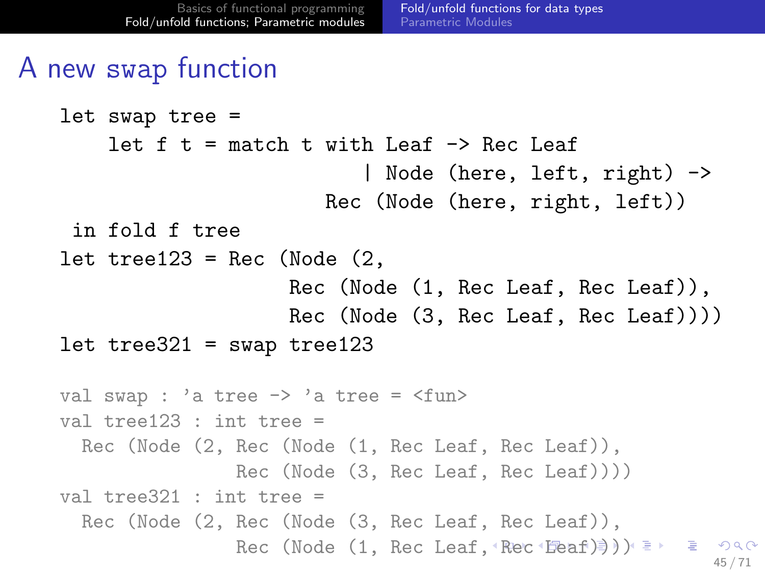# A new swap function

```
let swap tree =
    let f t = match t with Leaf -> Rec Leaf
                         | Node (here, left, right) ->
                      Rec (Node (here, right, left))
 in fold f tree
let tree123 = Rec (Node (2,
                  Rec (Node (1, Rec Leaf, Rec Leaf)),
                  Rec (Node (3, Rec Leaf, Rec Leaf))))
let tree321 = swap tree123
```

```
val swap : 'a tree -> 'a tree = <fun>
val tree123 : int tree =
  Rec (Node (2, Rec (Node (1, Rec Leaf, Rec Leaf)),
                Rec (Node (3, Rec Leaf, Rec Leaf))))
val tree321 : int tree =
  Rec (Node (2, Rec (Node (3, Rec Leaf, Rec Leaf)),
                Rec (Node (1, Rec Leaf, Rec Leaf))))
```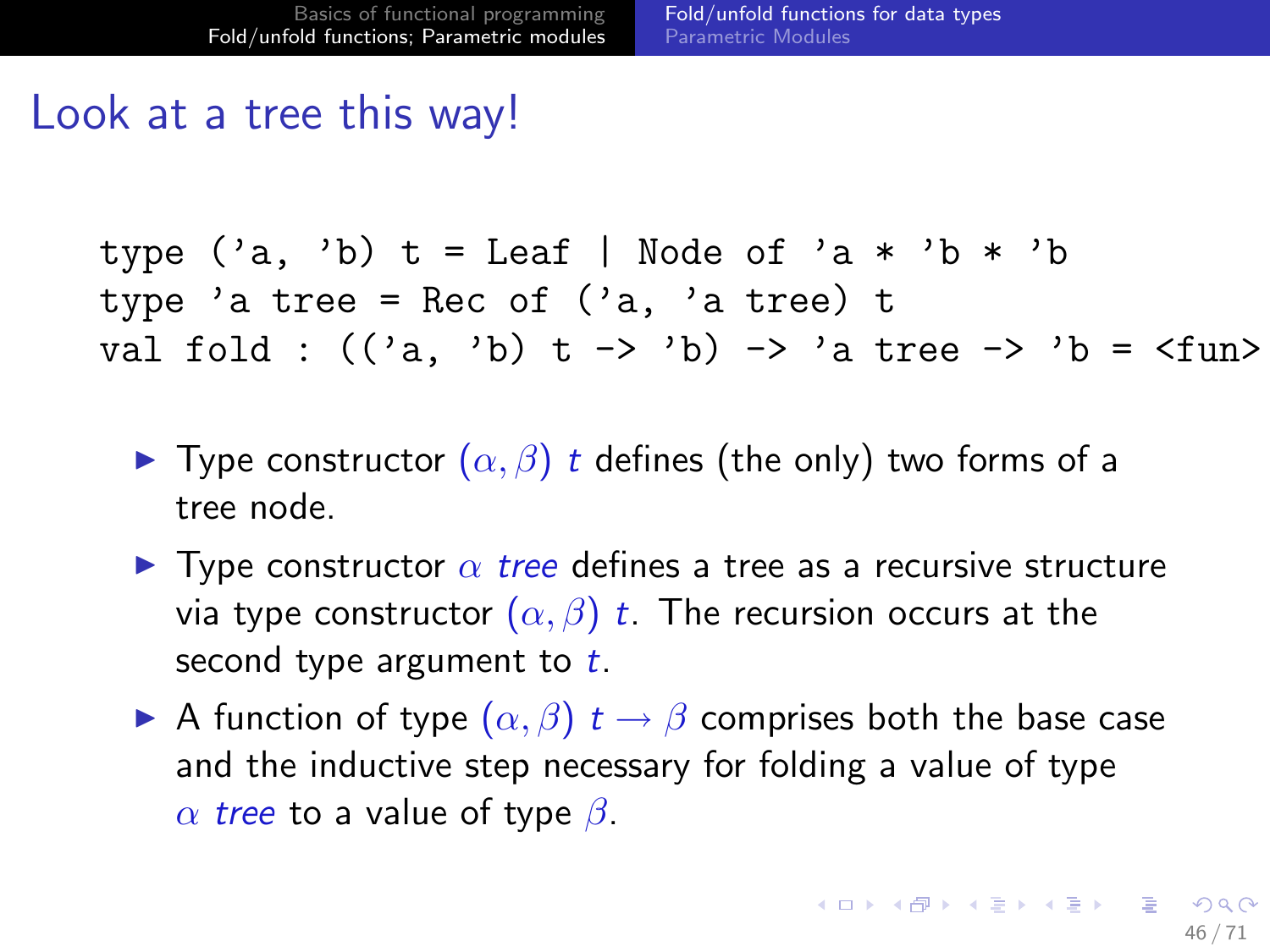# Look at a tree this way!

```
type ('a, 'b) t = Leaf | Node of 'a * 'b * 'b
type 'a tree = Rec of ('a, 'a tree) t
val fold : (('a, 'b) t -> 'b) -> 'a tree -> 'b = <fun>
```

- Type constructor $(\alpha, \beta)$ *t* defines (the only) two forms of a tree node.
- Type constructor $\alpha$ *tree* defines a tree as a recursive structure via type constructor $(\alpha, \beta)$ *t*. The recursion occurs at the second type argument to *t*.
- A function of type $(\alpha, \beta)\ t \rightarrow \beta$ comprises both the base case and the inductive step necessary for folding a value of type $\alpha$ *tree* to a value of type $\beta$.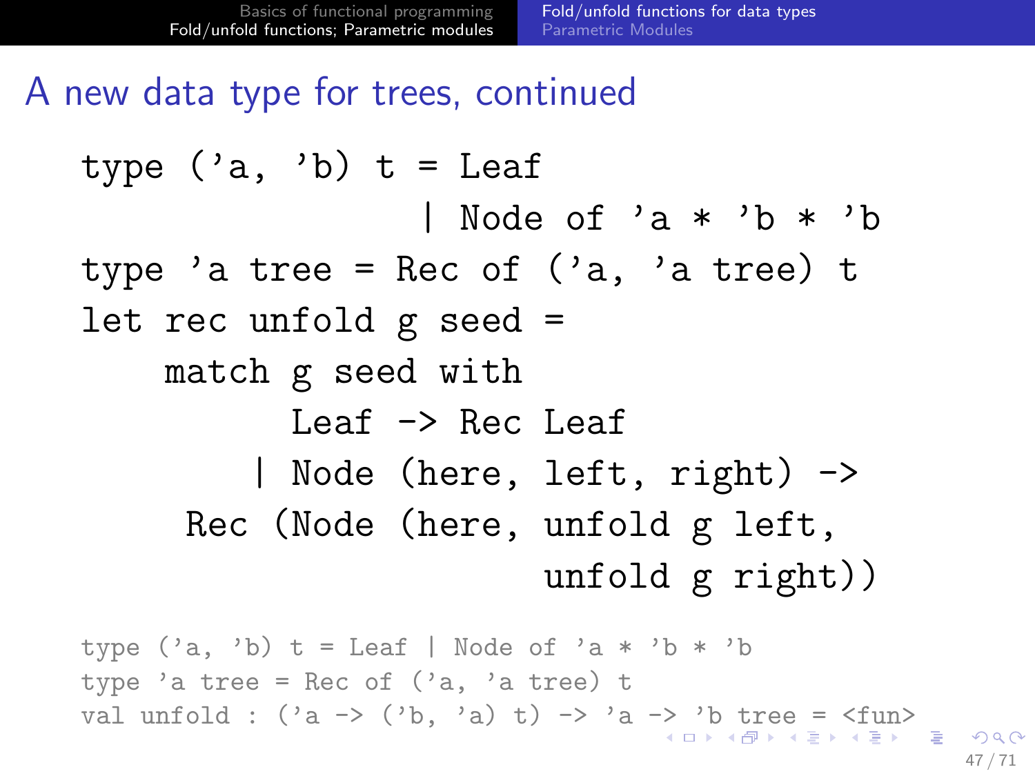# A new data type for trees, continued

```
type ('a, 'b) t = Leaf
                | Node of 'a * 'b * 'b
type 'a tree = Rec of ('a, 'a tree) t
let rec unfold g seed =
    match g seed with
          Leaf -> Rec Leaf
        | Node (here, left, right) ->
     Rec (Node (here, unfold g left,
                      unfold g right))
```

```
type ('a, 'b) t = Leaf | Node of 'a * 'b * 'b
type 'a tree = Rec of ('a, 'a tree) t
val unfold : ('a -> ('b, 'a) t) -> 'a -> 'b tree = <fun>
```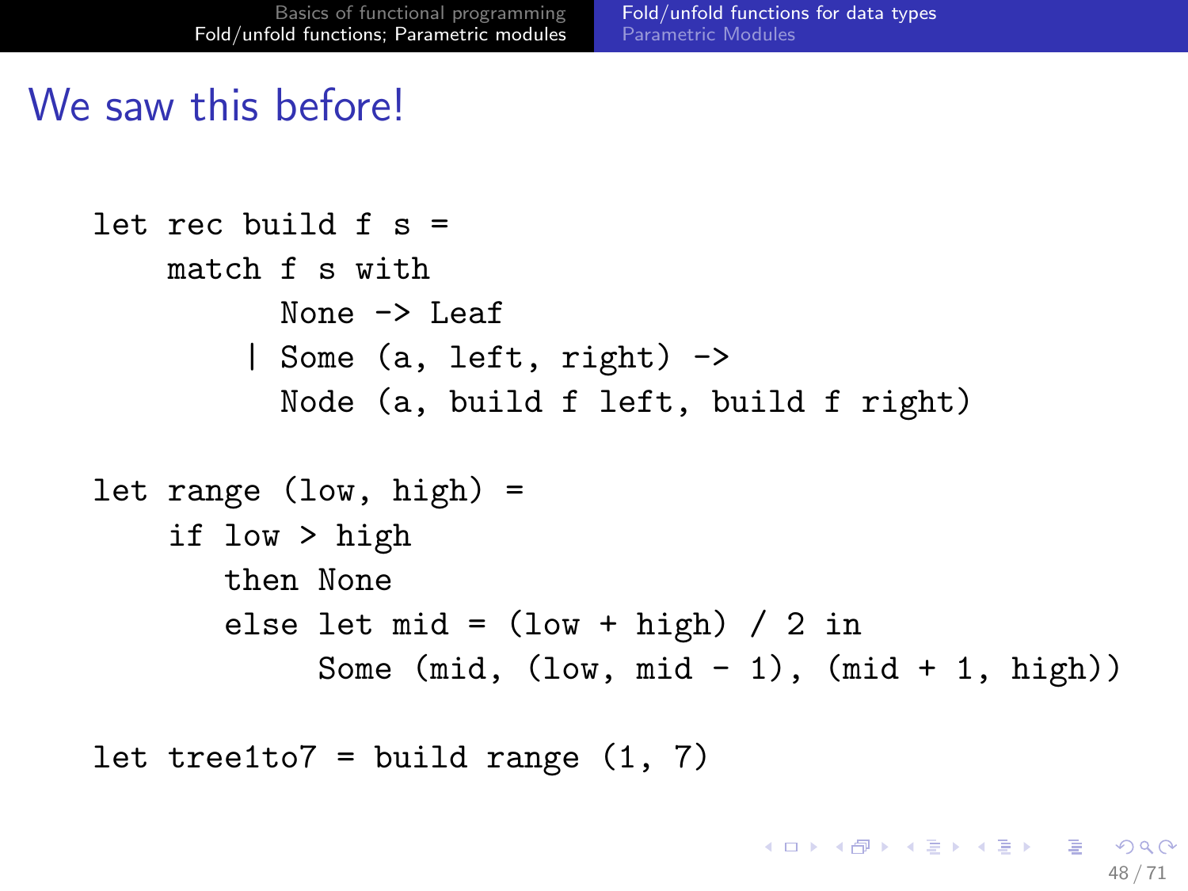# We saw this before!

```
let rec build f s =
    match f s with
          None -> Leaf
        | Some (a, left, right) ->
          Node (a, build f left, build f right)

let range (low, high) =
    if low > high
       then None
       else let mid = (low + high) / 2 in
            Some (mid, (low, mid - 1), (mid + 1, high))

let tree1to7 = build range (1, 7)
```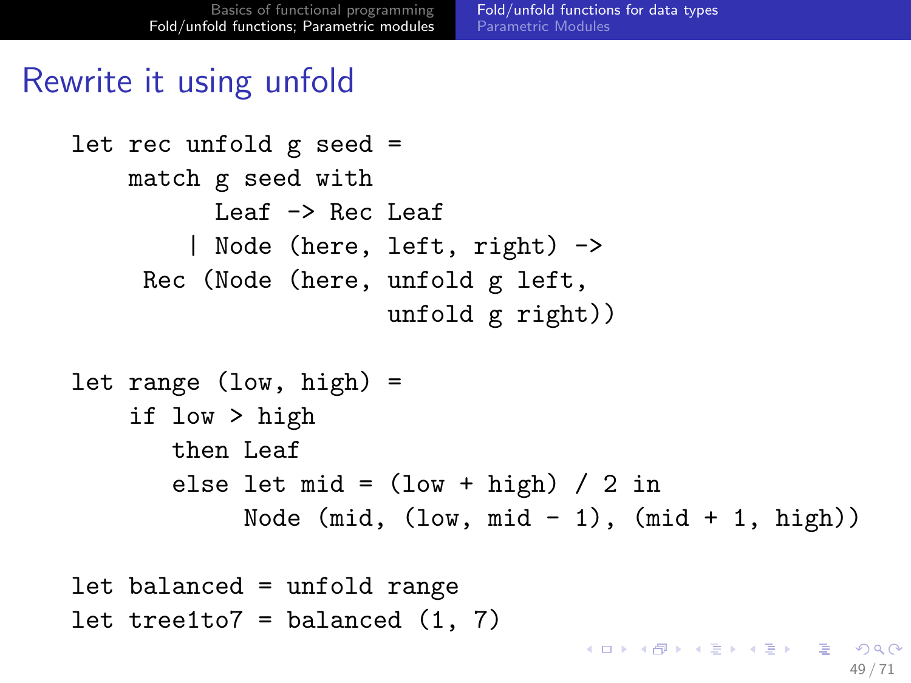# Rewrite it using unfold

```
let rec unfold g seed =
    match g seed with
          Leaf -> Rec Leaf
        | Node (here, left, right) ->
     Rec (Node (here, unfold g left,
                      unfold g right))

let range (low, high) =
    if low > high
       then Leaf
       else let mid = (low + high) / 2 in
            Node (mid, (low, mid - 1), (mid + 1, high))

let balanced = unfold range
let tree1to7 = balanced (1, 7)
```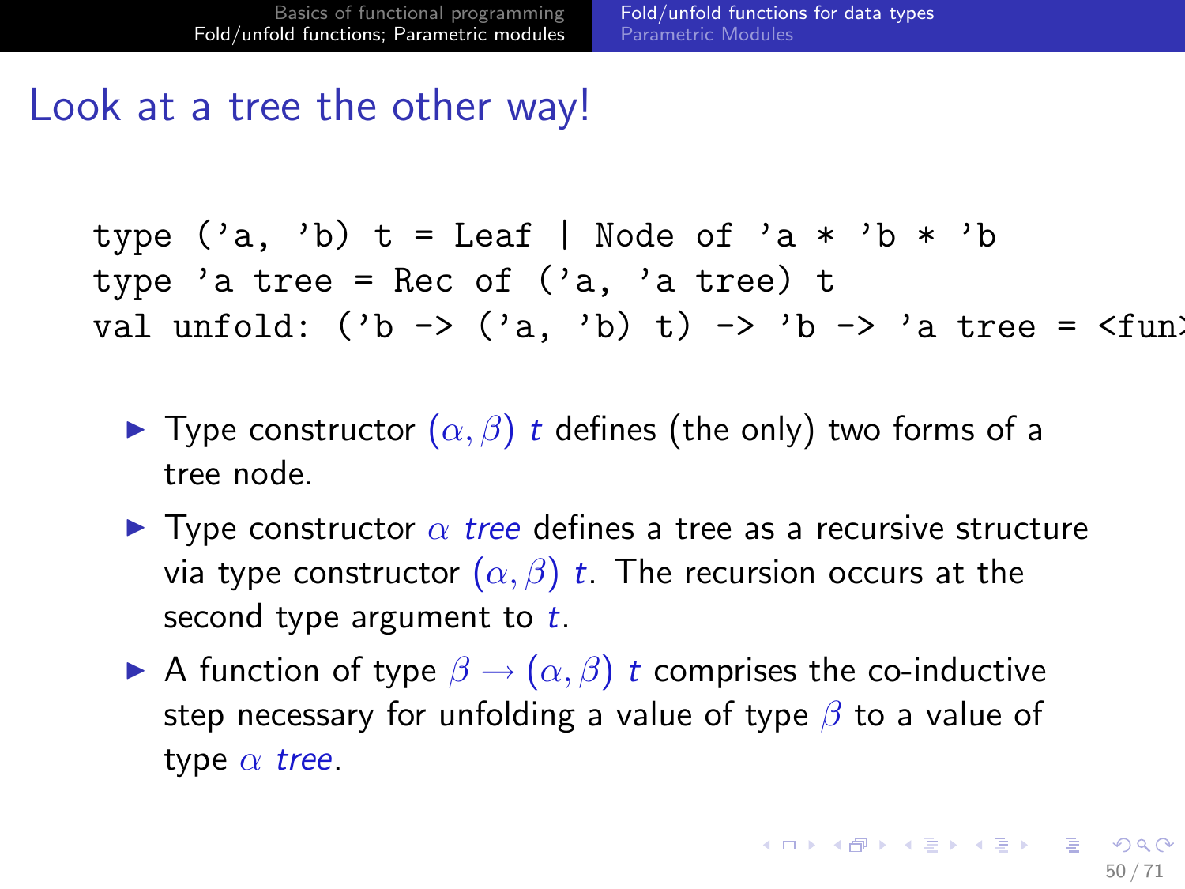# Look at a tree the other way!

```
type ('a, 'b) t = Leaf | Node of 'a * 'b * 'b
type 'a tree = Rec of ('a, 'a tree) t
val unfold: ('b -> ('a, 'b) t) -> 'b -> 'a tree = <fun>
```

- Type constructor $(\alpha, \beta)$ $t$ defines (the only) two forms of a tree node.
- Type constructor $\alpha$ *tree* defines a tree as a recursive structure via type constructor $(\alpha, \beta)$ $t$. The recursion occurs at the second type argument to $t$.
- A function of type $\beta \rightarrow (\alpha, \beta)$ $t$ comprises the co-inductive step necessary for unfolding a value of type $\beta$ to a value of type $\alpha$ *tree*.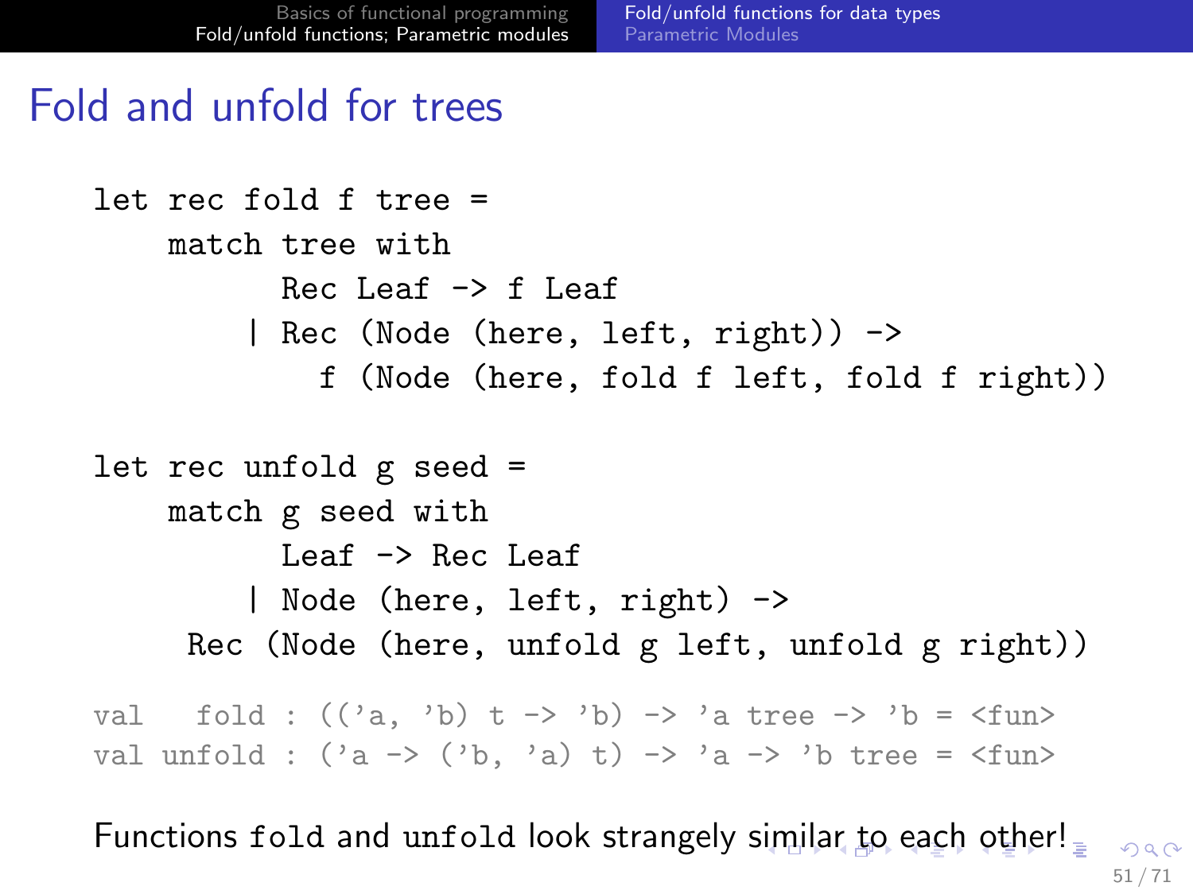# Fold and unfold for trees

```
let rec fold f tree =
    match tree with
          Rec Leaf -> f Leaf
        | Rec (Node (here, left, right)) ->
            f (Node (here, fold f left, fold f right))

let rec unfold g seed =
    match g seed with
          Leaf -> Rec Leaf
        | Node (here, left, right) ->
      Rec (Node (here, unfold g left, unfold g right))
```

```
val   fold : (('a, 'b) t -> 'b) -> 'a tree -> 'b = <fun>
val unfold : ('a -> ('b, 'a) t) -> 'a -> 'b tree = <fun>
```

Functions `fold` and `unfold` look strangely similar to each other!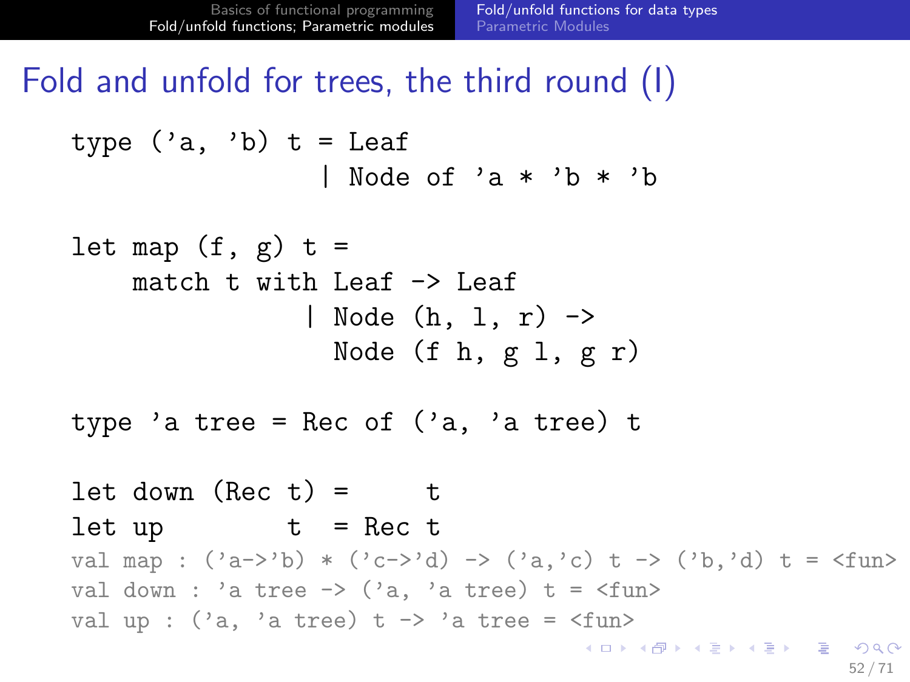# Fold and unfold for trees, the third round (I)

```
type ('a, 'b) t = Leaf
                | Node of 'a * 'b * 'b

let map (f, g) t =
    match t with Leaf -> Leaf
               | Node (h, l, r) ->
                 Node (f h, g l, g r)

type 'a tree = Rec of ('a, 'a tree) t

let down (Rec t) =     t
let up        t  = Rec t
val map : ('a->'b) * ('c->'d) -> ('a,'c) t -> ('b,'d) t = <fun>
val down : 'a tree -> ('a, 'a tree) t = <fun>
val up : ('a, 'a tree) t -> 'a tree = <fun>
```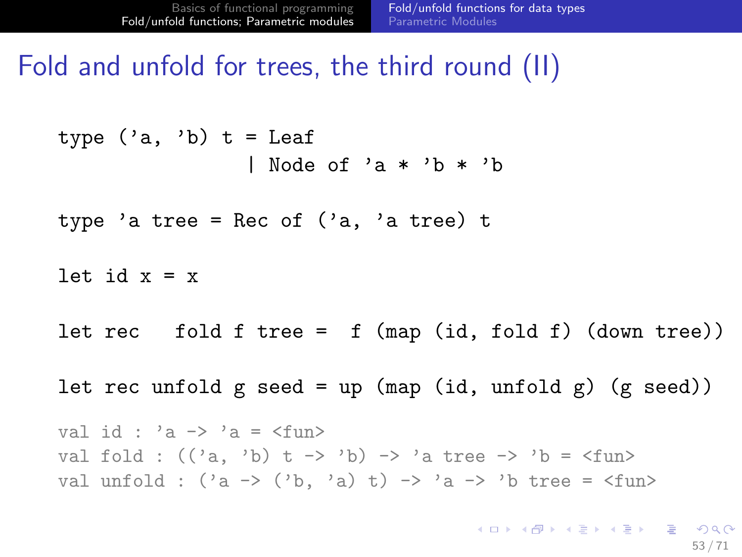# Fold and unfold for trees, the third round (II)

```
type ('a, 'b) t = Leaf
                | Node of 'a * 'b * 'b

type 'a tree = Rec of ('a, 'a tree) t

let id x = x

let rec   fold f tree =  f (map (id, fold f) (down tree))

let rec unfold g seed = up (map (id, unfold g) (g seed))

val id : 'a -> 'a = <fun>
val fold : (('a, 'b) t -> 'b) -> 'a tree -> 'b = <fun>
val unfold : ('a -> ('b, 'a) t) -> 'a -> 'b tree = <fun>
```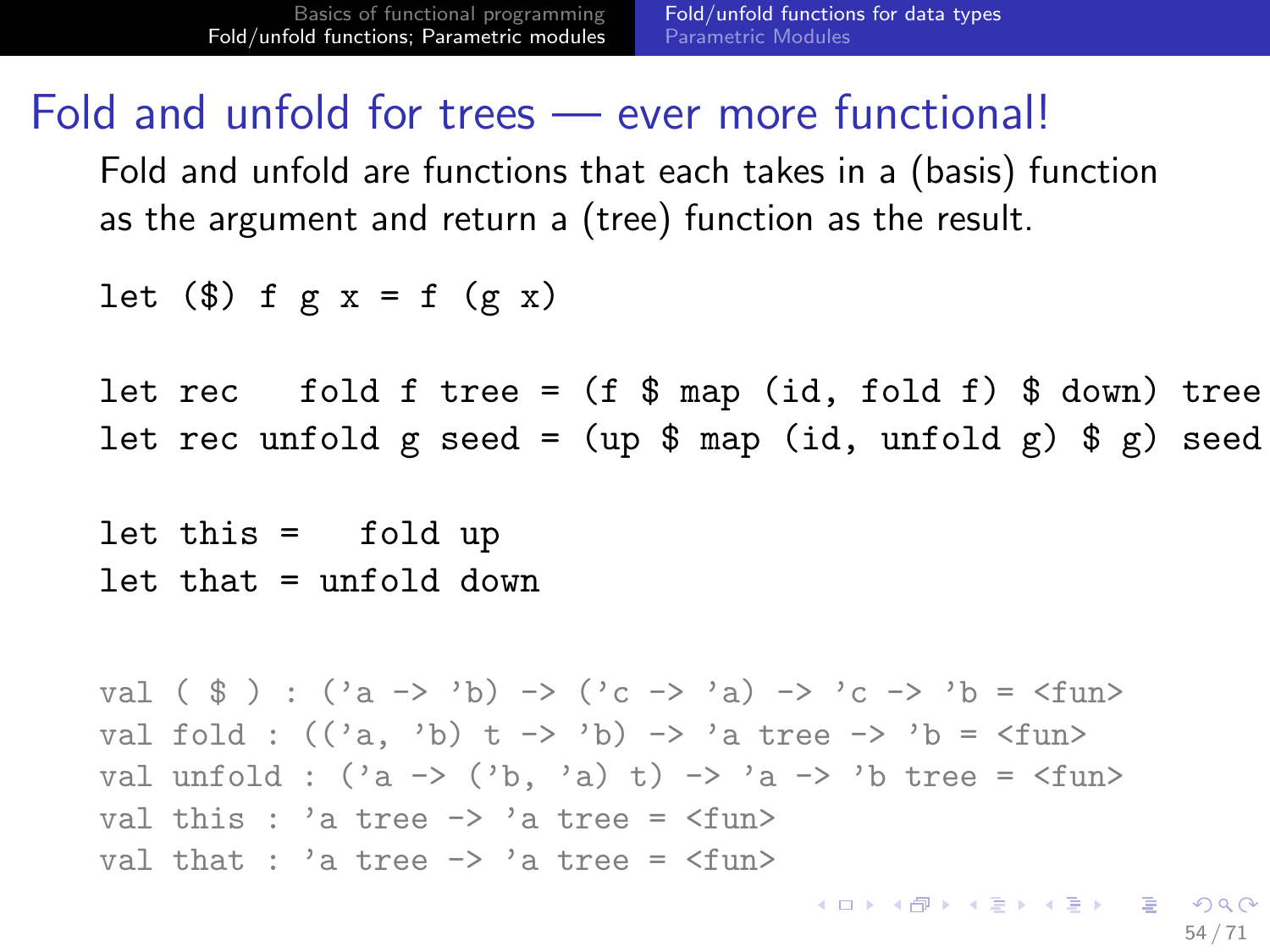# Fold and unfold for trees — ever more functional!

Fold and unfold are functions that each takes in a (basis) function as the argument and return a (tree) function as the result.

```
let ($) f g x = f (g x)

let rec   fold f tree = (f $ map (id, fold f) $ down) tree
let rec unfold g seed = (up $ map (id, unfold g) $ g) seed

let this =   fold up
let that = unfold down
```

```
val ( $ ) : ('a -> 'b) -> ('c -> 'a) -> 'c -> 'b = <fun>
val fold : (('a, 'b) t -> 'b) -> 'a tree -> 'b = <fun>
val unfold : ('a -> ('b, 'a) t) -> 'a -> 'b tree = <fun>
val this : 'a tree -> 'a tree = <fun>
val that : 'a tree -> 'a tree = <fun>
```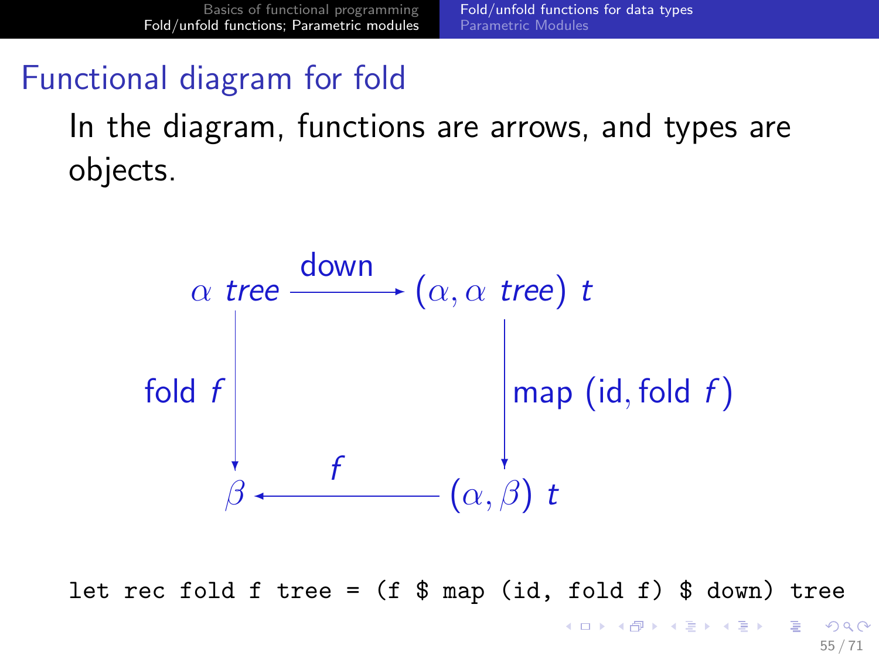## Functional diagram for fold

In the diagram, functions are arrows, and types are objects.

$$
\begin{array}{ccc}
\alpha\ \mathit{tree} & \xrightarrow{\text{down}} & (\alpha, \alpha\ \mathit{tree})\ t \\
\Big\downarrow{\scriptstyle \text{fold } f} & & \Big\downarrow{\scriptstyle \text{map }(\text{id}, \text{fold } f)} \\
\beta & \xleftarrow{f} & (\alpha, \beta)\ t
\end{array}
$$

```
let rec fold f tree = (f $ map (id, fold f) $ down) tree
```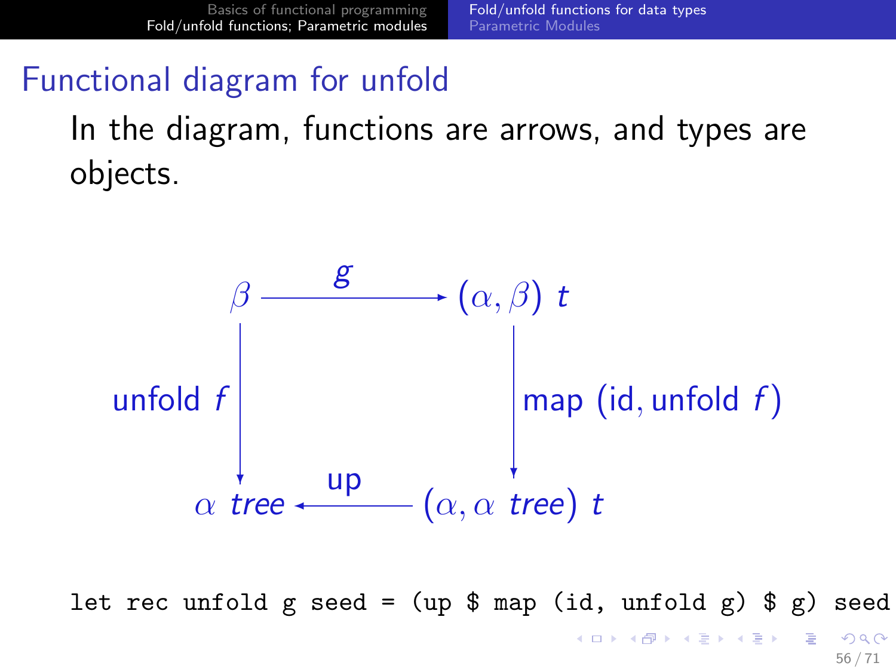## Functional diagram for unfold

In the diagram, functions are arrows, and types are objects.

$$
\begin{array}{ccc}
\beta & \xrightarrow{\quad g \quad} & (\alpha, \beta)\ t \\
\Big\downarrow \text{unfold } f & & \Big\downarrow \text{map } (\text{id}, \text{unfold } f) \\
\alpha\ tree & \xleftarrow{\quad \text{up} \quad} & (\alpha, \alpha\ tree)\ t
\end{array}
$$

```
let rec unfold g seed = (up $ map (id, unfold g) $ g) seed
```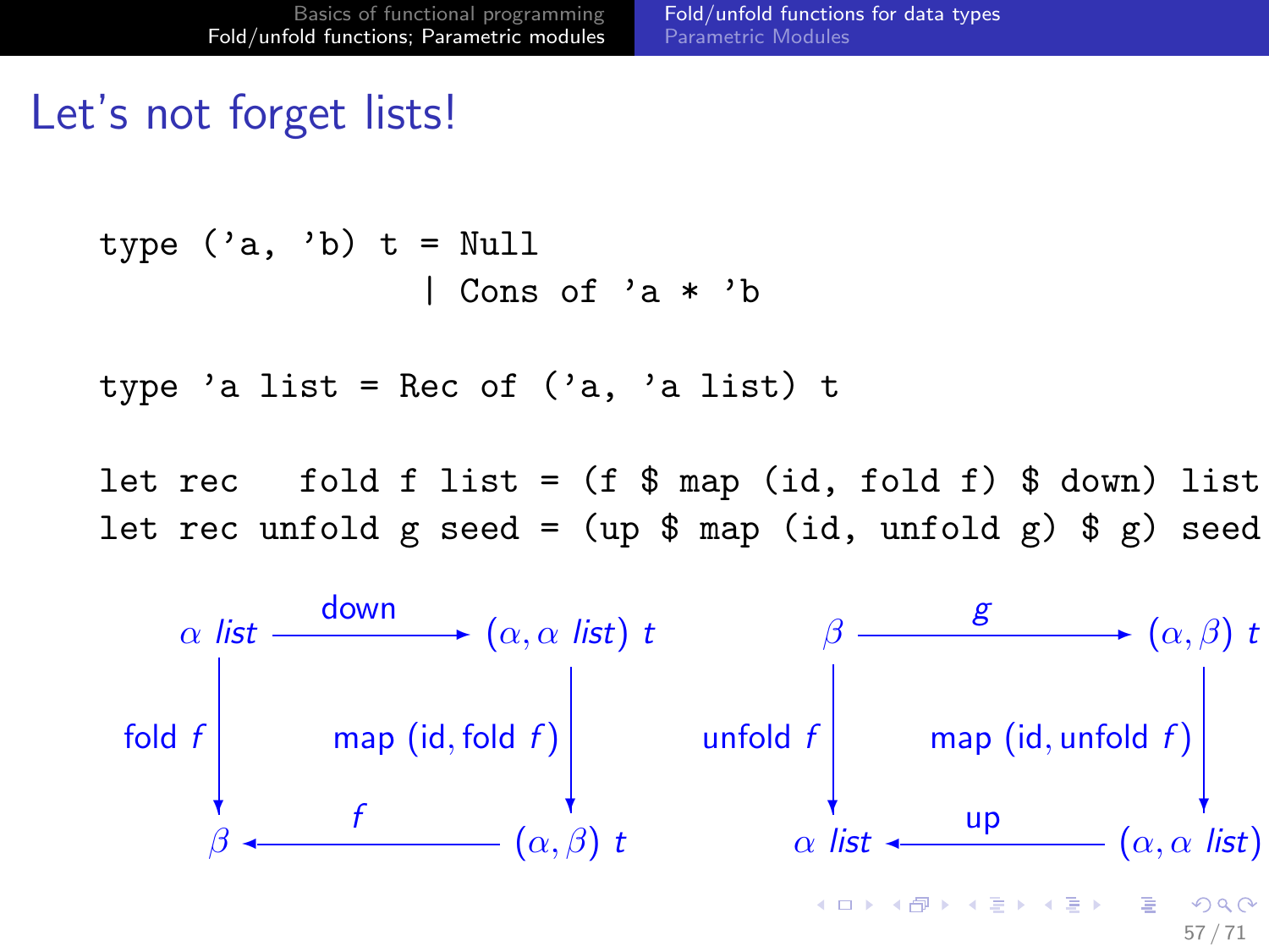# Let's not forget lists!

```
type ('a, 'b) t = Null
                | Cons of 'a * 'b

type 'a list = Rec of ('a, 'a list) t

let rec   fold f list = (f $ map (id, fold f) $ down) list
let rec unfold g seed = (up $ map (id, unfold g) $ g) seed
```

$$
\begin{array}{ccc}
\alpha\ \mathit{list} & \xrightarrow{\text{down}} & (\alpha, \alpha\ \mathit{list})\ t \\
\downarrow \text{fold } f & & \downarrow \text{map (id, fold } f) \\
\beta & \xleftarrow{f} & (\alpha, \beta)\ t
\end{array}
\qquad
\begin{array}{ccc}
\beta & \xrightarrow{g} & (\alpha, \beta)\ t \\
\downarrow \text{unfold } f & & \downarrow \text{map (id, unfold } f) \\
\alpha\ \mathit{list} & \xleftarrow{\text{up}} & (\alpha, \alpha\ \mathit{list})
\end{array}
$$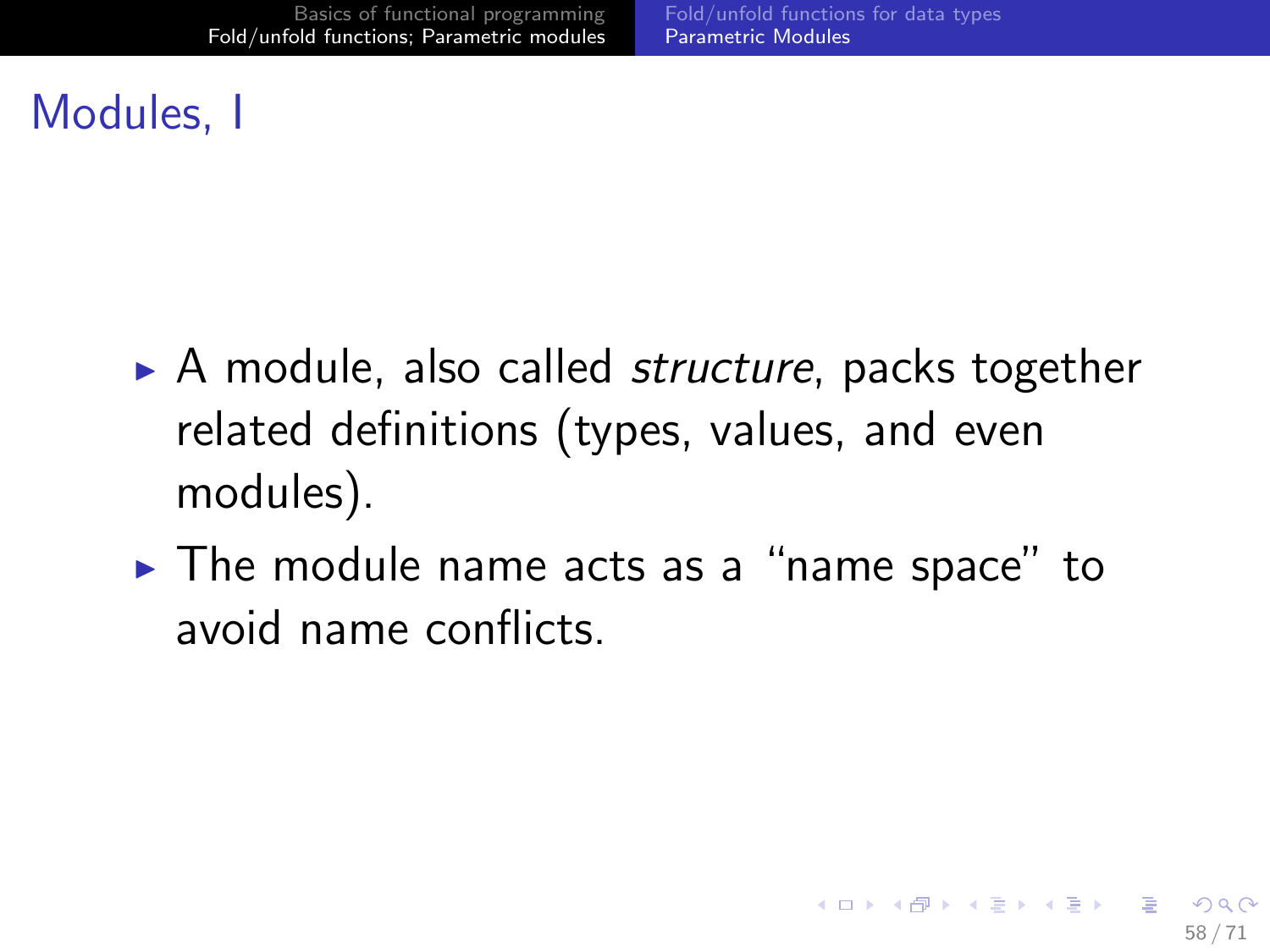# Modules, I

- A module, also called *structure*, packs together related definitions (types, values, and even modules).
- The module name acts as a "name space" to avoid name conflicts.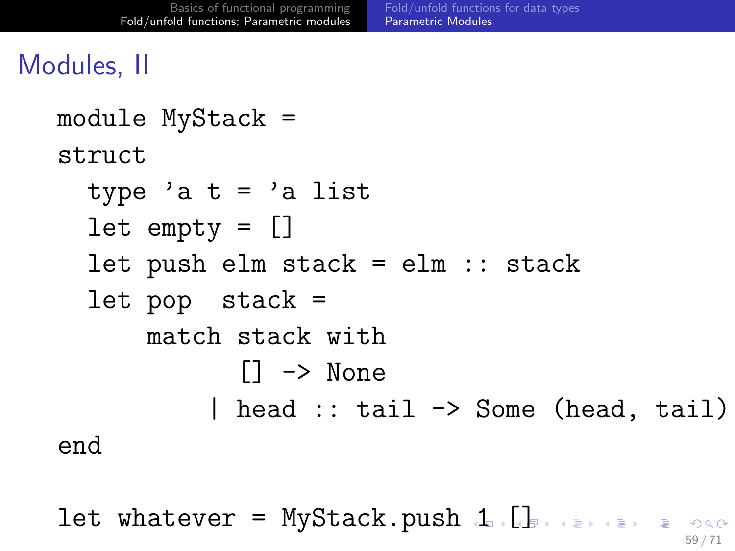# Modules, II

```
module MyStack =
struct
  type 'a t = 'a list
  let empty = []
  let push elm stack = elm :: stack
  let pop  stack =
      match stack with
            [] -> None
          | head :: tail -> Some (head, tail)
end

let whatever = MyStack.push 1 []
```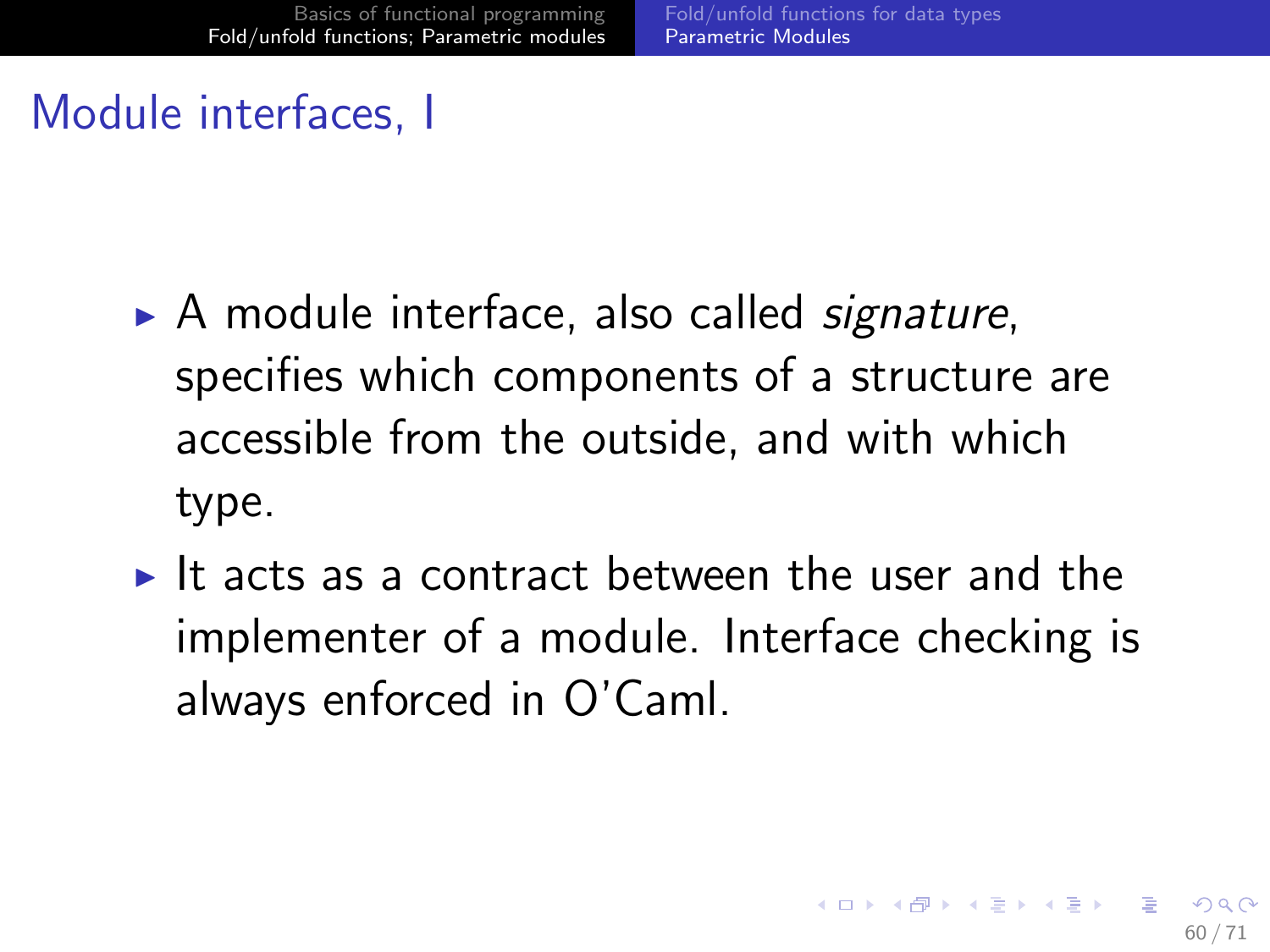# Module interfaces, I

- A module interface, also called *signature*, specifies which components of a structure are accessible from the outside, and with which type.
- It acts as a contract between the user and the implementer of a module. Interface checking is always enforced in O'Caml.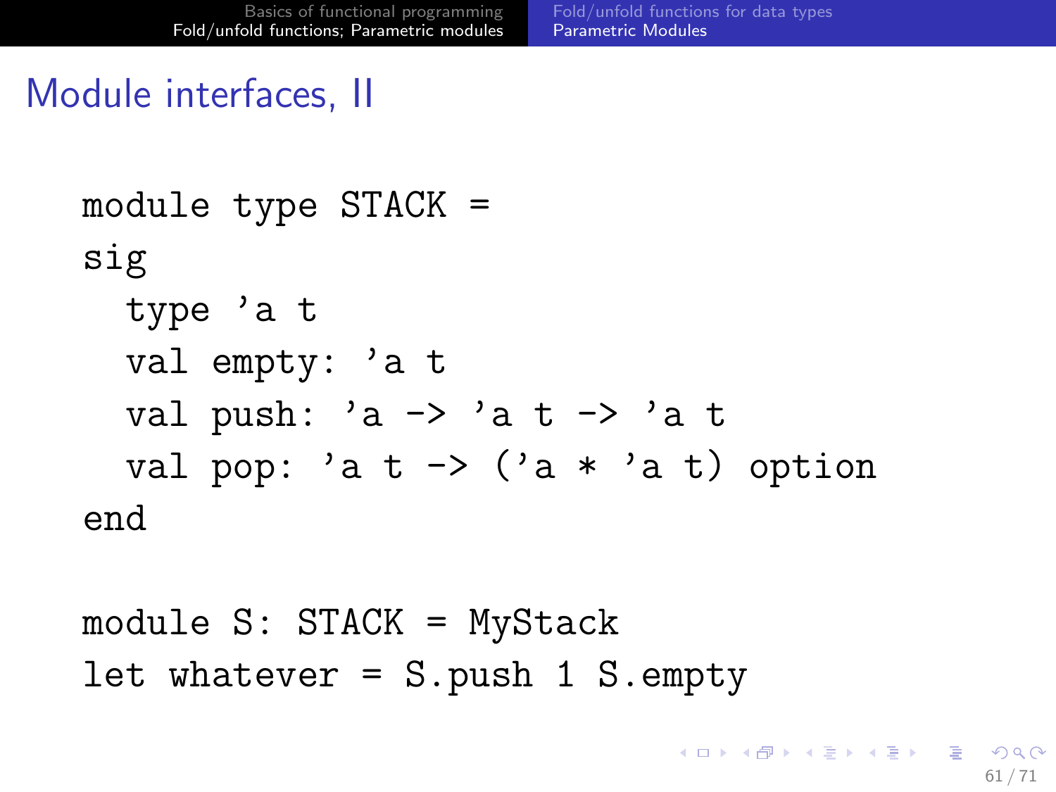# Module interfaces, II

```
module type STACK =
sig
  type 'a t
  val empty: 'a t
  val push: 'a -> 'a t -> 'a t
  val pop: 'a t -> ('a * 'a t) option
end

module S: STACK = MyStack
let whatever = S.push 1 S.empty
```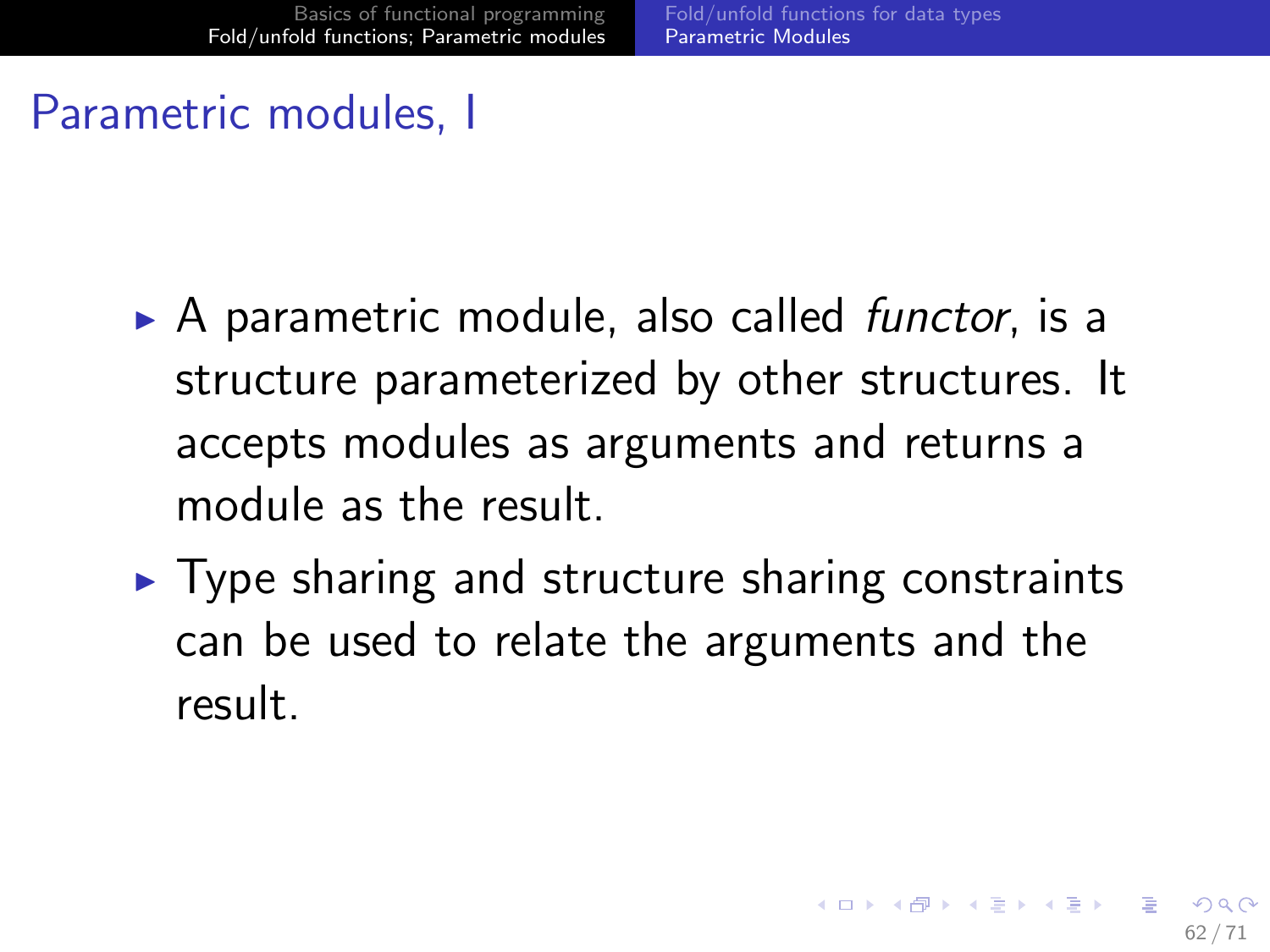# Parametric modules, I

- A parametric module, also called *functor*, is a structure parameterized by other structures. It accepts modules as arguments and returns a module as the result.
- Type sharing and structure sharing constraints can be used to relate the arguments and the result.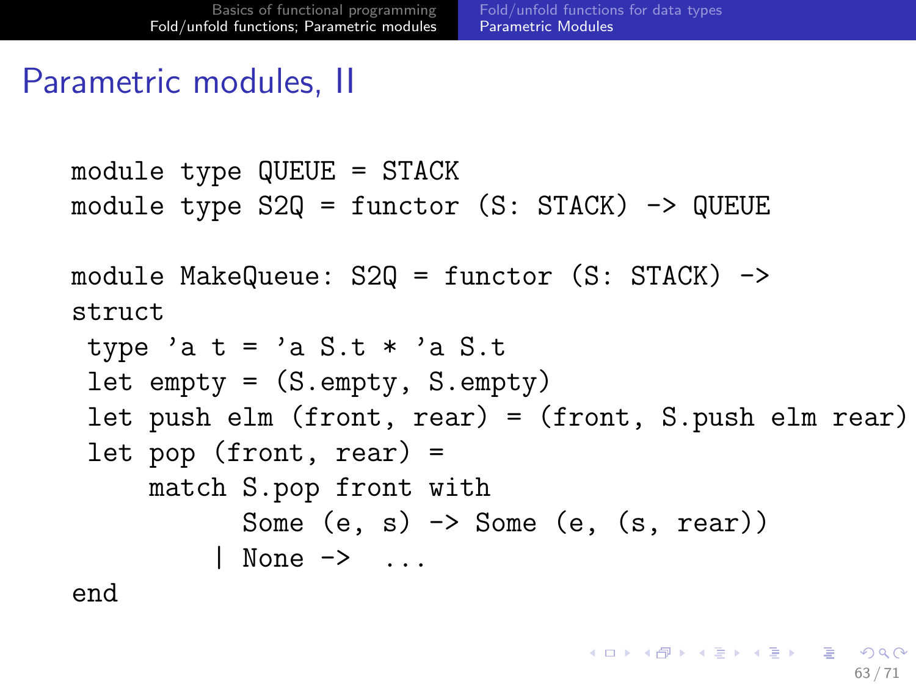# Parametric modules, II

```
module type QUEUE = STACK
module type S2Q = functor (S: STACK) -> QUEUE

module MakeQueue: S2Q = functor (S: STACK) ->
struct
 type 'a t = 'a S.t * 'a S.t
 let empty = (S.empty, S.empty)
 let push elm (front, rear) = (front, S.push elm rear)
 let pop (front, rear) =
     match S.pop front with
           Some (e, s) -> Some (e, (s, rear))
         | None ->  ...
end
```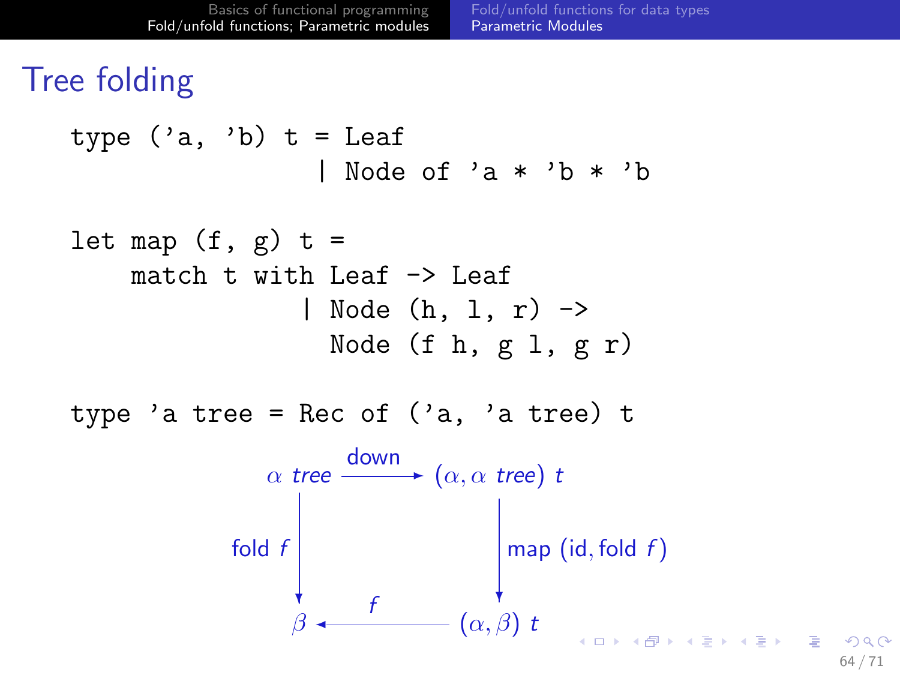# Tree folding

```
type ('a, 'b) t = Leaf
                | Node of 'a * 'b * 'b

let map (f, g) t =
    match t with Leaf -> Leaf
               | Node (h, l, r) ->
                 Node (f h, g l, g r)

type 'a tree = Rec of ('a, 'a tree) t
```

$$
\begin{array}{ccc}
\alpha\ \mathit{tree} & \xrightarrow{\text{down}} & (\alpha, \alpha\ \mathit{tree})\ t \\
\Big\downarrow{\scriptstyle \text{fold}\ f} & & \Big\downarrow{\scriptstyle \text{map}\ (\text{id}, \text{fold}\ f)} \\
\beta & \xleftarrow{\ f\ } & (\alpha, \beta)\ t
\end{array}
$$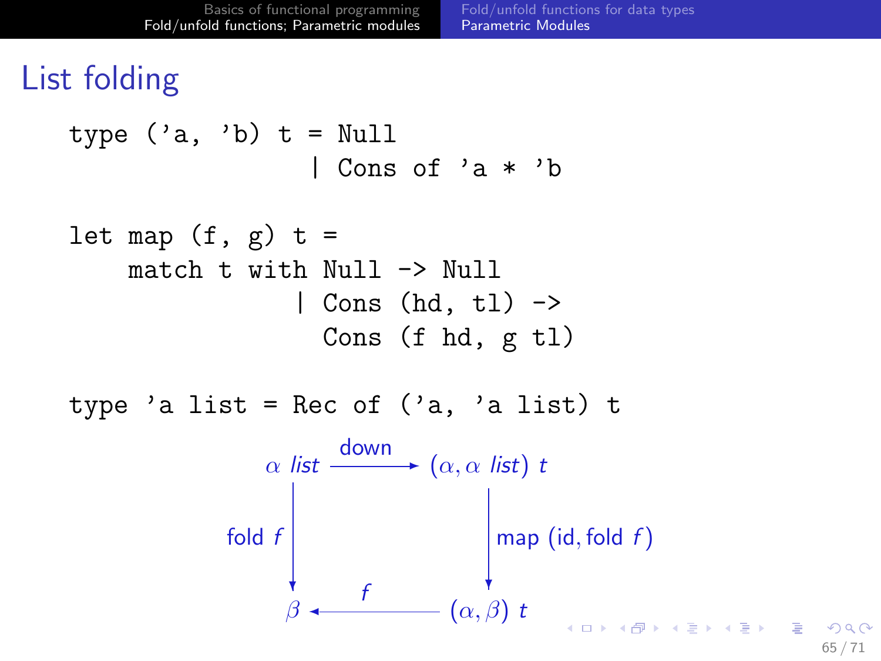# List folding

```
type ('a, 'b) t = Null
                | Cons of 'a * 'b

let map (f, g) t =
    match t with Null -> Null
               | Cons (hd, tl) ->
                 Cons (f hd, g tl)

type 'a list = Rec of ('a, 'a list) t
```

$$
\begin{array}{ccc}
\alpha\ \mathit{list} & \xrightarrow{\text{down}} & (\alpha, \alpha\ \mathit{list})\ t \\
\Big\downarrow \text{fold } f & & \Big\downarrow \text{map } (\text{id}, \text{fold } f) \\
\beta & \xleftarrow{f} & (\alpha, \beta)\ t
\end{array}
$$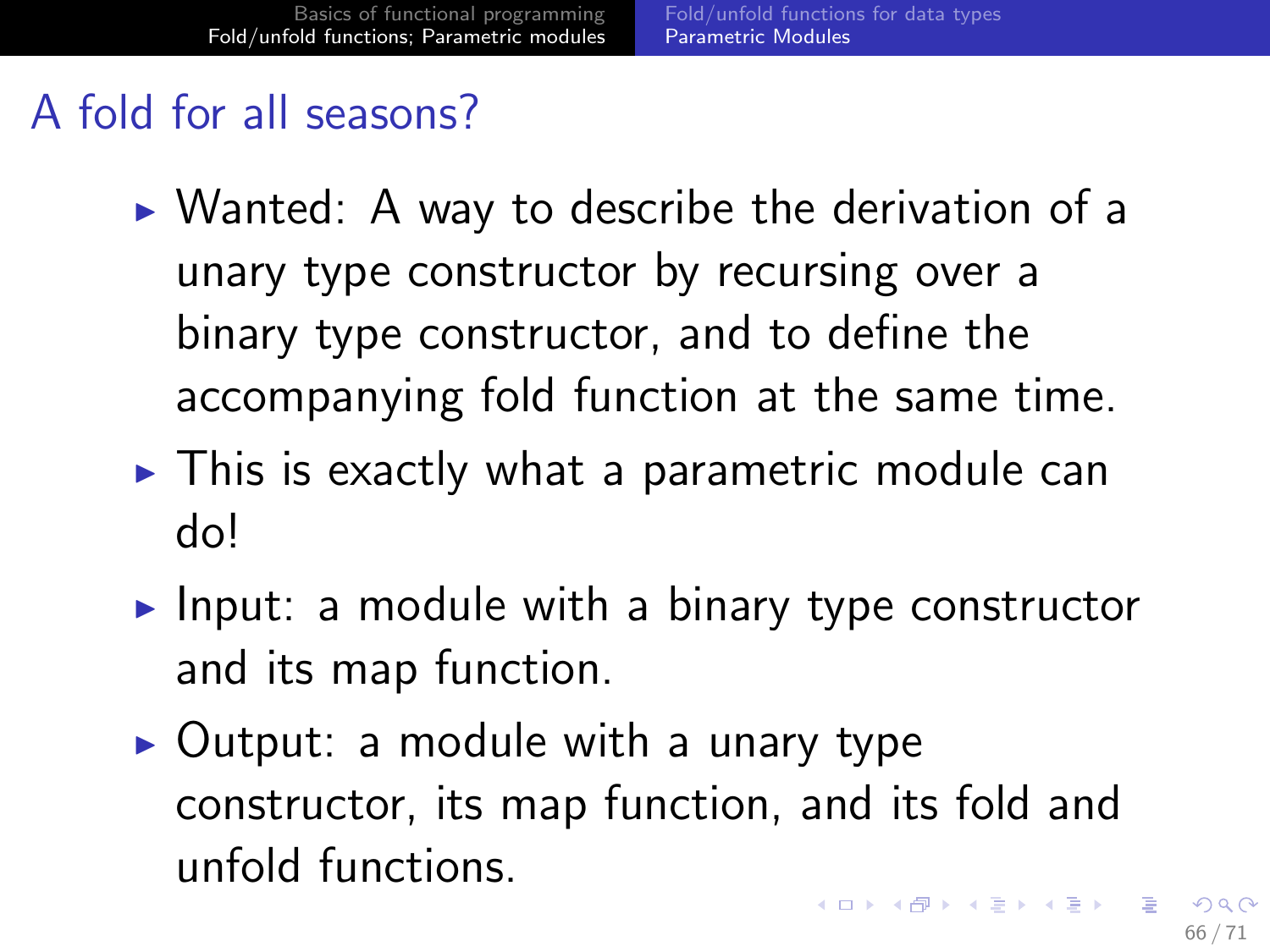# A fold for all seasons?

- Wanted: A way to describe the derivation of a unary type constructor by recursing over a binary type constructor, and to define the accompanying fold function at the same time.
- This is exactly what a parametric module can do!
- Input: a module with a binary type constructor and its map function.
- Output: a module with a unary type constructor, its map function, and its fold and unfold functions.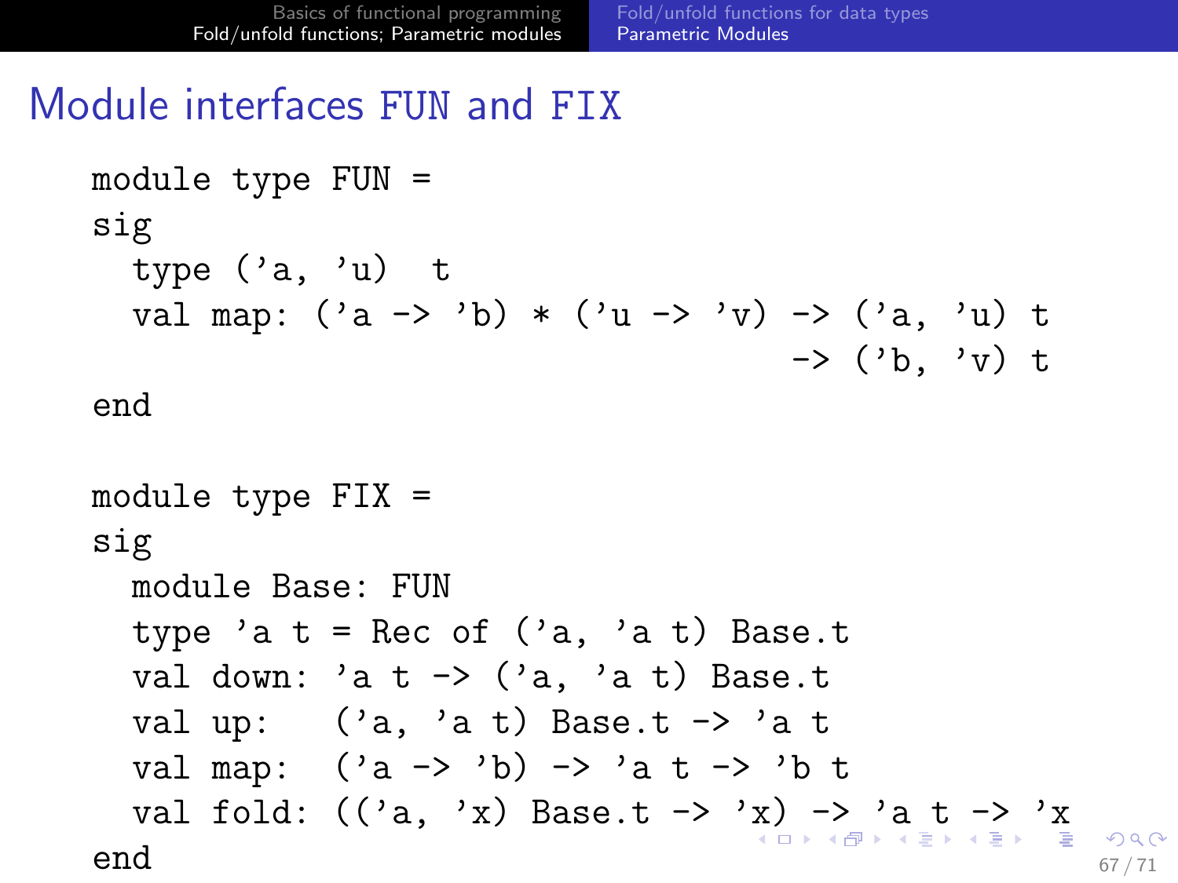# Module interfaces FUN and FIX

```
module type FUN =
sig
  type ('a, 'u)  t
  val map: ('a -> 'b) * ('u -> 'v) -> ('a, 'u) t
                                   -> ('b, 'v) t
end

module type FIX =
sig
  module Base: FUN
  type 'a t = Rec of ('a, 'a t) Base.t
  val down: 'a t -> ('a, 'a t) Base.t
  val up:   ('a, 'a t) Base.t -> 'a t
  val map:  ('a -> 'b) -> 'a t -> 'b t
  val fold: (('a, 'x) Base.t -> 'x) -> 'a t -> 'x
end
```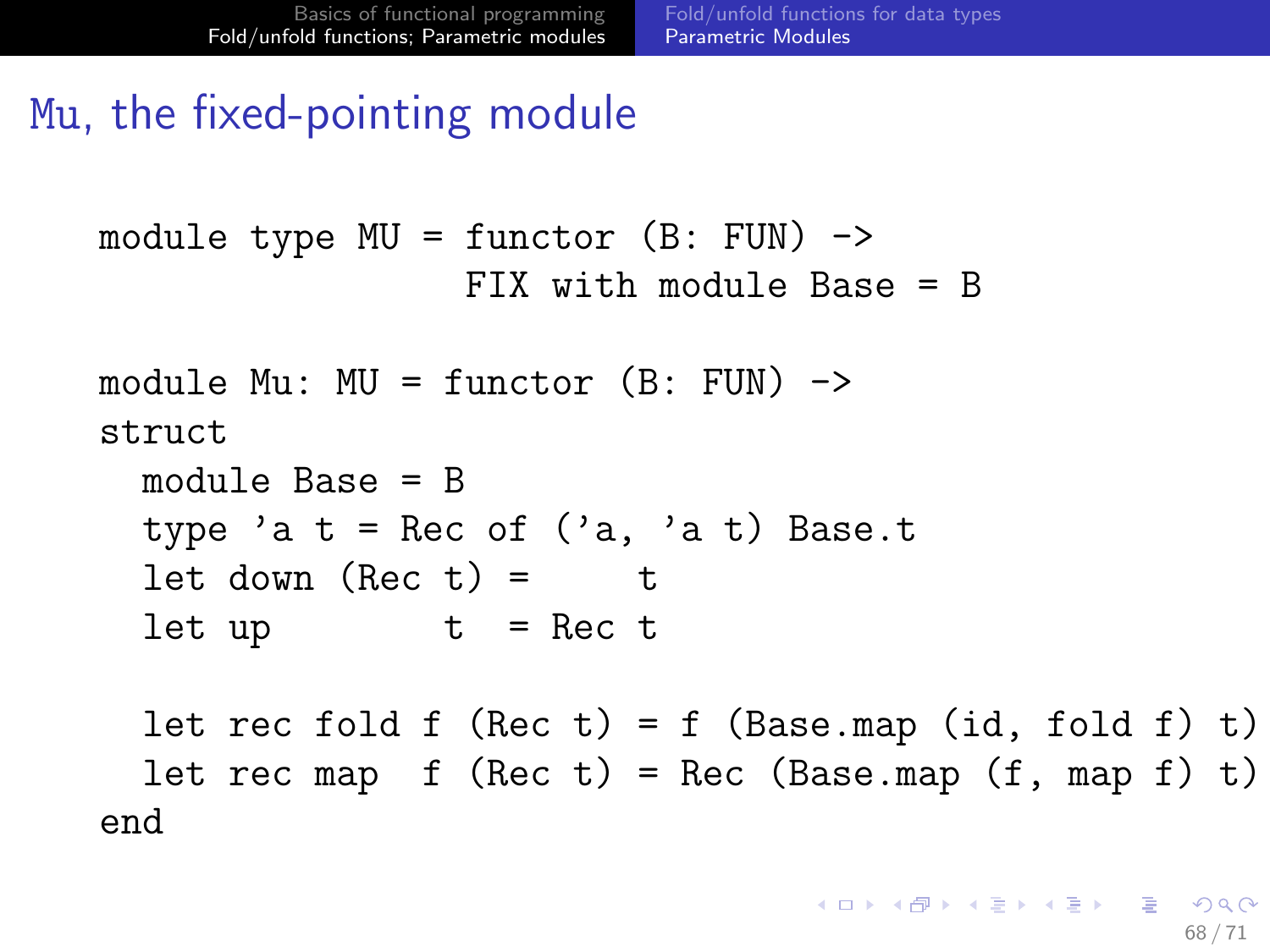# Mu, the fixed-pointing module

```
module type MU = functor (B: FUN) ->
                 FIX with module Base = B

module Mu: MU = functor (B: FUN) ->
struct
  module Base = B
  type 'a t = Rec of ('a, 'a t) Base.t
  let down (Rec t) =     t
  let up        t  = Rec t

  let rec fold f (Rec t) = f (Base.map (id, fold f) t)
  let rec map  f (Rec t) = Rec (Base.map (f, map f) t)
end
```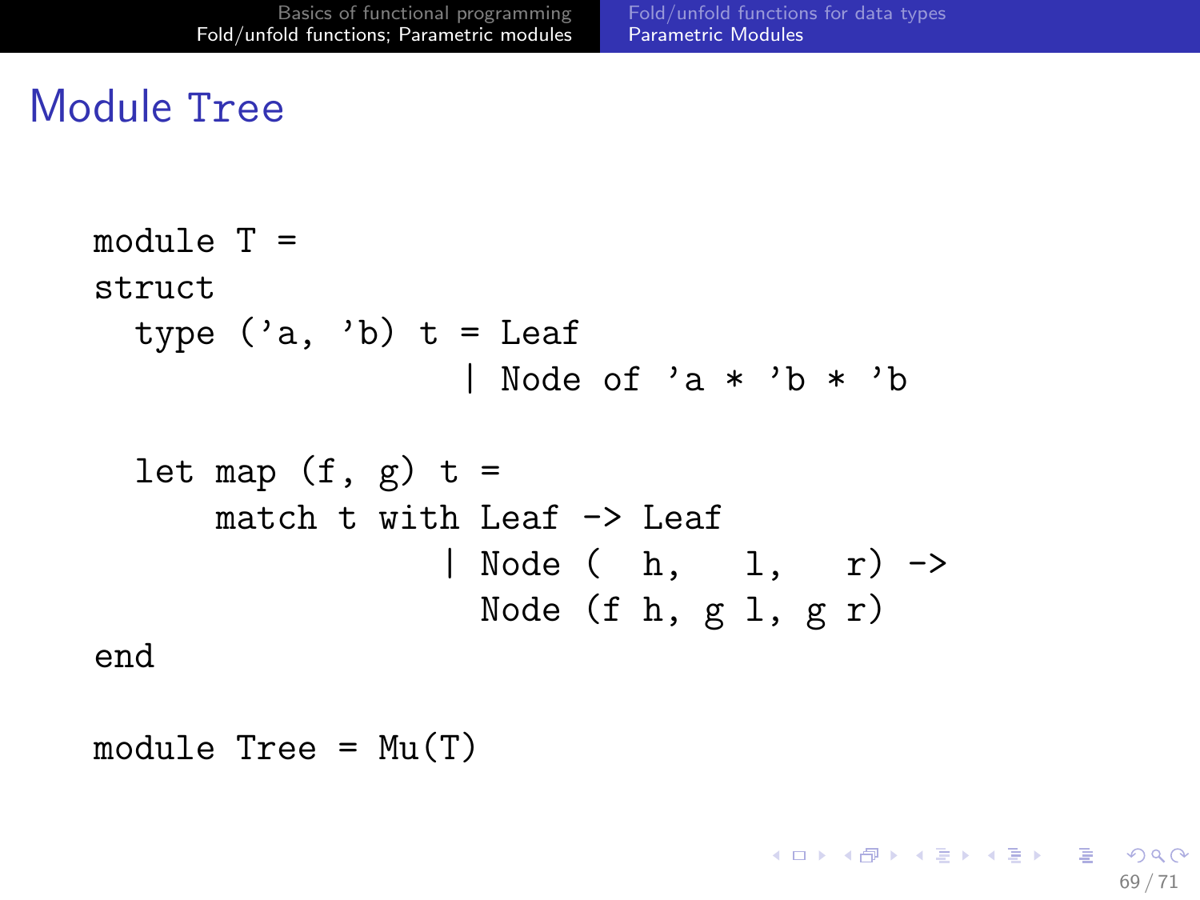# Module Tree

```
module T =
struct
  type ('a, 'b) t = Leaf
                  | Node of 'a * 'b * 'b

  let map (f, g) t =
      match t with Leaf -> Leaf
                 | Node (  h,   l,   r) ->
                   Node (f h, g l, g r)
end

module Tree = Mu(T)
```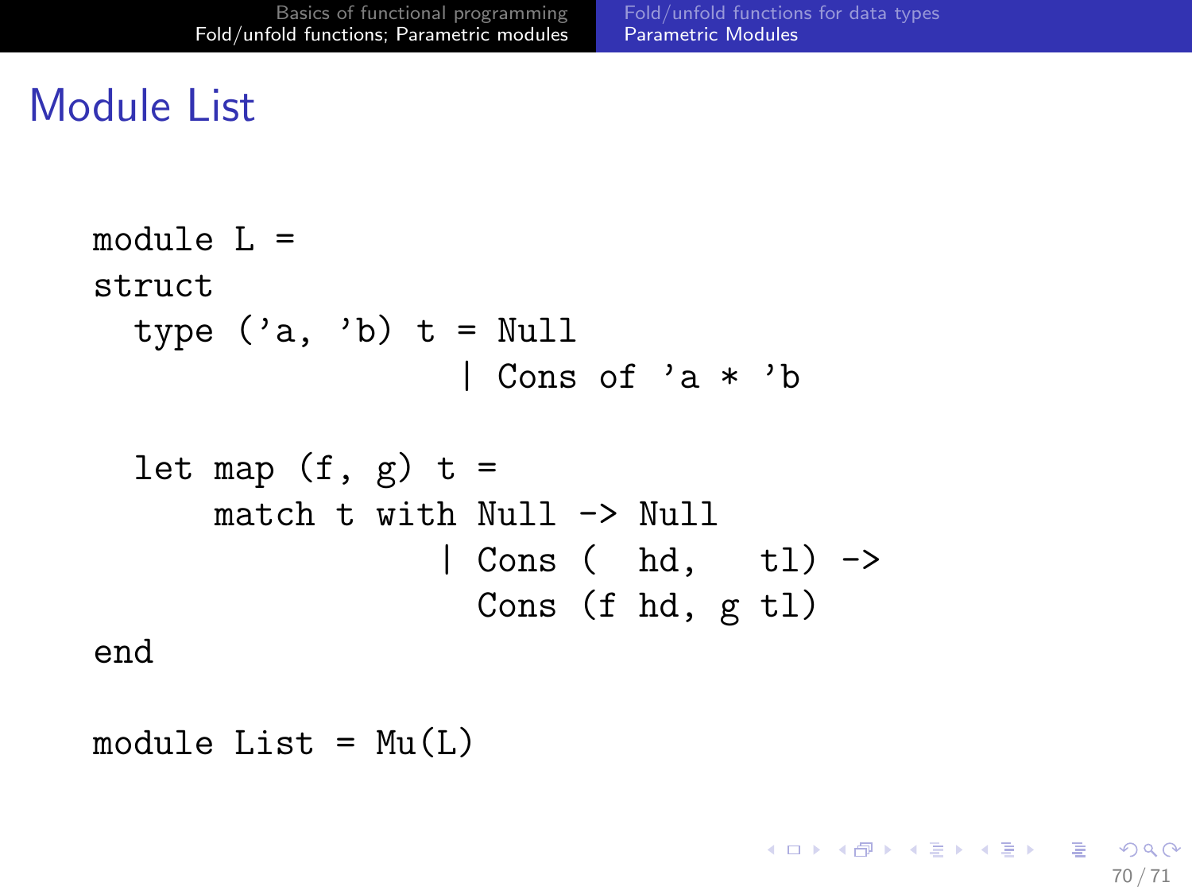# Module List

```
module L =
struct
  type ('a, 'b) t = Null
                  | Cons of 'a * 'b

  let map (f, g) t =
      match t with Null -> Null
                 | Cons (  hd,   tl) ->
                   Cons (f hd, g tl)
end

module List = Mu(L)
```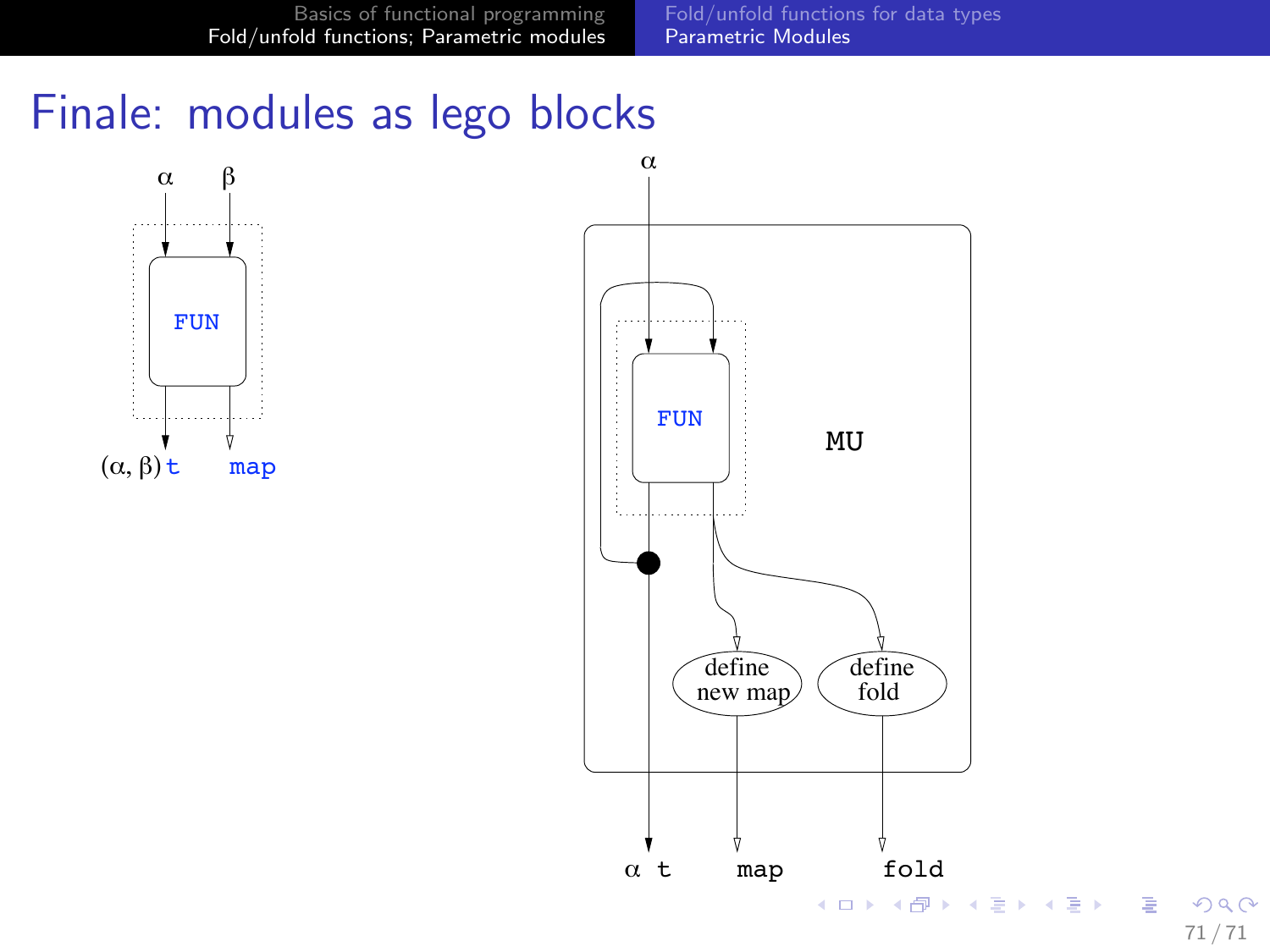# Finale: modules as lego blocks

α β

FUN

(α, β) t    map

α

FUN

MU

define new map

define fold

α t    map    fold